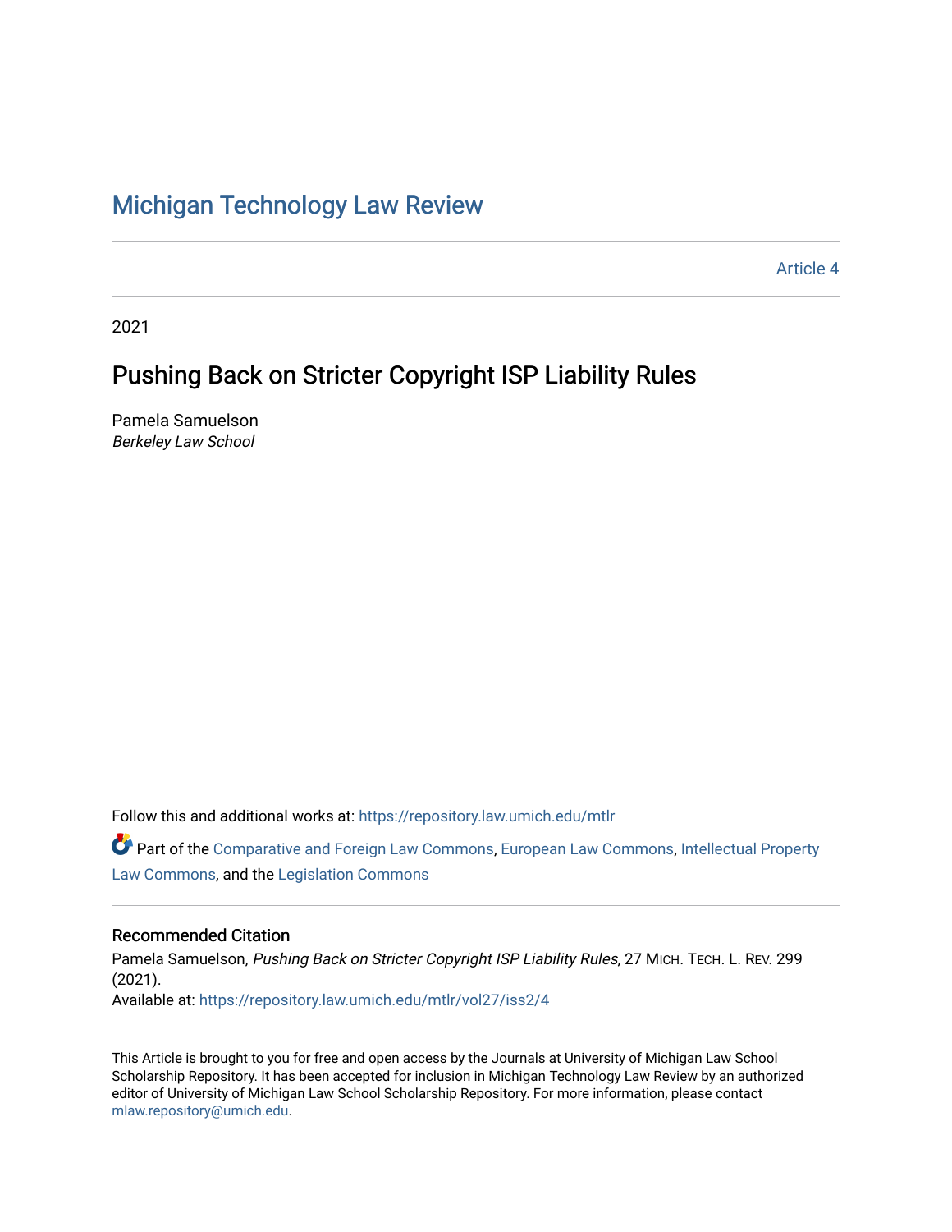# Michigan Technology Law Review

Article 4

2021

## Pushing Back on Stricter Copyright ISP Liability Rules

Pamela Samuelson
*Berkeley Law School*

Follow this and additional works at: https://repository.law.umich.edu/mtlr

Part of the Comparative and Foreign Law Commons, European Law Commons, Intellectual Property Law Commons, and the Legislation Commons

### Recommended Citation

Pamela Samuelson, *Pushing Back on Stricter Copyright ISP Liability Rules*, 27 MICH. TECH. L. REV. 299 (2021).
Available at: https://repository.law.umich.edu/mtlr/vol27/iss2/4

This Article is brought to you for free and open access by the Journals at University of Michigan Law School Scholarship Repository. It has been accepted for inclusion in Michigan Technology Law Review by an authorized editor of University of Michigan Law School Scholarship Repository. For more information, please contact mlaw.repository@umich.edu.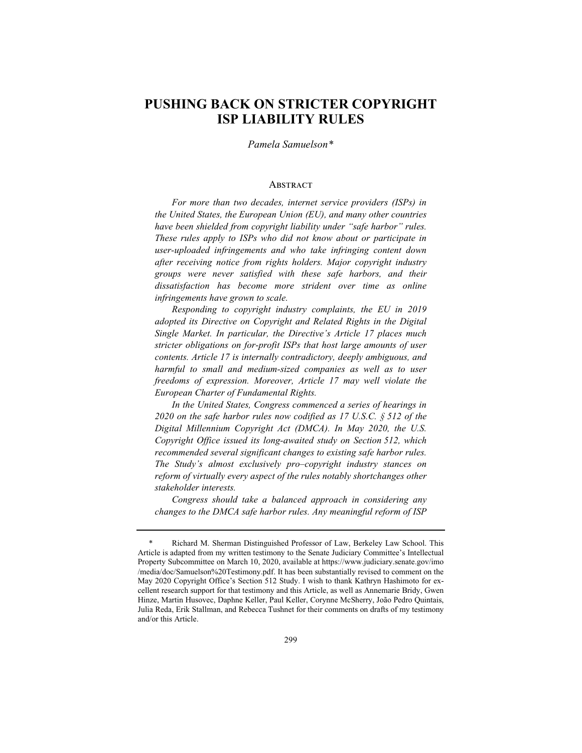# PUSHING BACK ON STRICTER COPYRIGHT ISP LIABILITY RULES

*Pamela Samuelson\**

## Abstract

*For more than two decades, internet service providers (ISPs) in the United States, the European Union (EU), and many other countries have been shielded from copyright liability under "safe harbor" rules. These rules apply to ISPs who did not know about or participate in user-uploaded infringements and who take infringing content down after receiving notice from rights holders. Major copyright industry groups were never satisfied with these safe harbors, and their dissatisfaction has become more strident over time as online infringements have grown to scale.*

*Responding to copyright industry complaints, the EU in 2019 adopted its Directive on Copyright and Related Rights in the Digital Single Market. In particular, the Directive's Article 17 places much stricter obligations on for-profit ISPs that host large amounts of user contents. Article 17 is internally contradictory, deeply ambiguous, and harmful to small and medium-sized companies as well as to user freedoms of expression. Moreover, Article 17 may well violate the European Charter of Fundamental Rights.*

*In the United States, Congress commenced a series of hearings in 2020 on the safe harbor rules now codified as 17 U.S.C. § 512 of the Digital Millennium Copyright Act (DMCA). In May 2020, the U.S. Copyright Office issued its long-awaited study on Section 512, which recommended several significant changes to existing safe harbor rules. The Study's almost exclusively pro–copyright industry stances on reform of virtually every aspect of the rules notably shortchanges other stakeholder interests.*

*Congress should take a balanced approach in considering any changes to the DMCA safe harbor rules. Any meaningful reform of ISP*

---

\* Richard M. Sherman Distinguished Professor of Law, Berkeley Law School. This Article is adapted from my written testimony to the Senate Judiciary Committee's Intellectual Property Subcommittee on March 10, 2020, available at https://www.judiciary.senate.gov/imo/media/doc/Samuelson%20Testimony.pdf. It has been substantially revised to comment on the May 2020 Copyright Office's Section 512 Study. I wish to thank Kathryn Hashimoto for excellent research support for that testimony and this Article, as well as Annemarie Bridy, Gwen Hinze, Martin Husovec, Daphne Keller, Paul Keller, Corynne McSherry, João Pedro Quintais, Julia Reda, Erik Stallman, and Rebecca Tushnet for their comments on drafts of my testimony and/or this Article.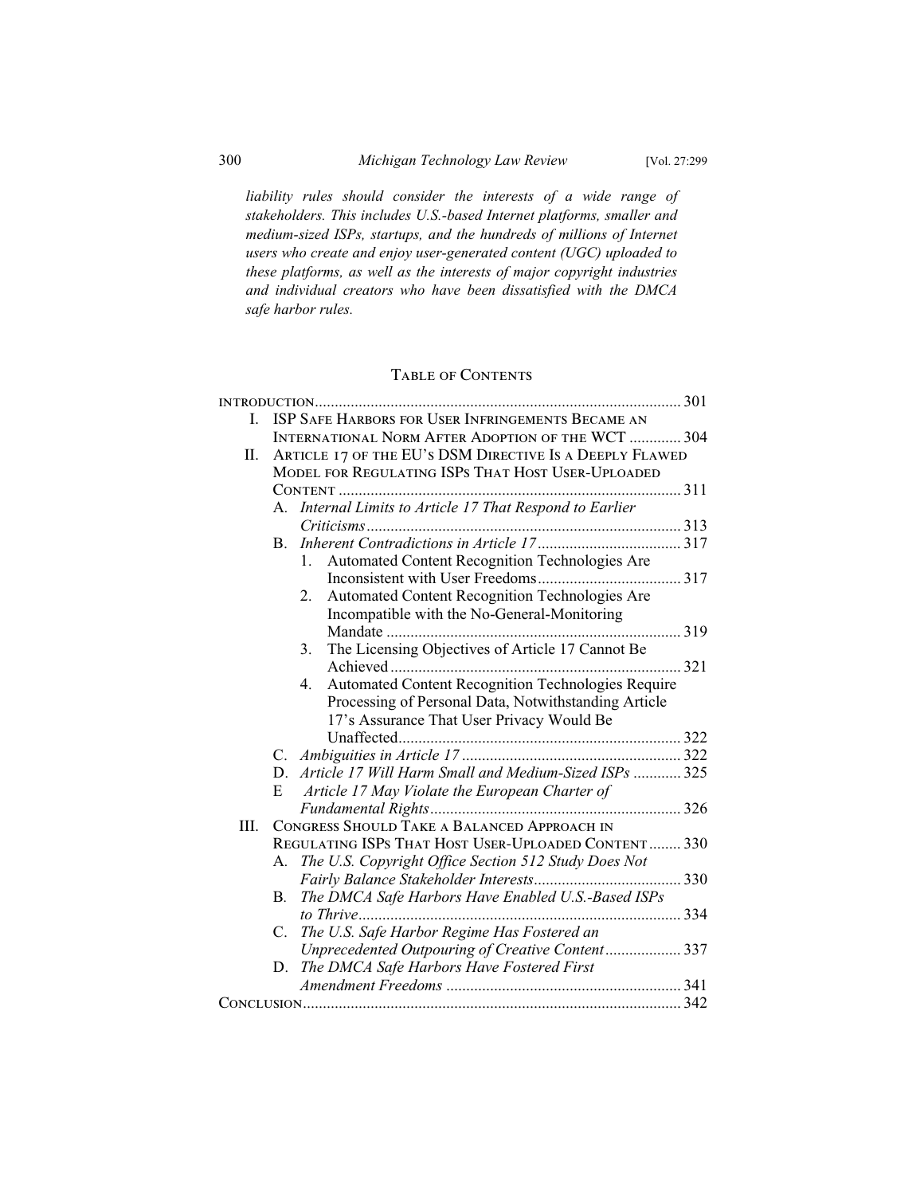*liability rules should consider the interests of a wide range of stakeholders. This includes U.S.-based Internet platforms, smaller and medium-sized ISPs, startups, and the hundreds of millions of Internet users who create and enjoy user-generated content (UGC) uploaded to these platforms, as well as the interests of major copyright industries and individual creators who have been dissatisfied with the DMCA safe harbor rules.*

## Table of Contents

Introduction ........................................................................................... 301

I. ISP Safe Harbors for User Infringements Became an International Norm After Adoption of the WCT ............. 304

II. Article 17 of the EU's DSM Directive Is a Deeply Flawed Model for Regulating ISPs That Host User-Uploaded Content ..................................................................................... 311

- A. *Internal Limits to Article 17 That Respond to Earlier Criticisms* ............................................................................. 313
- B. *Inherent Contradictions in Article 17* .................................... 317
  1. Automated Content Recognition Technologies Are Inconsistent with User Freedoms .................................... 317
  2. Automated Content Recognition Technologies Are Incompatible with the No-General-Monitoring Mandate .......................................................................... 319
  3. The Licensing Objectives of Article 17 Cannot Be Achieved ......................................................................... 321
  4. Automated Content Recognition Technologies Require Processing of Personal Data, Notwithstanding Article 17's Assurance That User Privacy Would Be Unaffected ....................................................................... 322
- C. *Ambiguities in Article 17* ....................................................... 322
- D. *Article 17 Will Harm Small and Medium-Sized ISPs* ............ 325
- E *Article 17 May Violate the European Charter of Fundamental Rights* ............................................................... 326

III. Congress Should Take a Balanced Approach in Regulating ISPs That Host User-Uploaded Content ........ 330

- A. *The U.S. Copyright Office Section 512 Study Does Not Fairly Balance Stakeholder Interests* ..................................... 330
- B. *The DMCA Safe Harbors Have Enabled U.S.-Based ISPs to Thrive* ................................................................................ 334
- C. *The U.S. Safe Harbor Regime Has Fostered an Unprecedented Outpouring of Creative Content* ................... 337
- D. *The DMCA Safe Harbors Have Fostered First Amendment Freedoms* ........................................................... 341

Conclusion .............................................................................................. 342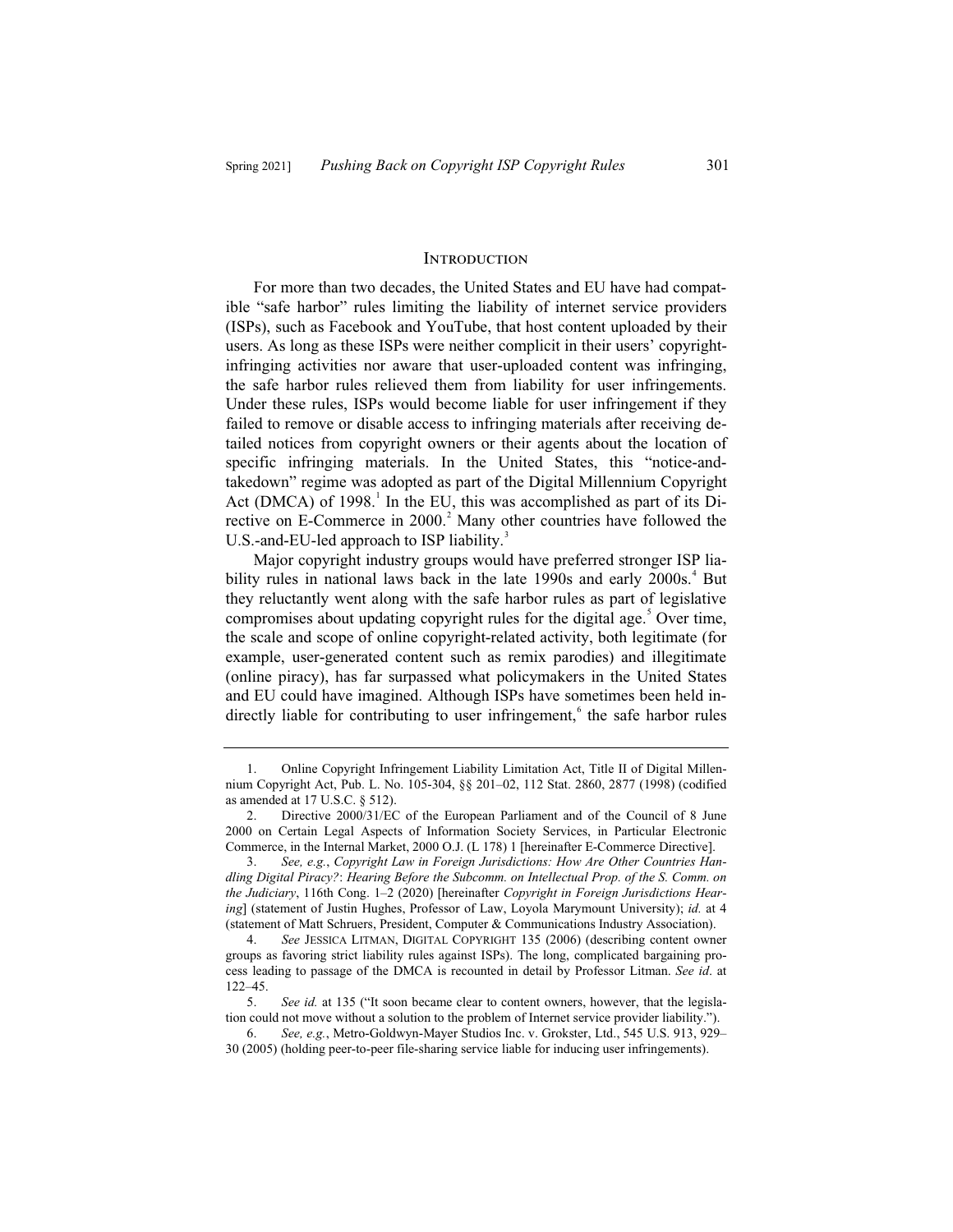## Introduction

For more than two decades, the United States and EU have had compatible "safe harbor" rules limiting the liability of internet service providers (ISPs), such as Facebook and YouTube, that host content uploaded by their users. As long as these ISPs were neither complicit in their users' copyright-infringing activities nor aware that user-uploaded content was infringing, the safe harbor rules relieved them from liability for user infringements. Under these rules, ISPs would become liable for user infringement if they failed to remove or disable access to infringing materials after receiving detailed notices from copyright owners or their agents about the location of specific infringing materials. In the United States, this "notice-and-takedown" regime was adopted as part of the Digital Millennium Copyright Act (DMCA) of 1998.[1] In the EU, this was accomplished as part of its Directive on E-Commerce in 2000.[2] Many other countries have followed the U.S.-and-EU-led approach to ISP liability.[3]

Major copyright industry groups would have preferred stronger ISP liability rules in national laws back in the late 1990s and early 2000s.[4] But they reluctantly went along with the safe harbor rules as part of legislative compromises about updating copyright rules for the digital age.[5] Over time, the scale and scope of online copyright-related activity, both legitimate (for example, user-generated content such as remix parodies) and illegitimate (online piracy), has far surpassed what policymakers in the United States and EU could have imagined. Although ISPs have sometimes been held indirectly liable for contributing to user infringement,[6] the safe harbor rules

---

1. Online Copyright Infringement Liability Limitation Act, Title II of Digital Millennium Copyright Act, Pub. L. No. 105-304, §§ 201–02, 112 Stat. 2860, 2877 (1998) (codified as amended at 17 U.S.C. § 512).

2. Directive 2000/31/EC of the European Parliament and of the Council of 8 June 2000 on Certain Legal Aspects of Information Society Services, in Particular Electronic Commerce, in the Internal Market, 2000 O.J. (L 178) 1 [hereinafter E-Commerce Directive].

3. *See, e.g.*, *Copyright Law in Foreign Jurisdictions: How Are Other Countries Handling Digital Piracy?*: *Hearing Before the Subcomm. on Intellectual Prop. of the S. Comm. on the Judiciary*, 116th Cong. 1–2 (2020) [hereinafter *Copyright in Foreign Jurisdictions Hearing*] (statement of Justin Hughes, Professor of Law, Loyola Marymount University); *id.* at 4 (statement of Matt Schruers, President, Computer & Communications Industry Association).

4. *See* Jessica Litman, Digital Copyright 135 (2006) (describing content owner groups as favoring strict liability rules against ISPs). The long, complicated bargaining process leading to passage of the DMCA is recounted in detail by Professor Litman. *See id*. at 122–45.

5. *See id.* at 135 ("It soon became clear to content owners, however, that the legislation could not move without a solution to the problem of Internet service provider liability.").

6. *See, e.g.*, Metro-Goldwyn-Mayer Studios Inc. v. Grokster, Ltd., 545 U.S. 913, 929–30 (2005) (holding peer-to-peer file-sharing service liable for inducing user infringements).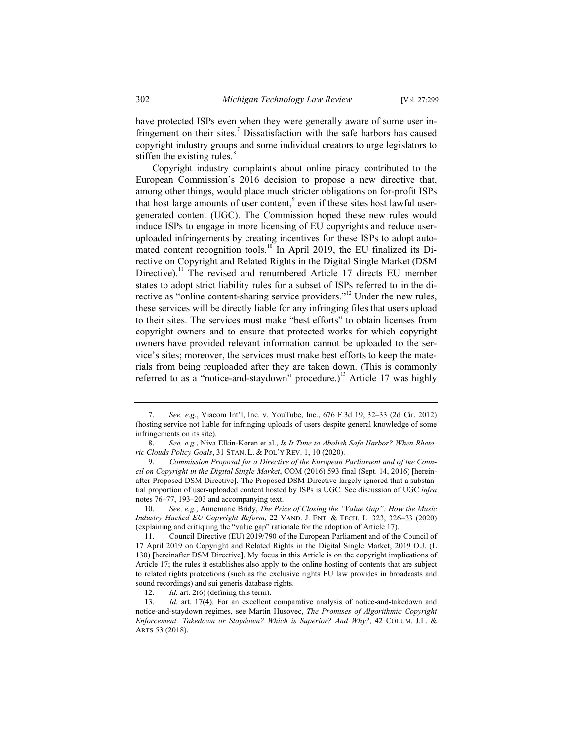have protected ISPs even when they were generally aware of some user infringement on their sites.[7] Dissatisfaction with the safe harbors has caused copyright industry groups and some individual creators to urge legislators to stiffen the existing rules.[8]

Copyright industry complaints about online piracy contributed to the European Commission's 2016 decision to propose a new directive that, among other things, would place much stricter obligations on for-profit ISPs that host large amounts of user content,[9] even if these sites host lawful user-generated content (UGC). The Commission hoped these new rules would induce ISPs to engage in more licensing of EU copyrights and reduce user-uploaded infringements by creating incentives for these ISPs to adopt automated content recognition tools.[10] In April 2019, the EU finalized its Directive on Copyright and Related Rights in the Digital Single Market (DSM Directive).[11] The revised and renumbered Article 17 directs EU member states to adopt strict liability rules for a subset of ISPs referred to in the directive as "online content-sharing service providers."[12] Under the new rules, these services will be directly liable for any infringing files that users upload to their sites. The services must make "best efforts" to obtain licenses from copyright owners and to ensure that protected works for which copyright owners have provided relevant information cannot be uploaded to the service's sites; moreover, the services must make best efforts to keep the materials from being reuploaded after they are taken down. (This is commonly referred to as a "notice-and-staydown" procedure.)[13] Article 17 was highly

---

7. *See, e.g.*, Viacom Int'l, Inc. v. YouTube, Inc., 676 F.3d 19, 32–33 (2d Cir. 2012) (hosting service not liable for infringing uploads of users despite general knowledge of some infringements on its site).

8. *See, e.g.*, Niva Elkin-Koren et al., *Is It Time to Abolish Safe Harbor? When Rhetoric Clouds Policy Goals*, 31 STAN. L. & POL'Y REV. 1, 10 (2020).

9. *Commission Proposal for a Directive of the European Parliament and of the Council on Copyright in the Digital Single Market*, COM (2016) 593 final (Sept. 14, 2016) [hereinafter Proposed DSM Directive]. The Proposed DSM Directive largely ignored that a substantial proportion of user-uploaded content hosted by ISPs is UGC. See discussion of UGC *infra* notes 76–77, 193–203 and accompanying text.

10. *See, e.g.*, Annemarie Bridy, *The Price of Closing the "Value Gap": How the Music Industry Hacked EU Copyright Reform*, 22 VAND. J. ENT. & TECH. L. 323, 326–33 (2020) (explaining and critiquing the "value gap" rationale for the adoption of Article 17).

11. Council Directive (EU) 2019/790 of the European Parliament and of the Council of 17 April 2019 on Copyright and Related Rights in the Digital Single Market, 2019 O.J. (L 130) [hereinafter DSM Directive]. My focus in this Article is on the copyright implications of Article 17; the rules it establishes also apply to the online hosting of contents that are subject to related rights protections (such as the exclusive rights EU law provides in broadcasts and sound recordings) and sui generis database rights.

12. *Id.* art. 2(6) (defining this term).

13. *Id.* art. 17(4). For an excellent comparative analysis of notice-and-takedown and notice-and-staydown regimes, see Martin Husovec, *The Promises of Algorithmic Copyright Enforcement: Takedown or Staydown? Which is Superior? And Why?*, 42 COLUM. J.L. & ARTS 53 (2018).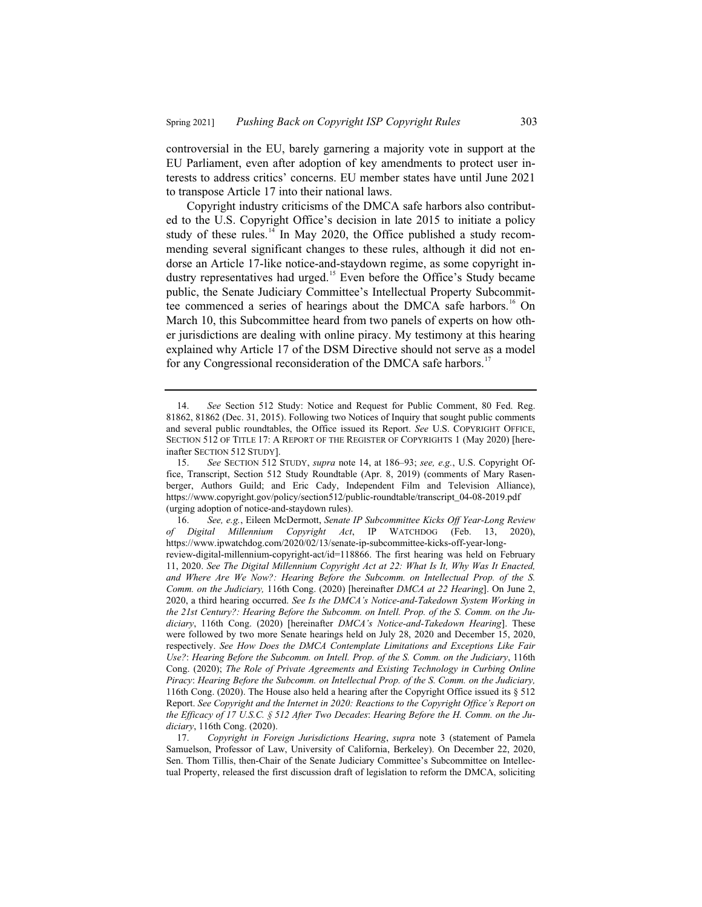controversial in the EU, barely garnering a majority vote in support at the EU Parliament, even after adoption of key amendments to protect user interests to address critics' concerns. EU member states have until June 2021 to transpose Article 17 into their national laws.

Copyright industry criticisms of the DMCA safe harbors also contributed to the U.S. Copyright Office's decision in late 2015 to initiate a policy study of these rules.[14] In May 2020, the Office published a study recommending several significant changes to these rules, although it did not endorse an Article 17-like notice-and-staydown regime, as some copyright industry representatives had urged.[15] Even before the Office's Study became public, the Senate Judiciary Committee's Intellectual Property Subcommittee commenced a series of hearings about the DMCA safe harbors.[16] On March 10, this Subcommittee heard from two panels of experts on how other jurisdictions are dealing with online piracy. My testimony at this hearing explained why Article 17 of the DSM Directive should not serve as a model for any Congressional reconsideration of the DMCA safe harbors.[17]

---

14. *See* Section 512 Study: Notice and Request for Public Comment, 80 Fed. Reg. 81862, 81862 (Dec. 31, 2015). Following two Notices of Inquiry that sought public comments and several public roundtables, the Office issued its Report. *See* U.S. COPYRIGHT OFFICE, SECTION 512 OF TITLE 17: A REPORT OF THE REGISTER OF COPYRIGHTS 1 (May 2020) [hereinafter SECTION 512 STUDY].

15. *See* SECTION 512 STUDY, *supra* note 14, at 186–93; *see, e.g.*, U.S. Copyright Office, Transcript, Section 512 Study Roundtable (Apr. 8, 2019) (comments of Mary Rasenberger, Authors Guild; and Eric Cady, Independent Film and Television Alliance), https://www.copyright.gov/policy/section512/public-roundtable/transcript_04-08-2019.pdf (urging adoption of notice-and-staydown rules).

16. *See, e.g.*, Eileen McDermott, *Senate IP Subcommittee Kicks Off Year-Long Review of Digital Millennium Copyright Act*, IP WATCHDOG (Feb. 13, 2020), https://www.ipwatchdog.com/2020/02/13/senate-ip-subcommittee-kicks-off-year-long-review-digital-millennium-copyright-act/id=118866. The first hearing was held on February 11, 2020. *See The Digital Millennium Copyright Act at 22: What Is It, Why Was It Enacted, and Where Are We Now?: Hearing Before the Subcomm. on Intellectual Prop. of the S. Comm. on the Judiciary,* 116th Cong. (2020) [hereinafter *DMCA at 22 Hearing*]. On June 2, 2020, a third hearing occurred. *See Is the DMCA's Notice-and-Takedown System Working in the 21st Century?: Hearing Before the Subcomm. on Intell. Prop. of the S. Comm. on the Judiciary*, 116th Cong. (2020) [hereinafter *DMCA's Notice-and-Takedown Hearing*]. These were followed by two more Senate hearings held on July 28, 2020 and December 15, 2020, respectively. *See How Does the DMCA Contemplate Limitations and Exceptions Like Fair Use?*: *Hearing Before the Subcomm. on Intell. Prop. of the S. Comm. on the Judiciary*, 116th Cong. (2020); *The Role of Private Agreements and Existing Technology in Curbing Online Piracy*: *Hearing Before the Subcomm. on Intellectual Prop. of the S. Comm. on the Judiciary,* 116th Cong. (2020). The House also held a hearing after the Copyright Office issued its § 512 Report. *See Copyright and the Internet in 2020: Reactions to the Copyright Office's Report on the Efficacy of 17 U.S.C. § 512 After Two Decades*: *Hearing Before the H. Comm. on the Judiciary*, 116th Cong. (2020).

17. *Copyright in Foreign Jurisdictions Hearing*, *supra* note 3 (statement of Pamela Samuelson, Professor of Law, University of California, Berkeley). On December 22, 2020, Sen. Thom Tillis, then-Chair of the Senate Judiciary Committee's Subcommittee on Intellectual Property, released the first discussion draft of legislation to reform the DMCA, soliciting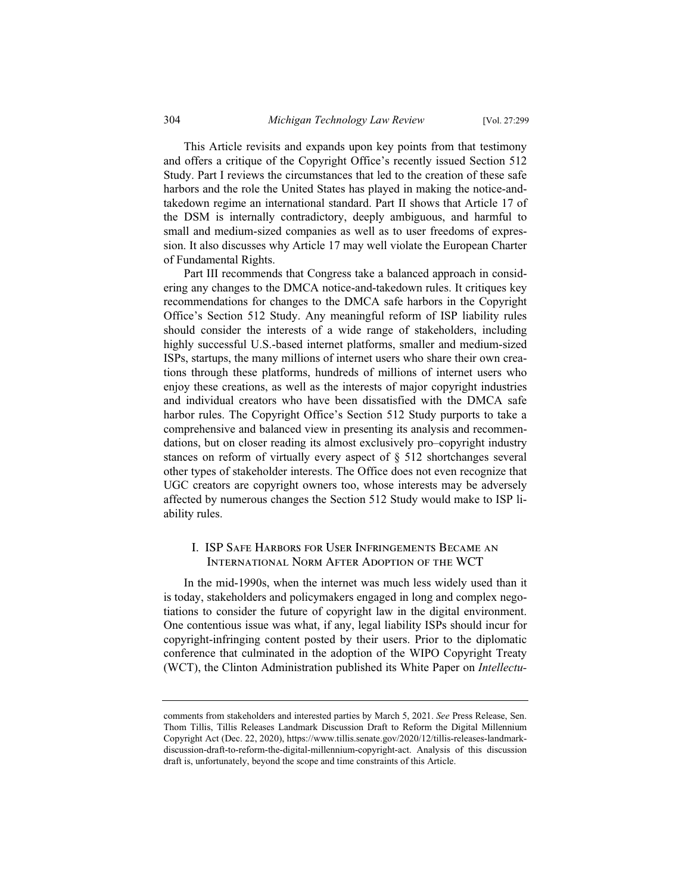This Article revisits and expands upon key points from that testimony and offers a critique of the Copyright Office's recently issued Section 512 Study. Part I reviews the circumstances that led to the creation of these safe harbors and the role the United States has played in making the notice-and-takedown regime an international standard. Part II shows that Article 17 of the DSM is internally contradictory, deeply ambiguous, and harmful to small and medium-sized companies as well as to user freedoms of expression. It also discusses why Article 17 may well violate the European Charter of Fundamental Rights.

Part III recommends that Congress take a balanced approach in considering any changes to the DMCA notice-and-takedown rules. It critiques key recommendations for changes to the DMCA safe harbors in the Copyright Office's Section 512 Study. Any meaningful reform of ISP liability rules should consider the interests of a wide range of stakeholders, including highly successful U.S.-based internet platforms, smaller and medium-sized ISPs, startups, the many millions of internet users who share their own creations through these platforms, hundreds of millions of internet users who enjoy these creations, as well as the interests of major copyright industries and individual creators who have been dissatisfied with the DMCA safe harbor rules. The Copyright Office's Section 512 Study purports to take a comprehensive and balanced view in presenting its analysis and recommendations, but on closer reading its almost exclusively pro–copyright industry stances on reform of virtually every aspect of § 512 shortchanges several other types of stakeholder interests. The Office does not even recognize that UGC creators are copyright owners too, whose interests may be adversely affected by numerous changes the Section 512 Study would make to ISP liability rules.

## I. ISP Safe Harbors for User Infringements Became an International Norm After Adoption of the WCT

In the mid-1990s, when the internet was much less widely used than it is today, stakeholders and policymakers engaged in long and complex negotiations to consider the future of copyright law in the digital environment. One contentious issue was what, if any, legal liability ISPs should incur for copyright-infringing content posted by their users. Prior to the diplomatic conference that culminated in the adoption of the WIPO Copyright Treaty (WCT), the Clinton Administration published its White Paper on *Intellectu-*

---

comments from stakeholders and interested parties by March 5, 2021. *See* Press Release, Sen. Thom Tillis, Tillis Releases Landmark Discussion Draft to Reform the Digital Millennium Copyright Act (Dec. 22, 2020), https://www.tillis.senate.gov/2020/12/tillis-releases-landmark-discussion-draft-to-reform-the-digital-millennium-copyright-act. Analysis of this discussion draft is, unfortunately, beyond the scope and time constraints of this Article.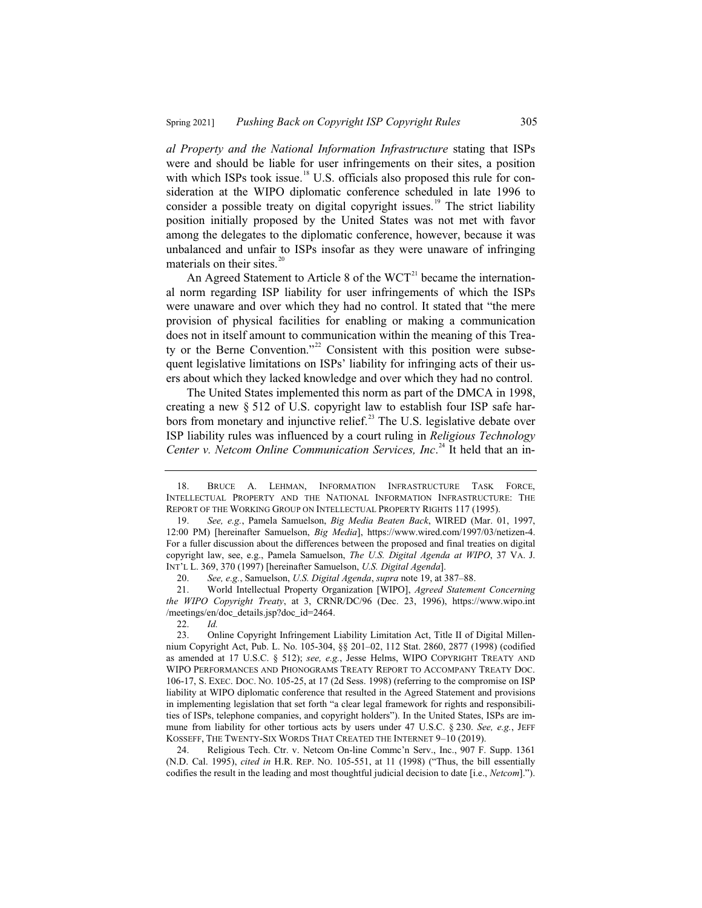*al Property and the National Information Infrastructure* stating that ISPs were and should be liable for user infringements on their sites, a position with which ISPs took issue.[18] U.S. officials also proposed this rule for consideration at the WIPO diplomatic conference scheduled in late 1996 to consider a possible treaty on digital copyright issues.[19] The strict liability position initially proposed by the United States was not met with favor among the delegates to the diplomatic conference, however, because it was unbalanced and unfair to ISPs insofar as they were unaware of infringing materials on their sites.[20]

An Agreed Statement to Article 8 of the WCT[21] became the international norm regarding ISP liability for user infringements of which the ISPs were unaware and over which they had no control. It stated that "the mere provision of physical facilities for enabling or making a communication does not in itself amount to communication within the meaning of this Treaty or the Berne Convention."[22] Consistent with this position were subsequent legislative limitations on ISPs' liability for infringing acts of their users about which they lacked knowledge and over which they had no control.

The United States implemented this norm as part of the DMCA in 1998, creating a new § 512 of U.S. copyright law to establish four ISP safe harbors from monetary and injunctive relief.[23] The U.S. legislative debate over ISP liability rules was influenced by a court ruling in *Religious Technology Center v. Netcom Online Communication Services, Inc*.[24] It held that an in-

---

18. BRUCE A. LEHMAN, INFORMATION INFRASTRUCTURE TASK FORCE, INTELLECTUAL PROPERTY AND THE NATIONAL INFORMATION INFRASTRUCTURE: THE REPORT OF THE WORKING GROUP ON INTELLECTUAL PROPERTY RIGHTS 117 (1995).

19. *See, e.g.*, Pamela Samuelson, *Big Media Beaten Back*, WIRED (Mar. 01, 1997, 12:00 PM) [hereinafter Samuelson, *Big Media*], https://www.wired.com/1997/03/netizen-4. For a fuller discussion about the differences between the proposed and final treaties on digital copyright law, see, e.g., Pamela Samuelson, *The U.S. Digital Agenda at WIPO*, 37 VA. J. INT'L L. 369, 370 (1997) [hereinafter Samuelson, *U.S. Digital Agenda*].

20. *See, e.g.*, Samuelson, *U.S. Digital Agenda*, *supra* note 19, at 387–88.

21. World Intellectual Property Organization [WIPO], *Agreed Statement Concerning the WIPO Copyright Treaty*, at 3, CRNR/DC/96 (Dec. 23, 1996), https://www.wipo.int/meetings/en/doc_details.jsp?doc_id=2464.

22. *Id.*

23. Online Copyright Infringement Liability Limitation Act, Title II of Digital Millennium Copyright Act, Pub. L. No. 105-304, §§ 201–02, 112 Stat. 2860, 2877 (1998) (codified as amended at 17 U.S.C. § 512); *see, e.g.*, Jesse Helms, WIPO COPYRIGHT TREATY AND WIPO PERFORMANCES AND PHONOGRAMS TREATY REPORT TO ACCOMPANY TREATY DOC. 106-17, S. EXEC. DOC. NO. 105-25, at 17 (2d Sess. 1998) (referring to the compromise on ISP liability at WIPO diplomatic conference that resulted in the Agreed Statement and provisions in implementing legislation that set forth "a clear legal framework for rights and responsibilities of ISPs, telephone companies, and copyright holders"). In the United States, ISPs are immune from liability for other tortious acts by users under 47 U.S.C. § 230. *See, e.g.*, JEFF KOSSEFF, THE TWENTY-SIX WORDS THAT CREATED THE INTERNET 9–10 (2019).

24. Religious Tech. Ctr. v. Netcom On-line Commc'n Serv., Inc., 907 F. Supp. 1361 (N.D. Cal. 1995), *cited in* H.R. REP. NO. 105-551, at 11 (1998) ("Thus, the bill essentially codifies the result in the leading and most thoughtful judicial decision to date [i.e., *Netcom*].").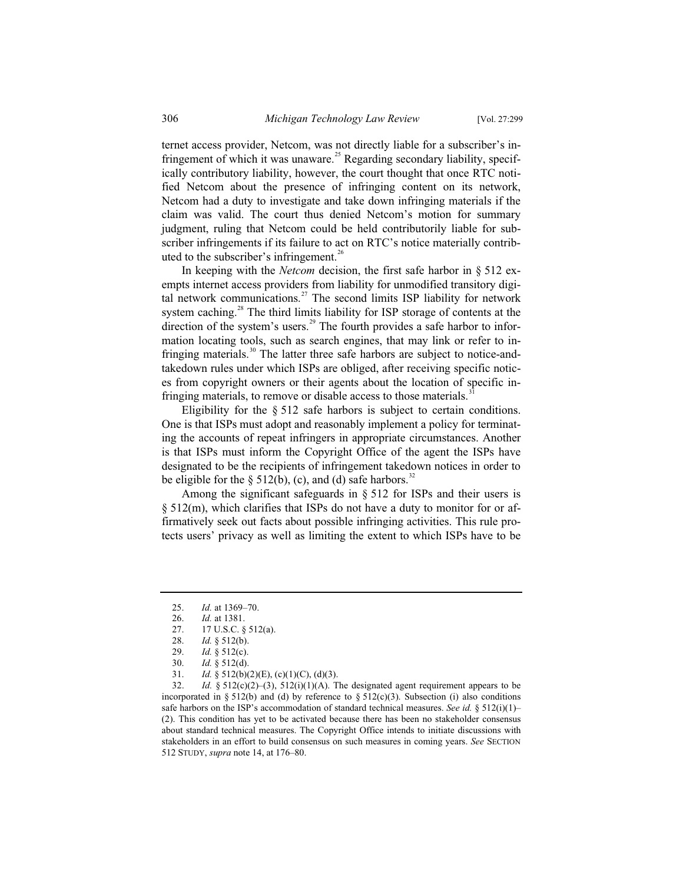ternet access provider, Netcom, was not directly liable for a subscriber's infringement of which it was unaware.[25] Regarding secondary liability, specifically contributory liability, however, the court thought that once RTC notified Netcom about the presence of infringing content on its network, Netcom had a duty to investigate and take down infringing materials if the claim was valid. The court thus denied Netcom's motion for summary judgment, ruling that Netcom could be held contributorily liable for subscriber infringements if its failure to act on RTC's notice materially contributed to the subscriber's infringement.[26]

In keeping with the *Netcom* decision, the first safe harbor in § 512 exempts internet access providers from liability for unmodified transitory digital network communications.[27] The second limits ISP liability for network system caching.[28] The third limits liability for ISP storage of contents at the direction of the system's users.[29] The fourth provides a safe harbor to information locating tools, such as search engines, that may link or refer to infringing materials.[30] The latter three safe harbors are subject to notice-and-takedown rules under which ISPs are obliged, after receiving specific notices from copyright owners or their agents about the location of specific infringing materials, to remove or disable access to those materials.[31]

Eligibility for the § 512 safe harbors is subject to certain conditions. One is that ISPs must adopt and reasonably implement a policy for terminating the accounts of repeat infringers in appropriate circumstances. Another is that ISPs must inform the Copyright Office of the agent the ISPs have designated to be the recipients of infringement takedown notices in order to be eligible for the § 512(b), (c), and (d) safe harbors.[32]

Among the significant safeguards in § 512 for ISPs and their users is § 512(m), which clarifies that ISPs do not have a duty to monitor for or affirmatively seek out facts about possible infringing activities. This rule protects users' privacy as well as limiting the extent to which ISPs have to be

---

25. *Id.* at 1369–70.
26. *Id.* at 1381.
27. 17 U.S.C. § 512(a).
28. *Id.* § 512(b).
29. *Id.* § 512(c).
30. *Id.* § 512(d).
31. *Id.* § 512(b)(2)(E), (c)(1)(C), (d)(3).
32. *Id.* § 512(c)(2)–(3), 512(i)(1)(A). The designated agent requirement appears to be incorporated in § 512(b) and (d) by reference to § 512(c)(3). Subsection (i) also conditions safe harbors on the ISP's accommodation of standard technical measures. *See id.* § 512(i)(1)–(2). This condition has yet to be activated because there has been no stakeholder consensus about standard technical measures. The Copyright Office intends to initiate discussions with stakeholders in an effort to build consensus on such measures in coming years. *See* SECTION 512 STUDY, *supra* note 14, at 176–80.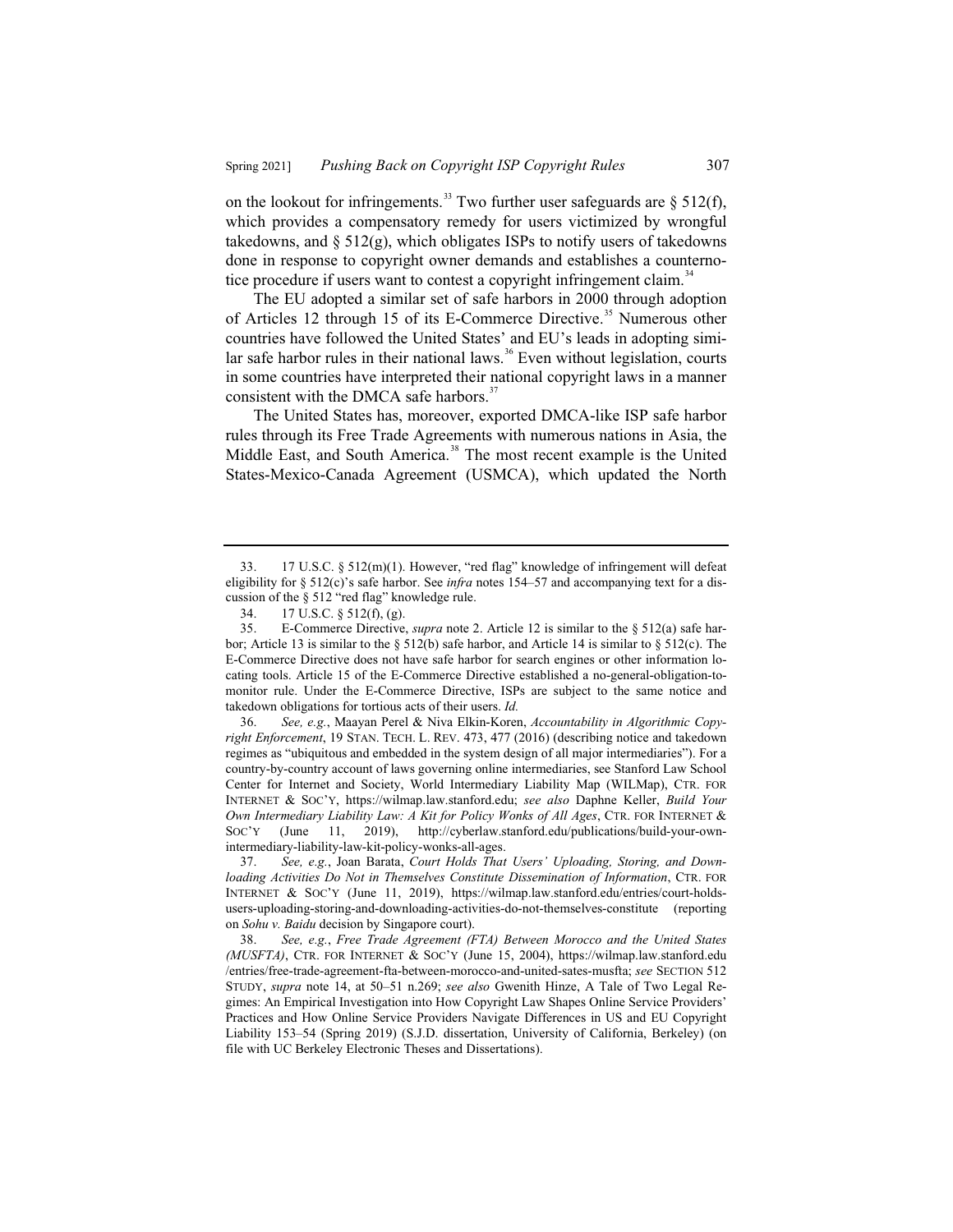on the lookout for infringements.[33] Two further user safeguards are § 512(f), which provides a compensatory remedy for users victimized by wrongful takedowns, and § 512(g), which obligates ISPs to notify users of takedowns done in response to copyright owner demands and establishes a counternotice procedure if users want to contest a copyright infringement claim.[34]

The EU adopted a similar set of safe harbors in 2000 through adoption of Articles 12 through 15 of its E-Commerce Directive.[35] Numerous other countries have followed the United States' and EU's leads in adopting similar safe harbor rules in their national laws.[36] Even without legislation, courts in some countries have interpreted their national copyright laws in a manner consistent with the DMCA safe harbors.[37]

The United States has, moreover, exported DMCA-like ISP safe harbor rules through its Free Trade Agreements with numerous nations in Asia, the Middle East, and South America.[38] The most recent example is the United States-Mexico-Canada Agreement (USMCA), which updated the North

---

33. 17 U.S.C. § 512(m)(1). However, "red flag" knowledge of infringement will defeat eligibility for § 512(c)'s safe harbor. See *infra* notes 154–57 and accompanying text for a discussion of the § 512 "red flag" knowledge rule.

34. 17 U.S.C. § 512(f), (g).

35. E-Commerce Directive, *supra* note 2. Article 12 is similar to the § 512(a) safe harbor; Article 13 is similar to the § 512(b) safe harbor, and Article 14 is similar to § 512(c). The E-Commerce Directive does not have safe harbor for search engines or other information locating tools. Article 15 of the E-Commerce Directive established a no-general-obligation-to-monitor rule. Under the E-Commerce Directive, ISPs are subject to the same notice and takedown obligations for tortious acts of their users. *Id.*

36. *See, e.g.*, Maayan Perel & Niva Elkin-Koren, *Accountability in Algorithmic Copyright Enforcement*, 19 STAN. TECH. L. REV. 473, 477 (2016) (describing notice and takedown regimes as "ubiquitous and embedded in the system design of all major intermediaries"). For a country-by-country account of laws governing online intermediaries, see Stanford Law School Center for Internet and Society, World Intermediary Liability Map (WILMap), CTR. FOR INTERNET & SOC'Y, https://wilmap.law.stanford.edu; *see also* Daphne Keller, *Build Your Own Intermediary Liability Law: A Kit for Policy Wonks of All Ages*, CTR. FOR INTERNET & SOC'Y (June 11, 2019), http://cyberlaw.stanford.edu/publications/build-your-own-intermediary-liability-law-kit-policy-wonks-all-ages.

37. *See, e.g.*, Joan Barata, *Court Holds That Users' Uploading, Storing, and Downloading Activities Do Not in Themselves Constitute Dissemination of Information*, CTR. FOR INTERNET & SOC'Y (June 11, 2019), https://wilmap.law.stanford.edu/entries/court-holds-users-uploading-storing-and-downloading-activities-do-not-themselves-constitute (reporting on *Sohu v. Baidu* decision by Singapore court).

38. *See, e.g.*, *Free Trade Agreement (FTA) Between Morocco and the United States (MUSFTA)*, CTR. FOR INTERNET & SOC'Y (June 15, 2004), https://wilmap.law.stanford.edu/entries/free-trade-agreement-fta-between-morocco-and-united-sates-musfta; *see* SECTION 512 STUDY, *supra* note 14, at 50–51 n.269; *see also* Gwenith Hinze, A Tale of Two Legal Regimes: An Empirical Investigation into How Copyright Law Shapes Online Service Providers' Practices and How Online Service Providers Navigate Differences in US and EU Copyright Liability 153–54 (Spring 2019) (S.J.D. dissertation, University of California, Berkeley) (on file with UC Berkeley Electronic Theses and Dissertations).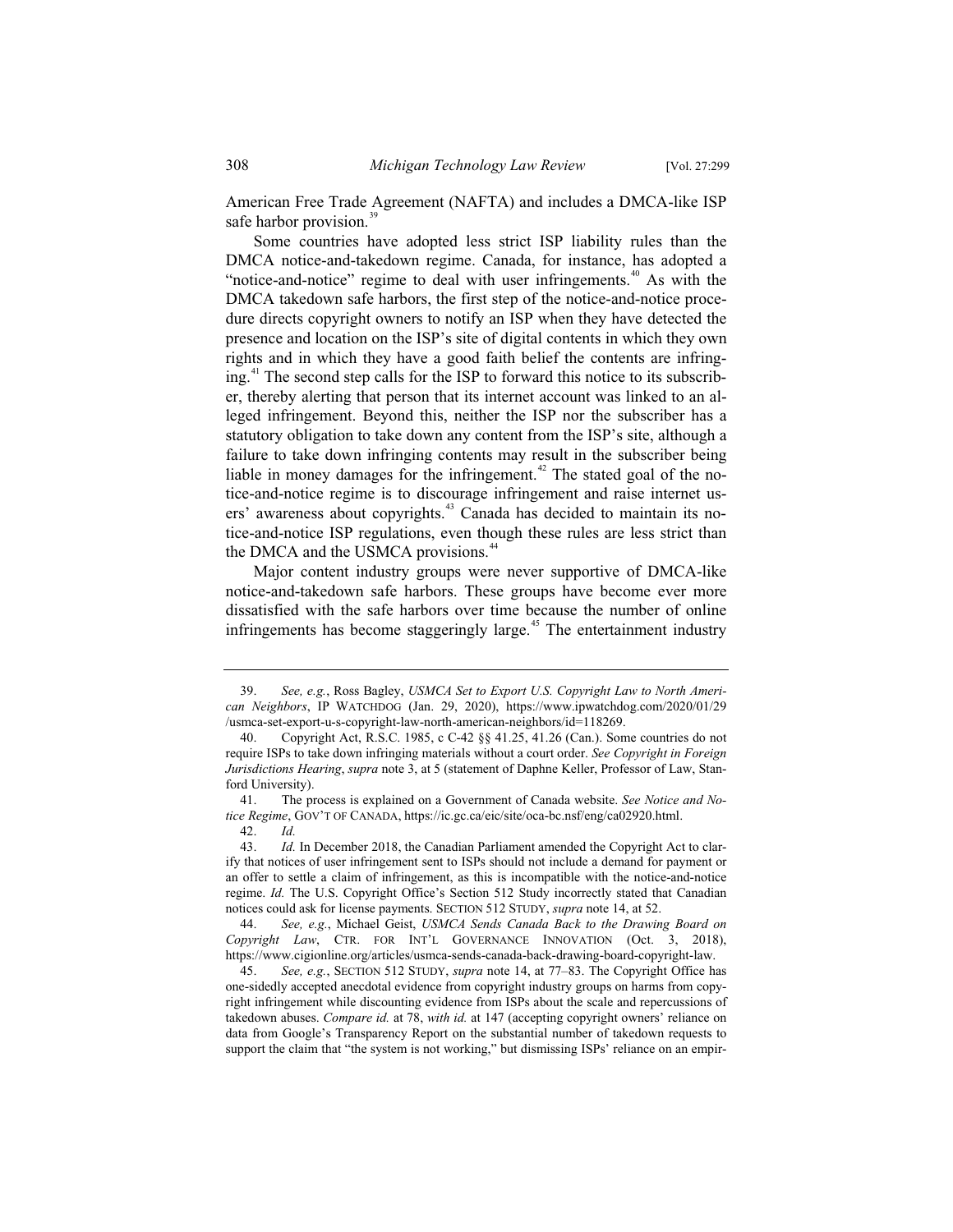American Free Trade Agreement (NAFTA) and includes a DMCA-like ISP safe harbor provision.[39]

Some countries have adopted less strict ISP liability rules than the DMCA notice-and-takedown regime. Canada, for instance, has adopted a "notice-and-notice" regime to deal with user infringements.[40] As with the DMCA takedown safe harbors, the first step of the notice-and-notice procedure directs copyright owners to notify an ISP when they have detected the presence and location on the ISP's site of digital contents in which they own rights and in which they have a good faith belief the contents are infringing.[41] The second step calls for the ISP to forward this notice to its subscriber, thereby alerting that person that its internet account was linked to an alleged infringement. Beyond this, neither the ISP nor the subscriber has a statutory obligation to take down any content from the ISP's site, although a failure to take down infringing contents may result in the subscriber being liable in money damages for the infringement.[42] The stated goal of the notice-and-notice regime is to discourage infringement and raise internet users' awareness about copyrights.[43] Canada has decided to maintain its notice-and-notice ISP regulations, even though these rules are less strict than the DMCA and the USMCA provisions.[44]

Major content industry groups were never supportive of DMCA-like notice-and-takedown safe harbors. These groups have become ever more dissatisfied with the safe harbors over time because the number of online infringements has become staggeringly large.[45] The entertainment industry

---

39. *See, e.g.*, Ross Bagley, *USMCA Set to Export U.S. Copyright Law to North American Neighbors*, IP WATCHDOG (Jan. 29, 2020), https://www.ipwatchdog.com/2020/01/29/usmca-set-export-u-s-copyright-law-north-american-neighbors/id=118269.

40. Copyright Act, R.S.C. 1985, c C-42 §§ 41.25, 41.26 (Can.). Some countries do not require ISPs to take down infringing materials without a court order. *See Copyright in Foreign Jurisdictions Hearing*, *supra* note 3, at 5 (statement of Daphne Keller, Professor of Law, Stanford University).

41. The process is explained on a Government of Canada website. *See Notice and Notice Regime*, GOV'T OF CANADA, https://ic.gc.ca/eic/site/oca-bc.nsf/eng/ca02920.html.

42. *Id.*

43. *Id.* In December 2018, the Canadian Parliament amended the Copyright Act to clarify that notices of user infringement sent to ISPs should not include a demand for payment or an offer to settle a claim of infringement, as this is incompatible with the notice-and-notice regime. *Id.* The U.S. Copyright Office's Section 512 Study incorrectly stated that Canadian notices could ask for license payments. SECTION 512 STUDY, *supra* note 14, at 52.

44. *See, e.g.*, Michael Geist, *USMCA Sends Canada Back to the Drawing Board on Copyright Law*, CTR. FOR INT'L GOVERNANCE INNOVATION (Oct. 3, 2018), https://www.cigionline.org/articles/usmca-sends-canada-back-drawing-board-copyright-law.

45. *See, e.g.*, SECTION 512 STUDY, *supra* note 14, at 77–83. The Copyright Office has one-sidedly accepted anecdotal evidence from copyright industry groups on harms from copyright infringement while discounting evidence from ISPs about the scale and repercussions of takedown abuses. *Compare id.* at 78, *with id.* at 147 (accepting copyright owners' reliance on data from Google's Transparency Report on the substantial number of takedown requests to support the claim that "the system is not working," but dismissing ISPs' reliance on an empir-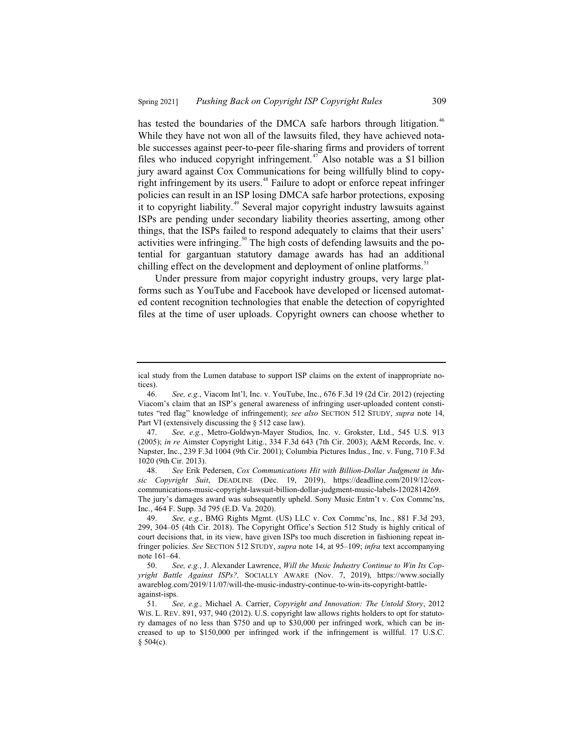has tested the boundaries of the DMCA safe harbors through litigation.[46] While they have not won all of the lawsuits filed, they have achieved notable successes against peer-to-peer file-sharing firms and providers of torrent files who induced copyright infringement.[47] Also notable was a $1 billion jury award against Cox Communications for being willfully blind to copyright infringement by its users.[48] Failure to adopt or enforce repeat infringer policies can result in an ISP losing DMCA safe harbor protections, exposing it to copyright liability.[49] Several major copyright industry lawsuits against ISPs are pending under secondary liability theories asserting, among other things, that the ISPs failed to respond adequately to claims that their users' activities were infringing.[50] The high costs of defending lawsuits and the potential for gargantuan statutory damage awards has had an additional chilling effect on the development and deployment of online platforms.[51]

Under pressure from major copyright industry groups, very large platforms such as YouTube and Facebook have developed or licensed automated content recognition technologies that enable the detection of copyrighted files at the time of user uploads. Copyright owners can choose whether to

---

ical study from the Lumen database to support ISP claims on the extent of inappropriate notices).

46. *See, e.g.*, Viacom Int'l, Inc. v. YouTube, Inc., 676 F.3d 19 (2d Cir. 2012) (rejecting Viacom's claim that an ISP's general awareness of infringing user-uploaded content constitutes "red flag" knowledge of infringement); *see also* SECTION 512 STUDY, *supra* note 14, Part VI (extensively discussing the § 512 case law).

47. *See, e.g.*, Metro-Goldwyn-Mayer Studios, Inc. v. Grokster, Ltd., 545 U.S. 913 (2005); *in re* Aimster Copyright Litig., 334 F.3d 643 (7th Cir. 2003); A&M Records, Inc. v. Napster, Inc., 239 F.3d 1004 (9th Cir. 2001); Columbia Pictures Indus., Inc. v. Fung, 710 F.3d 1020 (9th Cir. 2013).

48. *See* Erik Pedersen, *Cox Communications Hit with Billion-Dollar Judgment in Music Copyright Suit*, DEADLINE (Dec. 19, 2019), https://deadline.com/2019/12/cox-communications-music-copyright-lawsuit-billion-dollar-judgment-music-labels-1202814269. The jury's damages award was subsequently upheld. Sony Music Entm't v. Cox Commc'ns, Inc., 464 F. Supp. 3d 795 (E.D. Va. 2020).

49. *See, e.g.*, BMG Rights Mgmt. (US) LLC v. Cox Commc'ns, Inc., 881 F.3d 293, 299, 304–05 (4th Cir. 2018). The Copyright Office's Section 512 Study is highly critical of court decisions that, in its view, have given ISPs too much discretion in fashioning repeat infringer policies. *See* SECTION 512 STUDY, *supra* note 14, at 95–109; *infra* text accompanying note 161–64.

50. *See, e.g.*, J. Alexander Lawrence, *Will the Music Industry Continue to Win Its Copyright Battle Against ISPs?*, SOCIALLY AWARE (Nov. 7, 2019), https://www.sociallyawareblog.com/2019/11/07/will-the-music-industry-continue-to-win-its-copyright-battle-against-isps.

51. *See, e.g.*, Michael A. Carrier, *Copyright and Innovation: The Untold Story*, 2012 WIS. L. REV. 891, 937, 940 (2012). U.S. copyright law allows rights holders to opt for statutory damages of no less than $750 and up to $30,000 per infringed work, which can be increased to up to $150,000 per infringed work if the infringement is willful. 17 U.S.C. § 504(c).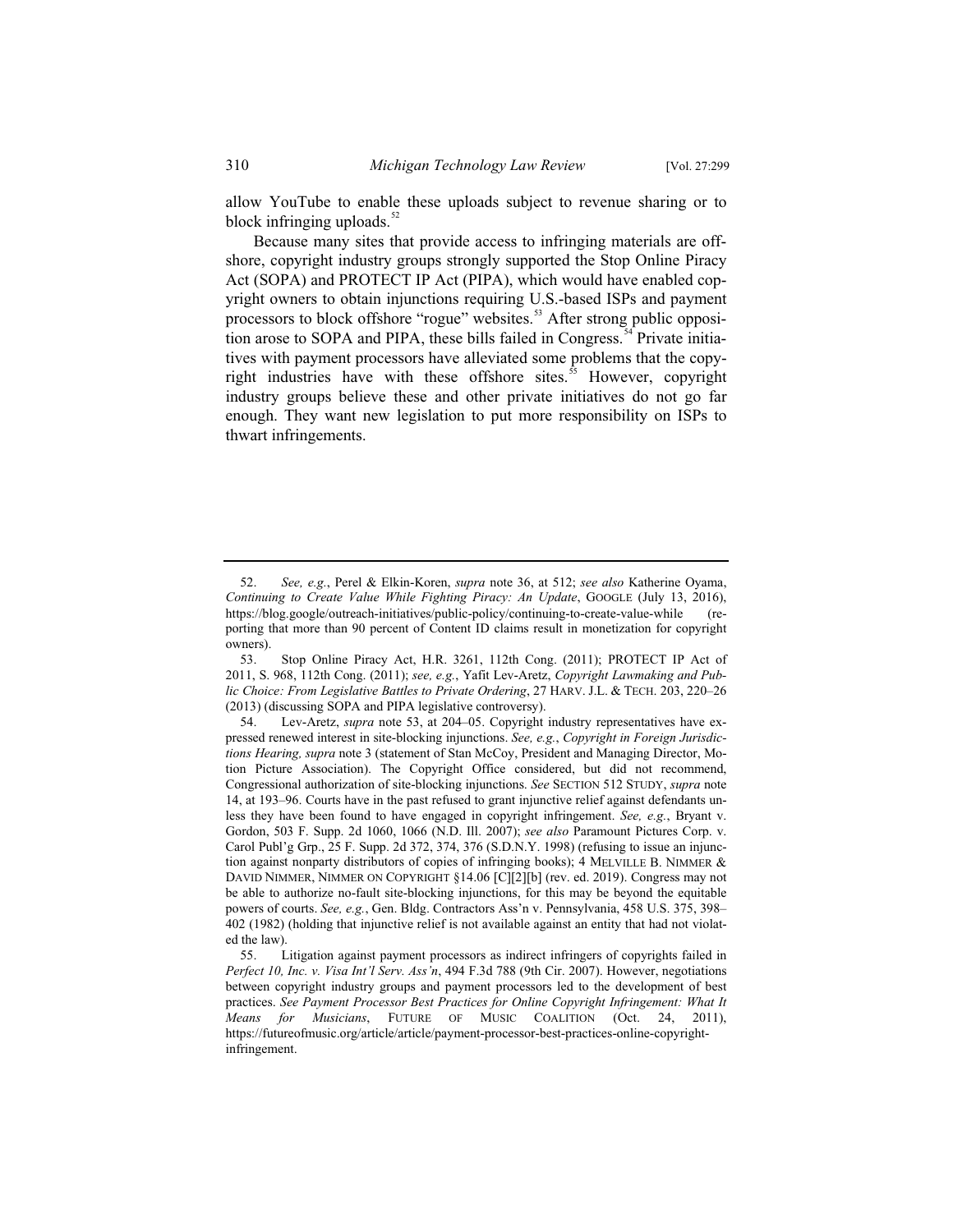allow YouTube to enable these uploads subject to revenue sharing or to block infringing uploads.[52]

Because many sites that provide access to infringing materials are offshore, copyright industry groups strongly supported the Stop Online Piracy Act (SOPA) and PROTECT IP Act (PIPA), which would have enabled copyright owners to obtain injunctions requiring U.S.-based ISPs and payment processors to block offshore "rogue" websites.[53] After strong public opposition arose to SOPA and PIPA, these bills failed in Congress.[54] Private initiatives with payment processors have alleviated some problems that the copyright industries have with these offshore sites.[55] However, copyright industry groups believe these and other private initiatives do not go far enough. They want new legislation to put more responsibility on ISPs to thwart infringements.

---

52. *See, e.g.*, Perel & Elkin-Koren, *supra* note 36, at 512; *see also* Katherine Oyama, *Continuing to Create Value While Fighting Piracy: An Update*, GOOGLE (July 13, 2016), https://blog.google/outreach-initiatives/public-policy/continuing-to-create-value-while (reporting that more than 90 percent of Content ID claims result in monetization for copyright owners).

53. Stop Online Piracy Act, H.R. 3261, 112th Cong. (2011); PROTECT IP Act of 2011, S. 968, 112th Cong. (2011); *see, e.g.*, Yafit Lev-Aretz, *Copyright Lawmaking and Public Choice: From Legislative Battles to Private Ordering*, 27 HARV. J.L. & TECH. 203, 220–26 (2013) (discussing SOPA and PIPA legislative controversy).

54. Lev-Aretz, *supra* note 53, at 204–05. Copyright industry representatives have expressed renewed interest in site-blocking injunctions. *See, e.g.*, *Copyright in Foreign Jurisdictions Hearing, supra* note 3 (statement of Stan McCoy, President and Managing Director, Motion Picture Association). The Copyright Office considered, but did not recommend, Congressional authorization of site-blocking injunctions. *See* SECTION 512 STUDY, *supra* note 14, at 193–96. Courts have in the past refused to grant injunctive relief against defendants unless they have been found to have engaged in copyright infringement. *See, e.g.*, Bryant v. Gordon, 503 F. Supp. 2d 1060, 1066 (N.D. Ill. 2007); *see also* Paramount Pictures Corp. v. Carol Publ'g Grp., 25 F. Supp. 2d 372, 374, 376 (S.D.N.Y. 1998) (refusing to issue an injunction against nonparty distributors of copies of infringing books); 4 MELVILLE B. NIMMER & DAVID NIMMER, NIMMER ON COPYRIGHT §14.06 [C][2][b] (rev. ed. 2019). Congress may not be able to authorize no-fault site-blocking injunctions, for this may be beyond the equitable powers of courts. *See, e.g.*, Gen. Bldg. Contractors Ass'n v. Pennsylvania, 458 U.S. 375, 398–402 (1982) (holding that injunctive relief is not available against an entity that had not violated the law).

55. Litigation against payment processors as indirect infringers of copyrights failed in *Perfect 10, Inc. v. Visa Int'l Serv. Ass'n*, 494 F.3d 788 (9th Cir. 2007). However, negotiations between copyright industry groups and payment processors led to the development of best practices. *See Payment Processor Best Practices for Online Copyright Infringement: What It Means for Musicians*, FUTURE OF MUSIC COALITION (Oct. 24, 2011), https://futureofmusic.org/article/article/payment-processor-best-practices-online-copyright-infringement.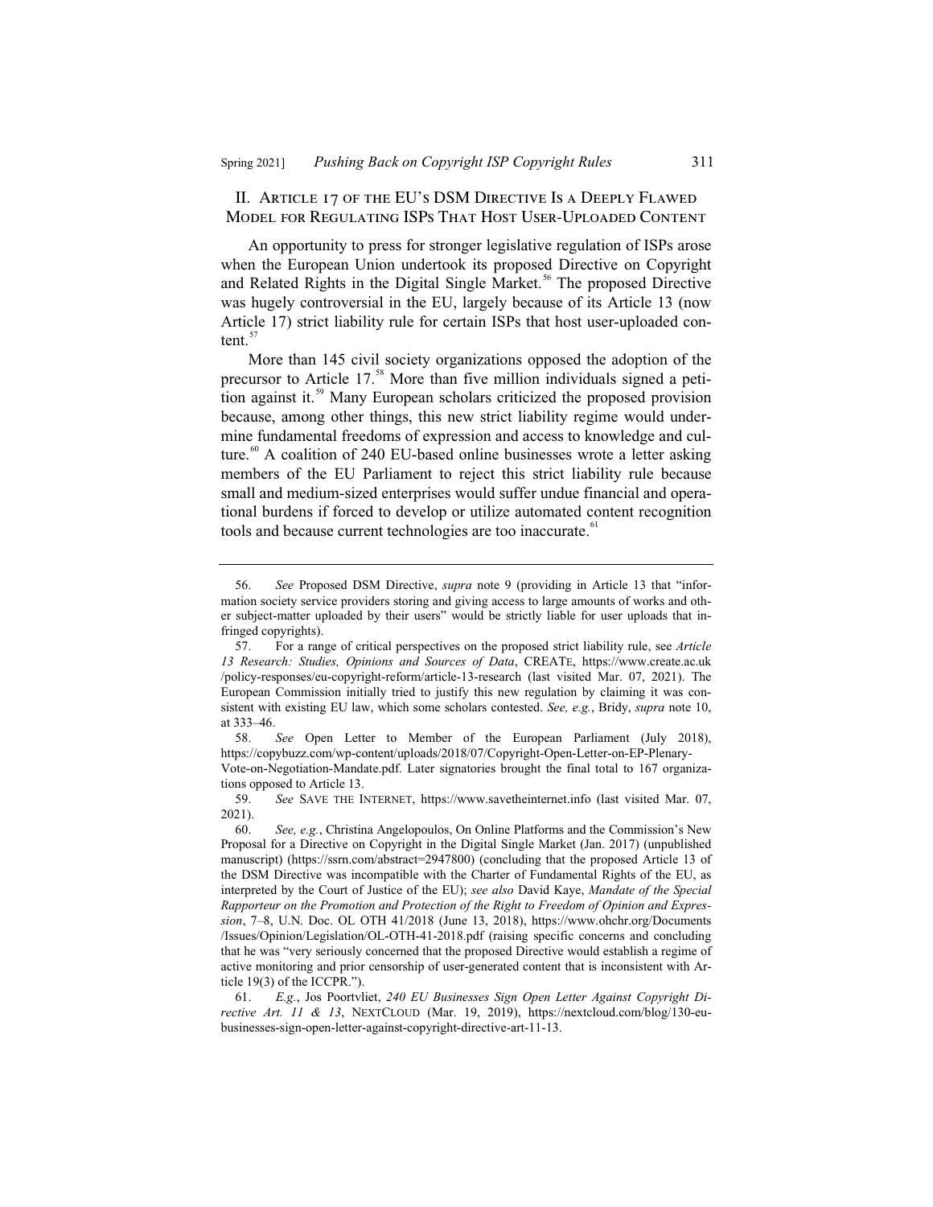## II. Article 17 of the EU's DSM Directive Is a Deeply Flawed Model for Regulating ISPs That Host User-Uploaded Content

An opportunity to press for stronger legislative regulation of ISPs arose when the European Union undertook its proposed Directive on Copyright and Related Rights in the Digital Single Market.[56] The proposed Directive was hugely controversial in the EU, largely because of its Article 13 (now Article 17) strict liability rule for certain ISPs that host user-uploaded content.[57]

More than 145 civil society organizations opposed the adoption of the precursor to Article 17.[58] More than five million individuals signed a petition against it.[59] Many European scholars criticized the proposed provision because, among other things, this new strict liability regime would undermine fundamental freedoms of expression and access to knowledge and culture.[60] A coalition of 240 EU-based online businesses wrote a letter asking members of the EU Parliament to reject this strict liability rule because small and medium-sized enterprises would suffer undue financial and operational burdens if forced to develop or utilize automated content recognition tools and because current technologies are too inaccurate.[61]

---

56. *See* Proposed DSM Directive, *supra* note 9 (providing in Article 13 that "information society service providers storing and giving access to large amounts of works and other subject-matter uploaded by their users" would be strictly liable for user uploads that infringed copyrights).

57. For a range of critical perspectives on the proposed strict liability rule, see *Article 13 Research: Studies, Opinions and Sources of Data*, CREATe, https://www.create.ac.uk/policy-responses/eu-copyright-reform/article-13-research (last visited Mar. 07, 2021). The European Commission initially tried to justify this new regulation by claiming it was consistent with existing EU law, which some scholars contested. *See, e.g.*, Bridy, *supra* note 10, at 333–46.

58. *See* Open Letter to Member of the European Parliament (July 2018), https://copybuzz.com/wp-content/uploads/2018/07/Copyright-Open-Letter-on-EP-Plenary-Vote-on-Negotiation-Mandate.pdf. Later signatories brought the final total to 167 organizations opposed to Article 13.

59. *See* Save the Internet, https://www.savetheinternet.info (last visited Mar. 07, 2021).

60. *See, e.g.*, Christina Angelopoulos, On Online Platforms and the Commission's New Proposal for a Directive on Copyright in the Digital Single Market (Jan. 2017) (unpublished manuscript) (https://ssrn.com/abstract=2947800) (concluding that the proposed Article 13 of the DSM Directive was incompatible with the Charter of Fundamental Rights of the EU, as interpreted by the Court of Justice of the EU); *see also* David Kaye, *Mandate of the Special Rapporteur on the Promotion and Protection of the Right to Freedom of Opinion and Expression*, 7–8, U.N. Doc. OL OTH 41/2018 (June 13, 2018), https://www.ohchr.org/Documents/Issues/Opinion/Legislation/OL-OTH-41-2018.pdf (raising specific concerns and concluding that he was "very seriously concerned that the proposed Directive would establish a regime of active monitoring and prior censorship of user-generated content that is inconsistent with Article 19(3) of the ICCPR.").

61. *E.g.*, Jos Poortvliet, *240 EU Businesses Sign Open Letter Against Copyright Directive Art. 11 & 13*, NextCloud (Mar. 19, 2019), https://nextcloud.com/blog/130-eu-businesses-sign-open-letter-against-copyright-directive-art-11-13.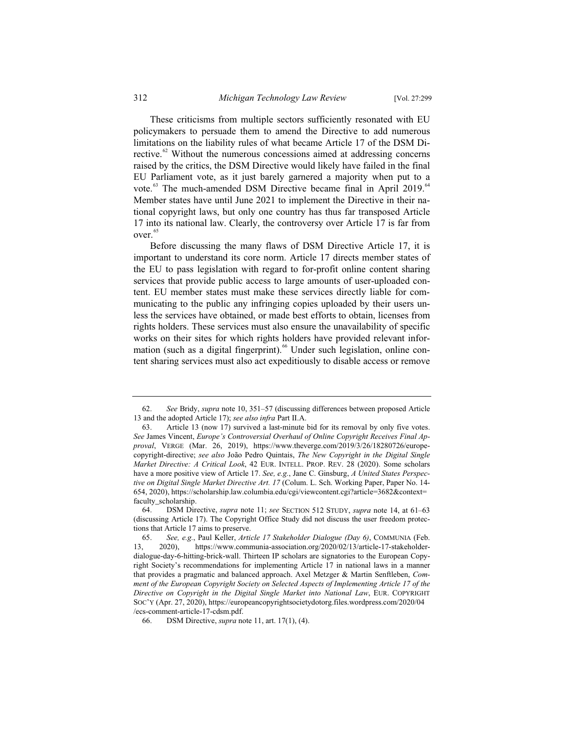These criticisms from multiple sectors sufficiently resonated with EU policymakers to persuade them to amend the Directive to add numerous limitations on the liability rules of what became Article 17 of the DSM Directive.[62] Without the numerous concessions aimed at addressing concerns raised by the critics, the DSM Directive would likely have failed in the final EU Parliament vote, as it just barely garnered a majority when put to a vote.[63] The much-amended DSM Directive became final in April 2019.[64] Member states have until June 2021 to implement the Directive in their national copyright laws, but only one country has thus far transposed Article 17 into its national law. Clearly, the controversy over Article 17 is far from over.[65]

Before discussing the many flaws of DSM Directive Article 17, it is important to understand its core norm. Article 17 directs member states of the EU to pass legislation with regard to for-profit online content sharing services that provide public access to large amounts of user-uploaded content. EU member states must make these services directly liable for communicating to the public any infringing copies uploaded by their users unless the services have obtained, or made best efforts to obtain, licenses from rights holders. These services must also ensure the unavailability of specific works on their sites for which rights holders have provided relevant information (such as a digital fingerprint).[66] Under such legislation, online content sharing services must also act expeditiously to disable access or remove

---

62. *See* Bridy, *supra* note 10, 351–57 (discussing differences between proposed Article 13 and the adopted Article 17); *see also infra* Part II.A.

63. Article 13 (now 17) survived a last-minute bid for its removal by only five votes. *See* James Vincent, *Europe's Controversial Overhaul of Online Copyright Receives Final Approval*, VERGE (Mar. 26, 2019), https://www.theverge.com/2019/3/26/18280726/europe-copyright-directive; *see also* João Pedro Quintais, *The New Copyright in the Digital Single Market Directive: A Critical Look*, 42 EUR. INTELL. PROP. REV. 28 (2020). Some scholars have a more positive view of Article 17. *See, e.g.*, Jane C. Ginsburg, *A United States Perspective on Digital Single Market Directive Art. 17* (Colum. L. Sch. Working Paper, Paper No. 14-654, 2020), https://scholarship.law.columbia.edu/cgi/viewcontent.cgi?article=3682&context=faculty_scholarship.

64. DSM Directive, *supra* note 11; *see* SECTION 512 STUDY, *supra* note 14, at 61–63 (discussing Article 17). The Copyright Office Study did not discuss the user freedom protections that Article 17 aims to preserve.

65. *See, e.g.*, Paul Keller, *Article 17 Stakeholder Dialogue (Day 6)*, COMMUNIA (Feb. 13, 2020), https://www.communia-association.org/2020/02/13/article-17-stakeholder-dialogue-day-6-hitting-brick-wall. Thirteen IP scholars are signatories to the European Copyright Society's recommendations for implementing Article 17 in national laws in a manner that provides a pragmatic and balanced approach. Axel Metzger & Martin Senftleben, *Comment of the European Copyright Society on Selected Aspects of Implementing Article 17 of the Directive on Copyright in the Digital Single Market into National Law*, EUR. COPYRIGHT SOC'Y (Apr. 27, 2020), https://europeancopyrightsocietydotorg.files.wordpress.com/2020/04/ecs-comment-article-17-cdsm.pdf.

66. DSM Directive, *supra* note 11, art. 17(1), (4).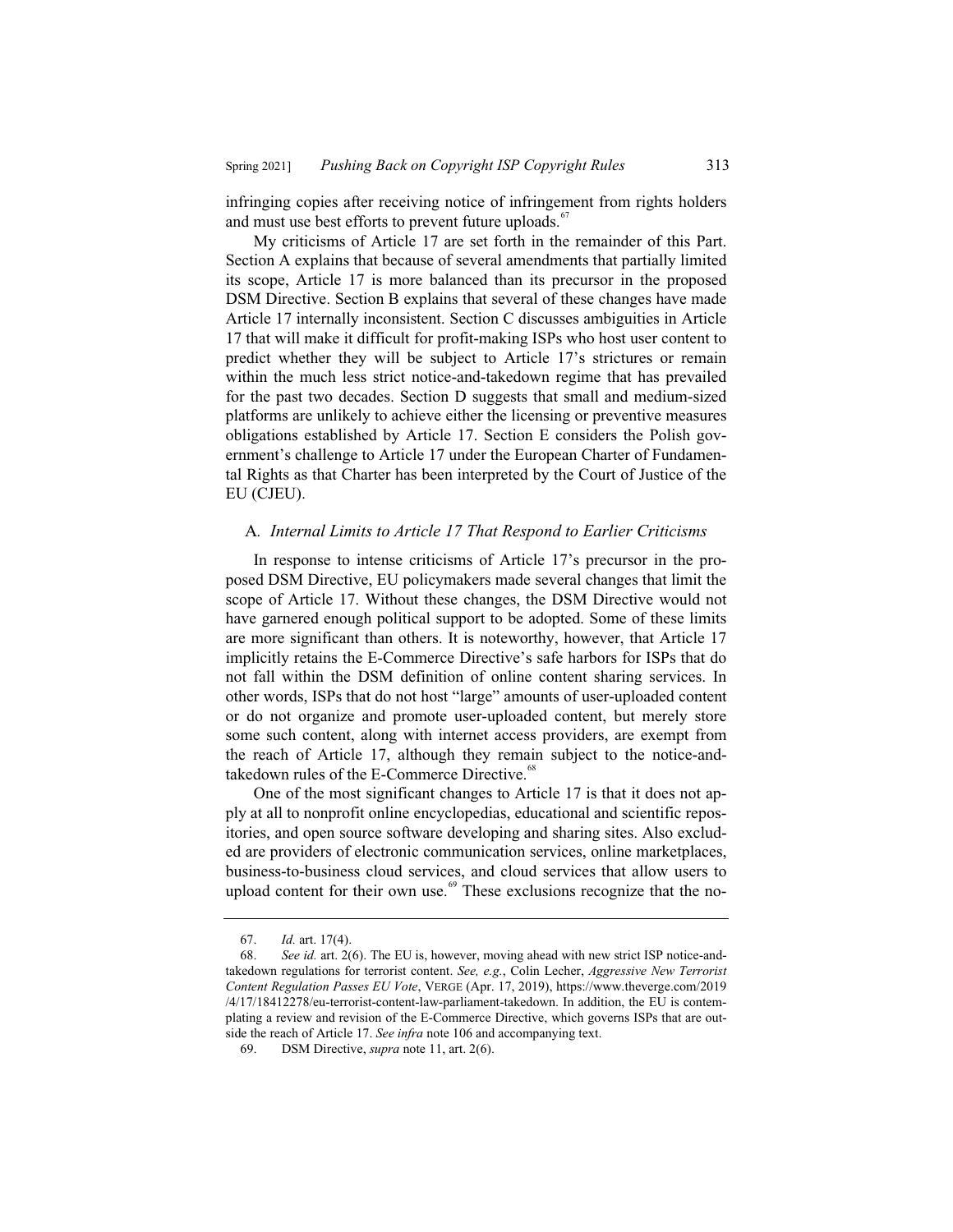infringing copies after receiving notice of infringement from rights holders and must use best efforts to prevent future uploads.[67]

My criticisms of Article 17 are set forth in the remainder of this Part. Section A explains that because of several amendments that partially limited its scope, Article 17 is more balanced than its precursor in the proposed DSM Directive. Section B explains that several of these changes have made Article 17 internally inconsistent. Section C discusses ambiguities in Article 17 that will make it difficult for profit-making ISPs who host user content to predict whether they will be subject to Article 17's strictures or remain within the much less strict notice-and-takedown regime that has prevailed for the past two decades. Section D suggests that small and medium-sized platforms are unlikely to achieve either the licensing or preventive measures obligations established by Article 17. Section E considers the Polish government's challenge to Article 17 under the European Charter of Fundamental Rights as that Charter has been interpreted by the Court of Justice of the EU (CJEU).

### A. *Internal Limits to Article 17 That Respond to Earlier Criticisms*

In response to intense criticisms of Article 17's precursor in the proposed DSM Directive, EU policymakers made several changes that limit the scope of Article 17. Without these changes, the DSM Directive would not have garnered enough political support to be adopted. Some of these limits are more significant than others. It is noteworthy, however, that Article 17 implicitly retains the E-Commerce Directive's safe harbors for ISPs that do not fall within the DSM definition of online content sharing services. In other words, ISPs that do not host "large" amounts of user-uploaded content or do not organize and promote user-uploaded content, but merely store some such content, along with internet access providers, are exempt from the reach of Article 17, although they remain subject to the notice-and-takedown rules of the E-Commerce Directive.[68]

One of the most significant changes to Article 17 is that it does not apply at all to nonprofit online encyclopedias, educational and scientific repositories, and open source software developing and sharing sites. Also excluded are providers of electronic communication services, online marketplaces, business-to-business cloud services, and cloud services that allow users to upload content for their own use.[69] These exclusions recognize that the no-

---

67. *Id.* art. 17(4).

68. *See id.* art. 2(6). The EU is, however, moving ahead with new strict ISP notice-and-takedown regulations for terrorist content. *See, e.g.*, Colin Lecher, *Aggressive New Terrorist Content Regulation Passes EU Vote*, VERGE (Apr. 17, 2019), https://www.theverge.com/2019/4/17/18412278/eu-terrorist-content-law-parliament-takedown. In addition, the EU is contemplating a review and revision of the E-Commerce Directive, which governs ISPs that are outside the reach of Article 17. *See infra* note 106 and accompanying text.

69. DSM Directive, *supra* note 11, art. 2(6).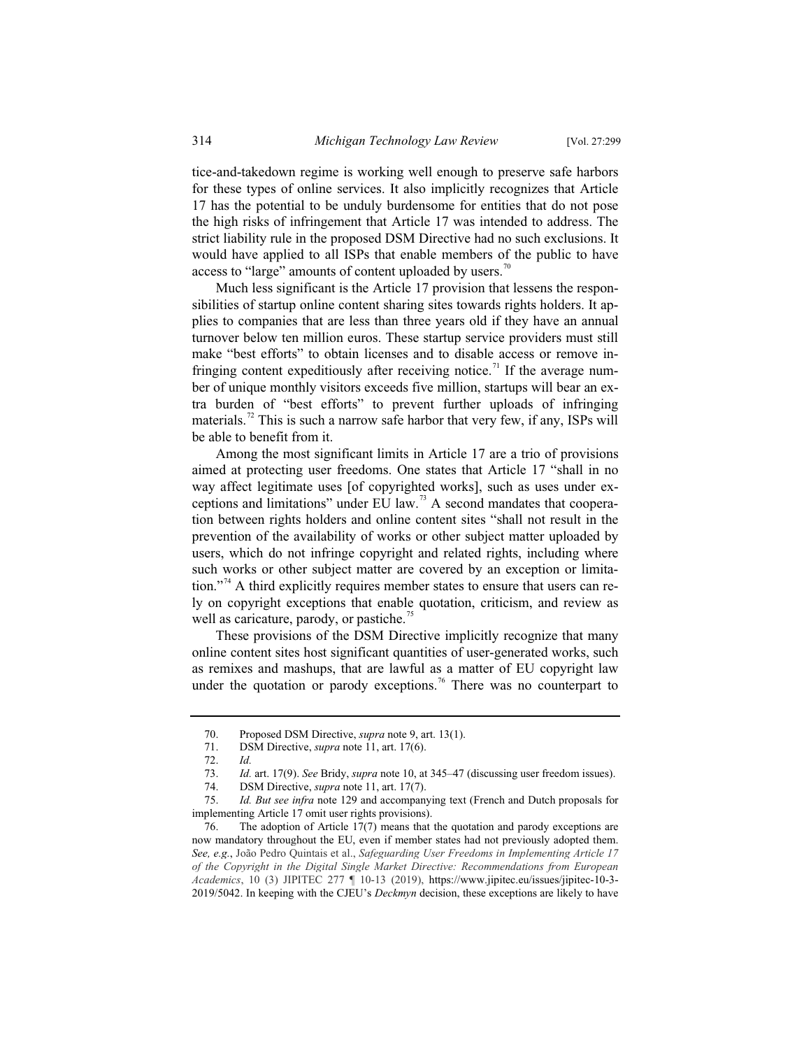tice-and-takedown regime is working well enough to preserve safe harbors for these types of online services. It also implicitly recognizes that Article 17 has the potential to be unduly burdensome for entities that do not pose the high risks of infringement that Article 17 was intended to address. The strict liability rule in the proposed DSM Directive had no such exclusions. It would have applied to all ISPs that enable members of the public to have access to "large" amounts of content uploaded by users.[70]

Much less significant is the Article 17 provision that lessens the responsibilities of startup online content sharing sites towards rights holders. It applies to companies that are less than three years old if they have an annual turnover below ten million euros. These startup service providers must still make "best efforts" to obtain licenses and to disable access or remove infringing content expeditiously after receiving notice.[71] If the average number of unique monthly visitors exceeds five million, startups will bear an extra burden of "best efforts" to prevent further uploads of infringing materials.[72] This is such a narrow safe harbor that very few, if any, ISPs will be able to benefit from it.

Among the most significant limits in Article 17 are a trio of provisions aimed at protecting user freedoms. One states that Article 17 "shall in no way affect legitimate uses [of copyrighted works], such as uses under exceptions and limitations" under EU law.[73] A second mandates that cooperation between rights holders and online content sites "shall not result in the prevention of the availability of works or other subject matter uploaded by users, which do not infringe copyright and related rights, including where such works or other subject matter are covered by an exception or limitation."[74] A third explicitly requires member states to ensure that users can rely on copyright exceptions that enable quotation, criticism, and review as well as caricature, parody, or pastiche.[75]

These provisions of the DSM Directive implicitly recognize that many online content sites host significant quantities of user-generated works, such as remixes and mashups, that are lawful as a matter of EU copyright law under the quotation or parody exceptions.[76] There was no counterpart to

---

70. Proposed DSM Directive, *supra* note 9, art. 13(1).

71. DSM Directive, *supra* note 11, art. 17(6).

72. *Id.*

73. *Id.* art. 17(9). *See* Bridy, *supra* note 10, at 345–47 (discussing user freedom issues).

74. DSM Directive, *supra* note 11, art. 17(7).

75. *Id. But see infra* note 129 and accompanying text (French and Dutch proposals for implementing Article 17 omit user rights provisions).

76. The adoption of Article 17(7) means that the quotation and parody exceptions are now mandatory throughout the EU, even if member states had not previously adopted them. *See, e.g.*, João Pedro Quintais et al., *Safeguarding User Freedoms in Implementing Article 17 of the Copyright in the Digital Single Market Directive: Recommendations from European Academics*, 10 (3) JIPITEC 277 ¶ 10-13 (2019), https://www.jipitec.eu/issues/jipitec-10-3-2019/5042. In keeping with the CJEU's *Deckmyn* decision, these exceptions are likely to have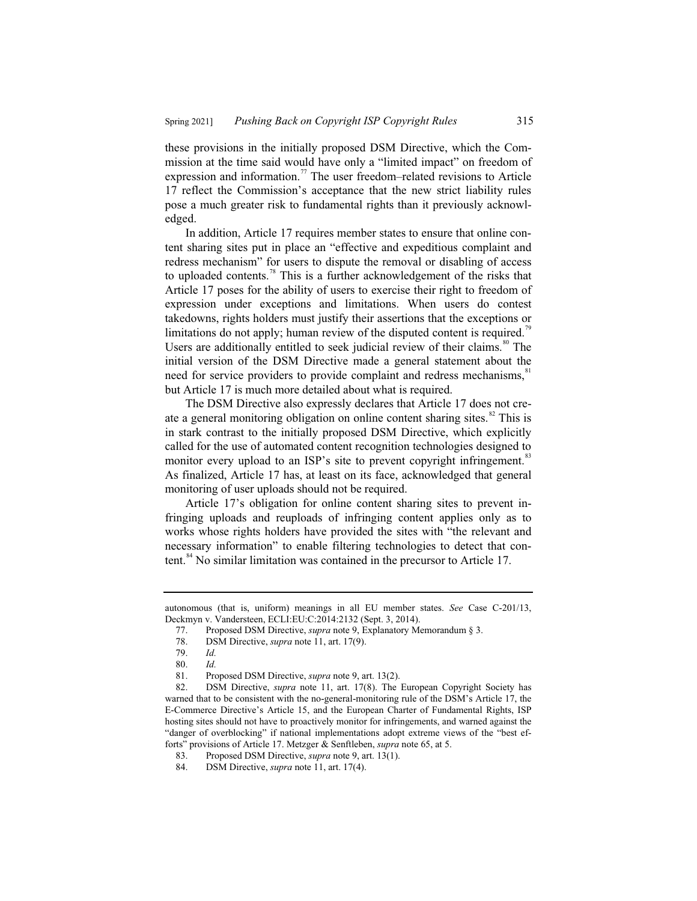these provisions in the initially proposed DSM Directive, which the Commission at the time said would have only a "limited impact" on freedom of expression and information.[77] The user freedom–related revisions to Article 17 reflect the Commission's acceptance that the new strict liability rules pose a much greater risk to fundamental rights than it previously acknowledged.

In addition, Article 17 requires member states to ensure that online content sharing sites put in place an "effective and expeditious complaint and redress mechanism" for users to dispute the removal or disabling of access to uploaded contents.[78] This is a further acknowledgement of the risks that Article 17 poses for the ability of users to exercise their right to freedom of expression under exceptions and limitations. When users do contest takedowns, rights holders must justify their assertions that the exceptions or limitations do not apply; human review of the disputed content is required.[79] Users are additionally entitled to seek judicial review of their claims.[80] The initial version of the DSM Directive made a general statement about the need for service providers to provide complaint and redress mechanisms,[81] but Article 17 is much more detailed about what is required.

The DSM Directive also expressly declares that Article 17 does not create a general monitoring obligation on online content sharing sites.[82] This is in stark contrast to the initially proposed DSM Directive, which explicitly called for the use of automated content recognition technologies designed to monitor every upload to an ISP's site to prevent copyright infringement.[83] As finalized, Article 17 has, at least on its face, acknowledged that general monitoring of user uploads should not be required.

Article 17's obligation for online content sharing sites to prevent infringing uploads and reuploads of infringing content applies only as to works whose rights holders have provided the sites with "the relevant and necessary information" to enable filtering technologies to detect that content.[84] No similar limitation was contained in the precursor to Article 17.

---

autonomous (that is, uniform) meanings in all EU member states. *See* Case C-201/13, Deckmyn v. Vandersteen, ECLI:EU:C:2014:2132 (Sept. 3, 2014).

77. Proposed DSM Directive, *supra* note 9, Explanatory Memorandum § 3.

78. DSM Directive, *supra* note 11, art. 17(9).

79. *Id.*

80. *Id.*

81. Proposed DSM Directive, *supra* note 9, art. 13(2).

82. DSM Directive, *supra* note 11, art. 17(8). The European Copyright Society has warned that to be consistent with the no-general-monitoring rule of the DSM's Article 17, the E-Commerce Directive's Article 15, and the European Charter of Fundamental Rights, ISP hosting sites should not have to proactively monitor for infringements, and warned against the "danger of overblocking" if national implementations adopt extreme views of the "best efforts" provisions of Article 17. Metzger & Senftleben, *supra* note 65, at 5.

83. Proposed DSM Directive, *supra* note 9, art. 13(1).

84. DSM Directive, *supra* note 11, art. 17(4).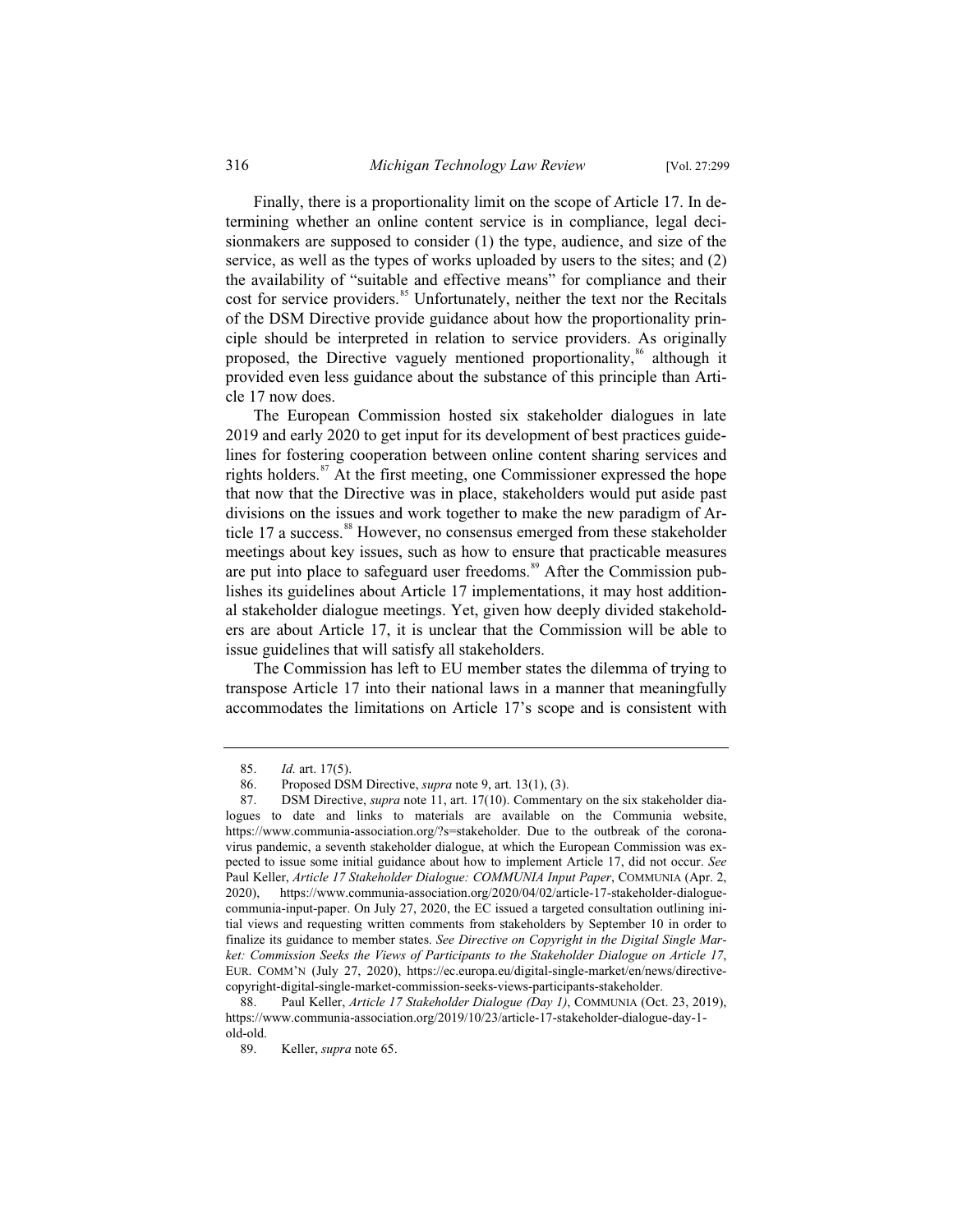Finally, there is a proportionality limit on the scope of Article 17. In determining whether an online content service is in compliance, legal decisionmakers are supposed to consider (1) the type, audience, and size of the service, as well as the types of works uploaded by users to the sites; and (2) the availability of "suitable and effective means" for compliance and their cost for service providers.[85] Unfortunately, neither the text nor the Recitals of the DSM Directive provide guidance about how the proportionality principle should be interpreted in relation to service providers. As originally proposed, the Directive vaguely mentioned proportionality,[86] although it provided even less guidance about the substance of this principle than Article 17 now does.

The European Commission hosted six stakeholder dialogues in late 2019 and early 2020 to get input for its development of best practices guidelines for fostering cooperation between online content sharing services and rights holders.[87] At the first meeting, one Commissioner expressed the hope that now that the Directive was in place, stakeholders would put aside past divisions on the issues and work together to make the new paradigm of Article 17 a success.[88] However, no consensus emerged from these stakeholder meetings about key issues, such as how to ensure that practicable measures are put into place to safeguard user freedoms.[89] After the Commission publishes its guidelines about Article 17 implementations, it may host additional stakeholder dialogue meetings. Yet, given how deeply divided stakeholders are about Article 17, it is unclear that the Commission will be able to issue guidelines that will satisfy all stakeholders.

The Commission has left to EU member states the dilemma of trying to transpose Article 17 into their national laws in a manner that meaningfully accommodates the limitations on Article 17's scope and is consistent with

---

85. *Id.* art. 17(5).

86. Proposed DSM Directive, *supra* note 9, art. 13(1), (3).

87. DSM Directive, *supra* note 11, art. 17(10). Commentary on the six stakeholder dialogues to date and links to materials are available on the Communia website, https://www.communia-association.org/?s=stakeholder. Due to the outbreak of the coronavirus pandemic, a seventh stakeholder dialogue, at which the European Commission was expected to issue some initial guidance about how to implement Article 17, did not occur. *See* Paul Keller, *Article 17 Stakeholder Dialogue: COMMUNIA Input Paper*, COMMUNIA (Apr. 2, 2020), https://www.communia-association.org/2020/04/02/article-17-stakeholder-dialogue-communia-input-paper. On July 27, 2020, the EC issued a targeted consultation outlining initial views and requesting written comments from stakeholders by September 10 in order to finalize its guidance to member states. *See Directive on Copyright in the Digital Single Market: Commission Seeks the Views of Participants to the Stakeholder Dialogue on Article 17*, EUR. COMM'N (July 27, 2020), https://ec.europa.eu/digital-single-market/en/news/directive-copyright-digital-single-market-commission-seeks-views-participants-stakeholder.

88. Paul Keller, *Article 17 Stakeholder Dialogue (Day 1)*, COMMUNIA (Oct. 23, 2019), https://www.communia-association.org/2019/10/23/article-17-stakeholder-dialogue-day-1-old-old.

89. Keller, *supra* note 65.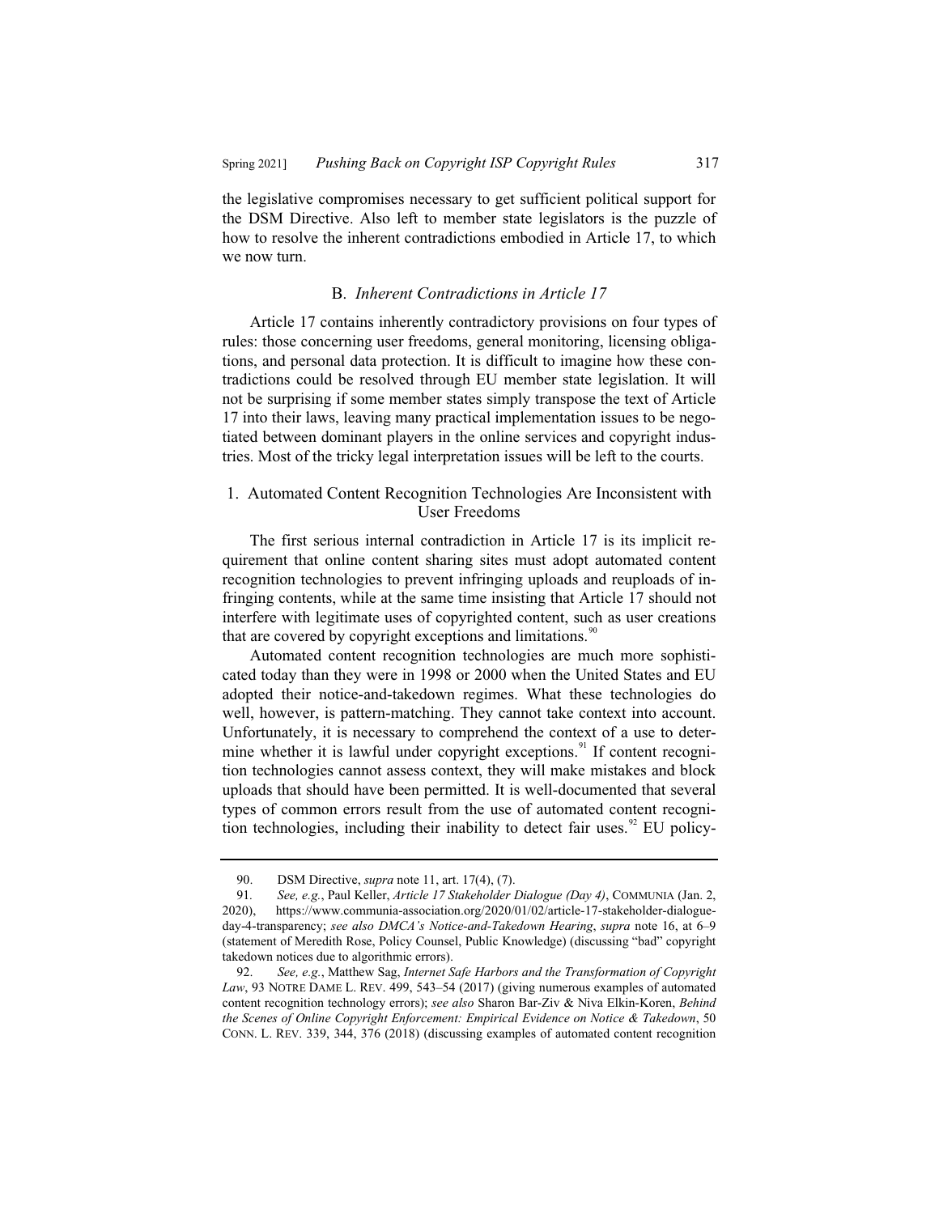the legislative compromises necessary to get sufficient political support for the DSM Directive. Also left to member state legislators is the puzzle of how to resolve the inherent contradictions embodied in Article 17, to which we now turn.

### B. *Inherent Contradictions in Article 17*

Article 17 contains inherently contradictory provisions on four types of rules: those concerning user freedoms, general monitoring, licensing obligations, and personal data protection. It is difficult to imagine how these contradictions could be resolved through EU member state legislation. It will not be surprising if some member states simply transpose the text of Article 17 into their laws, leaving many practical implementation issues to be negotiated between dominant players in the online services and copyright industries. Most of the tricky legal interpretation issues will be left to the courts.

#### 1. Automated Content Recognition Technologies Are Inconsistent with User Freedoms

The first serious internal contradiction in Article 17 is its implicit requirement that online content sharing sites must adopt automated content recognition technologies to prevent infringing uploads and reuploads of infringing contents, while at the same time insisting that Article 17 should not interfere with legitimate uses of copyrighted content, such as user creations that are covered by copyright exceptions and limitations.[90]

Automated content recognition technologies are much more sophisticated today than they were in 1998 or 2000 when the United States and EU adopted their notice-and-takedown regimes. What these technologies do well, however, is pattern-matching. They cannot take context into account. Unfortunately, it is necessary to comprehend the context of a use to determine whether it is lawful under copyright exceptions.[91] If content recognition technologies cannot assess context, they will make mistakes and block uploads that should have been permitted. It is well-documented that several types of common errors result from the use of automated content recognition technologies, including their inability to detect fair uses.[92] EU policy-

---

90. DSM Directive, *supra* note 11, art. 17(4), (7).

91. *See, e.g.*, Paul Keller, *Article 17 Stakeholder Dialogue (Day 4)*, COMMUNIA (Jan. 2, 2020), https://www.communia-association.org/2020/01/02/article-17-stakeholder-dialogue-day-4-transparency; *see also DMCA's Notice-and-Takedown Hearing*, *supra* note 16, at 6–9 (statement of Meredith Rose, Policy Counsel, Public Knowledge) (discussing "bad" copyright takedown notices due to algorithmic errors).

92. *See, e.g.*, Matthew Sag, *Internet Safe Harbors and the Transformation of Copyright Law*, 93 NOTRE DAME L. REV. 499, 543–54 (2017) (giving numerous examples of automated content recognition technology errors); *see also* Sharon Bar-Ziv & Niva Elkin-Koren, *Behind the Scenes of Online Copyright Enforcement: Empirical Evidence on Notice & Takedown*, 50 CONN. L. REV. 339, 344, 376 (2018) (discussing examples of automated content recognition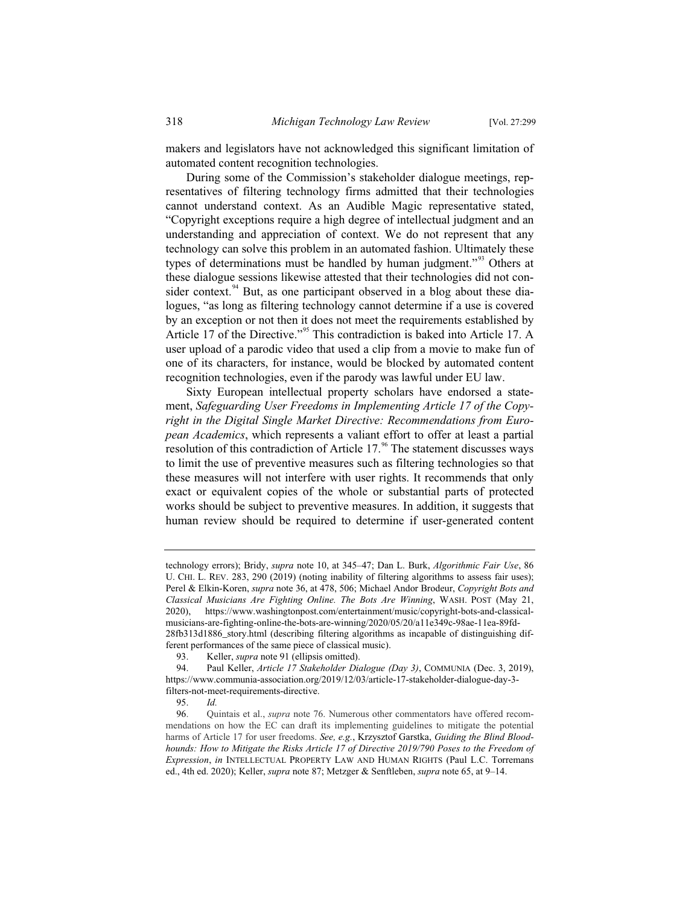makers and legislators have not acknowledged this significant limitation of automated content recognition technologies.

During some of the Commission's stakeholder dialogue meetings, representatives of filtering technology firms admitted that their technologies cannot understand context. As an Audible Magic representative stated, "Copyright exceptions require a high degree of intellectual judgment and an understanding and appreciation of context. We do not represent that any technology can solve this problem in an automated fashion. Ultimately these types of determinations must be handled by human judgment."[93] Others at these dialogue sessions likewise attested that their technologies did not consider context.[94] But, as one participant observed in a blog about these dialogues, "as long as filtering technology cannot determine if a use is covered by an exception or not then it does not meet the requirements established by Article 17 of the Directive."[95] This contradiction is baked into Article 17. A user upload of a parodic video that used a clip from a movie to make fun of one of its characters, for instance, would be blocked by automated content recognition technologies, even if the parody was lawful under EU law.

Sixty European intellectual property scholars have endorsed a statement, *Safeguarding User Freedoms in Implementing Article 17 of the Copyright in the Digital Single Market Directive: Recommendations from European Academics*, which represents a valiant effort to offer at least a partial resolution of this contradiction of Article 17.[96] The statement discusses ways to limit the use of preventive measures such as filtering technologies so that these measures will not interfere with user rights. It recommends that only exact or equivalent copies of the whole or substantial parts of protected works should be subject to preventive measures. In addition, it suggests that human review should be required to determine if user-generated content

---

technology errors); Bridy, *supra* note 10, at 345–47; Dan L. Burk, *Algorithmic Fair Use*, 86 U. CHI. L. REV. 283, 290 (2019) (noting inability of filtering algorithms to assess fair uses); Perel & Elkin-Koren, *supra* note 36, at 478, 506; Michael Andor Brodeur, *Copyright Bots and Classical Musicians Are Fighting Online. The Bots Are Winning*, WASH. POST (May 21, 2020), https://www.washingtonpost.com/entertainment/music/copyright-bots-and-classical-musicians-are-fighting-online-the-bots-are-winning/2020/05/20/a11e349c-98ae-11ea-89fd-28fb313d1886_story.html (describing filtering algorithms as incapable of distinguishing different performances of the same piece of classical music).

93. Keller, *supra* note 91 (ellipsis omitted).

94. Paul Keller, *Article 17 Stakeholder Dialogue (Day 3)*, COMMUNIA (Dec. 3, 2019), https://www.communia-association.org/2019/12/03/article-17-stakeholder-dialogue-day-3-filters-not-meet-requirements-directive.

95. *Id.*

96. Quintais et al., *supra* note 76. Numerous other commentators have offered recommendations on how the EC can draft its implementing guidelines to mitigate the potential harms of Article 17 for user freedoms. *See, e.g.*, Krzysztof Garstka, *Guiding the Blind Bloodhounds: How to Mitigate the Risks Article 17 of Directive 2019/790 Poses to the Freedom of Expression*, *in* INTELLECTUAL PROPERTY LAW AND HUMAN RIGHTS (Paul L.C. Torremans ed., 4th ed. 2020); Keller, *supra* note 87; Metzger & Senftleben, *supra* note 65, at 9–14.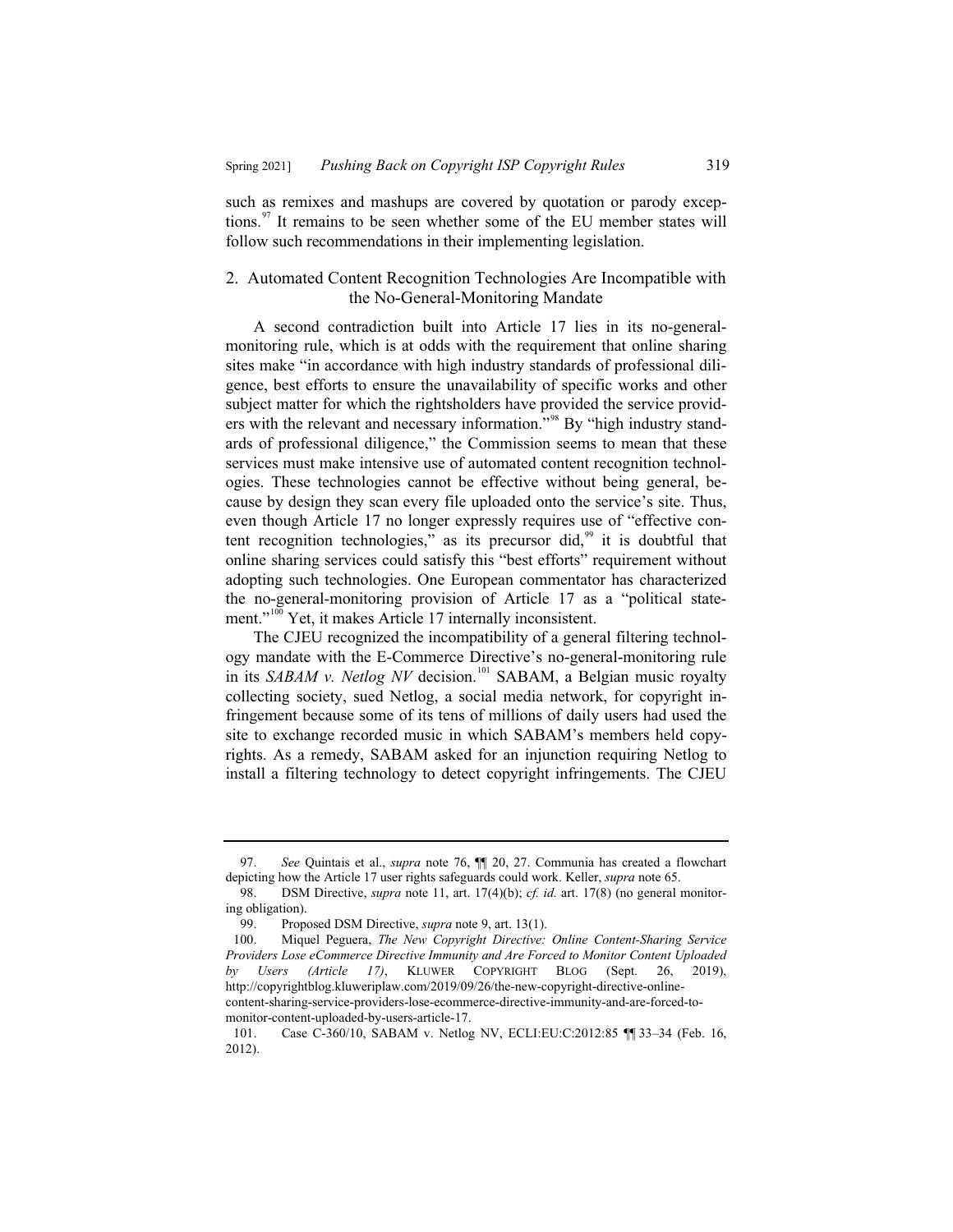such as remixes and mashups are covered by quotation or parody exceptions.[97] It remains to be seen whether some of the EU member states will follow such recommendations in their implementing legislation.

### 2. Automated Content Recognition Technologies Are Incompatible with the No-General-Monitoring Mandate

A second contradiction built into Article 17 lies in its no-general-monitoring rule, which is at odds with the requirement that online sharing sites make "in accordance with high industry standards of professional diligence, best efforts to ensure the unavailability of specific works and other subject matter for which the rightsholders have provided the service providers with the relevant and necessary information."[98] By "high industry standards of professional diligence," the Commission seems to mean that these services must make intensive use of automated content recognition technologies. These technologies cannot be effective without being general, because by design they scan every file uploaded onto the service's site. Thus, even though Article 17 no longer expressly requires use of "effective content recognition technologies," as its precursor did,[99] it is doubtful that online sharing services could satisfy this "best efforts" requirement without adopting such technologies. One European commentator has characterized the no-general-monitoring provision of Article 17 as a "political statement."[100] Yet, it makes Article 17 internally inconsistent.

The CJEU recognized the incompatibility of a general filtering technology mandate with the E-Commerce Directive's no-general-monitoring rule in its *SABAM v. Netlog NV* decision.[101] SABAM, a Belgian music royalty collecting society, sued Netlog, a social media network, for copyright infringement because some of its tens of millions of daily users had used the site to exchange recorded music in which SABAM's members held copyrights. As a remedy, SABAM asked for an injunction requiring Netlog to install a filtering technology to detect copyright infringements. The CJEU

---

97. *See* Quintais et al., *supra* note 76, ¶¶ 20, 27. Communia has created a flowchart depicting how the Article 17 user rights safeguards could work. Keller, *supra* note 65.

98. DSM Directive, *supra* note 11, art. 17(4)(b); *cf. id.* art. 17(8) (no general monitoring obligation).

99. Proposed DSM Directive, *supra* note 9, art. 13(1).

100. Miquel Peguera, *The New Copyright Directive: Online Content-Sharing Service Providers Lose eCommerce Directive Immunity and Are Forced to Monitor Content Uploaded by Users (Article 17)*, KLUWER COPYRIGHT BLOG (Sept. 26, 2019), http://copyrightblog.kluweriplaw.com/2019/09/26/the-new-copyright-directive-online-content-sharing-service-providers-lose-ecommerce-directive-immunity-and-are-forced-to-monitor-content-uploaded-by-users-article-17.

101. Case C-360/10, SABAM v. Netlog NV, ECLI:EU:C:2012:85 ¶¶ 33–34 (Feb. 16, 2012).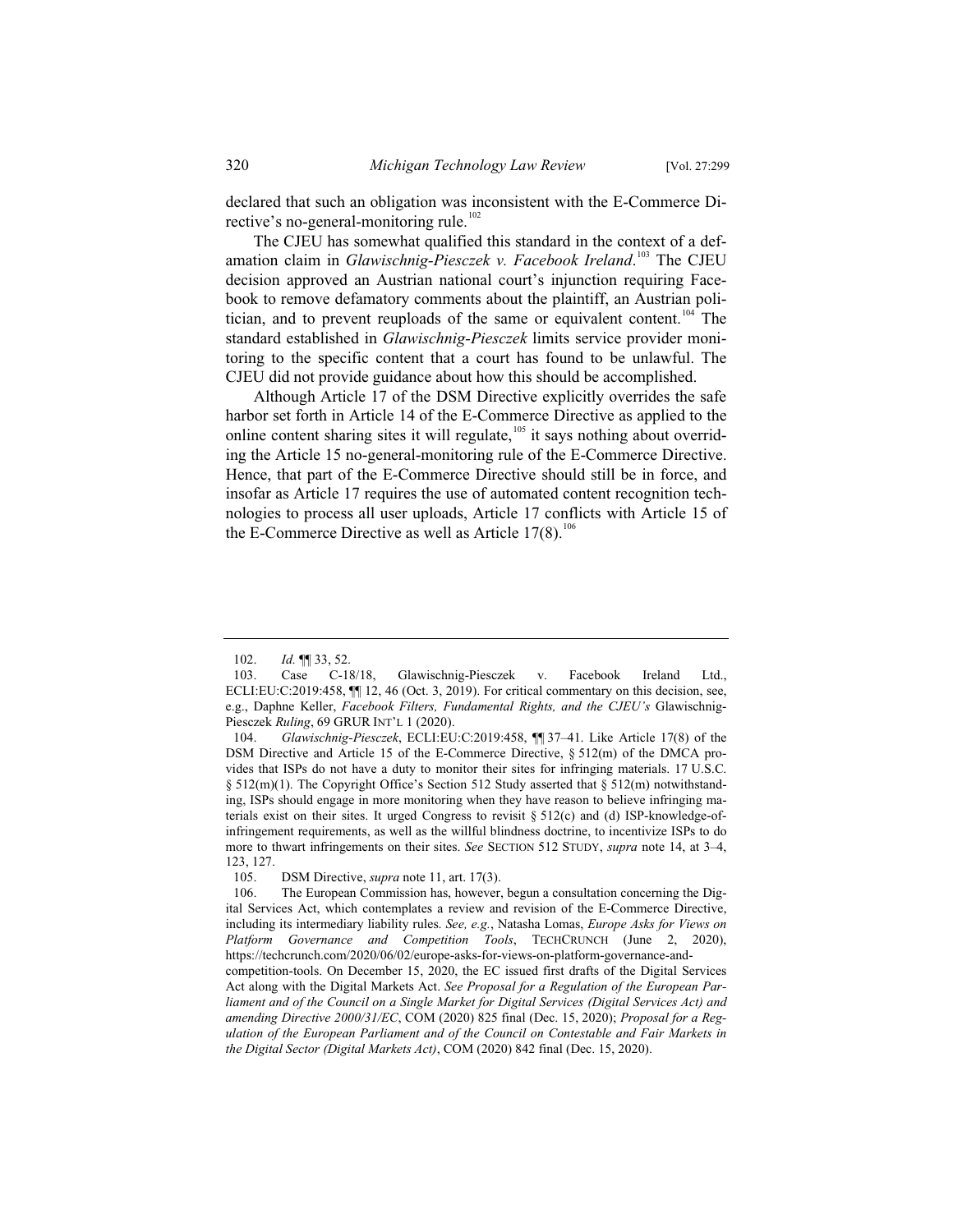declared that such an obligation was inconsistent with the E-Commerce Directive's no-general-monitoring rule.[102]

The CJEU has somewhat qualified this standard in the context of a defamation claim in *Glawischnig-Piesczek v. Facebook Ireland*.[103] The CJEU decision approved an Austrian national court's injunction requiring Facebook to remove defamatory comments about the plaintiff, an Austrian politician, and to prevent reuploads of the same or equivalent content.[104] The standard established in *Glawischnig-Piesczek* limits service provider monitoring to the specific content that a court has found to be unlawful. The CJEU did not provide guidance about how this should be accomplished.

Although Article 17 of the DSM Directive explicitly overrides the safe harbor set forth in Article 14 of the E-Commerce Directive as applied to the online content sharing sites it will regulate,[105] it says nothing about overriding the Article 15 no-general-monitoring rule of the E-Commerce Directive. Hence, that part of the E-Commerce Directive should still be in force, and insofar as Article 17 requires the use of automated content recognition technologies to process all user uploads, Article 17 conflicts with Article 15 of the E-Commerce Directive as well as Article 17(8).[106]

---

102. *Id.* ¶¶ 33, 52.

103. Case C-18/18, Glawischnig-Piesczek v. Facebook Ireland Ltd., ECLI:EU:C:2019:458, ¶¶ 12, 46 (Oct. 3, 2019). For critical commentary on this decision, see, e.g., Daphne Keller, *Facebook Filters, Fundamental Rights, and the CJEU's* Glawischnig-Piesczek *Ruling*, 69 GRUR INT'L 1 (2020).

104. *Glawischnig-Piesczek*, ECLI:EU:C:2019:458, ¶¶ 37–41. Like Article 17(8) of the DSM Directive and Article 15 of the E-Commerce Directive, § 512(m) of the DMCA provides that ISPs do not have a duty to monitor their sites for infringing materials. 17 U.S.C. § 512(m)(1). The Copyright Office's Section 512 Study asserted that § 512(m) notwithstanding, ISPs should engage in more monitoring when they have reason to believe infringing materials exist on their sites. It urged Congress to revisit § 512(c) and (d) ISP-knowledge-of-infringement requirements, as well as the willful blindness doctrine, to incentivize ISPs to do more to thwart infringements on their sites. *See* SECTION 512 STUDY, *supra* note 14, at 3–4, 123, 127.

105. DSM Directive, *supra* note 11, art. 17(3).

106. The European Commission has, however, begun a consultation concerning the Digital Services Act, which contemplates a review and revision of the E-Commerce Directive, including its intermediary liability rules. *See, e.g.*, Natasha Lomas, *Europe Asks for Views on Platform Governance and Competition Tools*, TECHCRUNCH (June 2, 2020), https://techcrunch.com/2020/06/02/europe-asks-for-views-on-platform-governance-and-competition-tools. On December 15, 2020, the EC issued first drafts of the Digital Services Act along with the Digital Markets Act. *See Proposal for a Regulation of the European Parliament and of the Council on a Single Market for Digital Services (Digital Services Act) and amending Directive 2000/31/EC*, COM (2020) 825 final (Dec. 15, 2020); *Proposal for a Regulation of the European Parliament and of the Council on Contestable and Fair Markets in the Digital Sector (Digital Markets Act)*, COM (2020) 842 final (Dec. 15, 2020).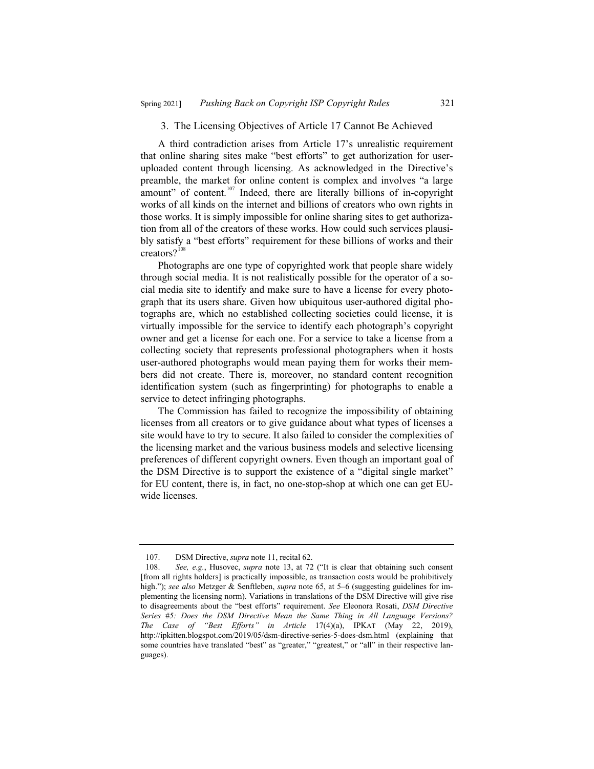### 3. The Licensing Objectives of Article 17 Cannot Be Achieved

A third contradiction arises from Article 17's unrealistic requirement that online sharing sites make "best efforts" to get authorization for user-uploaded content through licensing. As acknowledged in the Directive's preamble, the market for online content is complex and involves "a large amount" of content.[107] Indeed, there are literally billions of in-copyright works of all kinds on the internet and billions of creators who own rights in those works. It is simply impossible for online sharing sites to get authorization from all of the creators of these works. How could such services plausibly satisfy a "best efforts" requirement for these billions of works and their creators?[108]

Photographs are one type of copyrighted work that people share widely through social media. It is not realistically possible for the operator of a social media site to identify and make sure to have a license for every photograph that its users share. Given how ubiquitous user-authored digital photographs are, which no established collecting societies could license, it is virtually impossible for the service to identify each photograph's copyright owner and get a license for each one. For a service to take a license from a collecting society that represents professional photographers when it hosts user-authored photographs would mean paying them for works their members did not create. There is, moreover, no standard content recognition identification system (such as fingerprinting) for photographs to enable a service to detect infringing photographs.

The Commission has failed to recognize the impossibility of obtaining licenses from all creators or to give guidance about what types of licenses a site would have to try to secure. It also failed to consider the complexities of the licensing market and the various business models and selective licensing preferences of different copyright owners. Even though an important goal of the DSM Directive is to support the existence of a "digital single market" for EU content, there is, in fact, no one-stop-shop at which one can get EU-wide licenses.

---

107. DSM Directive, *supra* note 11, recital 62.

108. *See, e.g.*, Husovec, *supra* note 13, at 72 ("It is clear that obtaining such consent [from all rights holders] is practically impossible, as transaction costs would be prohibitively high."); *see also* Metzger & Senftleben, *supra* note 65, at 5–6 (suggesting guidelines for implementing the licensing norm). Variations in translations of the DSM Directive will give rise to disagreements about the "best efforts" requirement. *See* Eleonora Rosati, *DSM Directive Series #5: Does the DSM Directive Mean the Same Thing in All Language Versions? The Case of "Best Efforts" in Article* 17(4)(a), IPKAT (May 22, 2019), http://ipkitten.blogspot.com/2019/05/dsm-directive-series-5-does-dsm.html (explaining that some countries have translated "best" as "greater," "greatest," or "all" in their respective languages).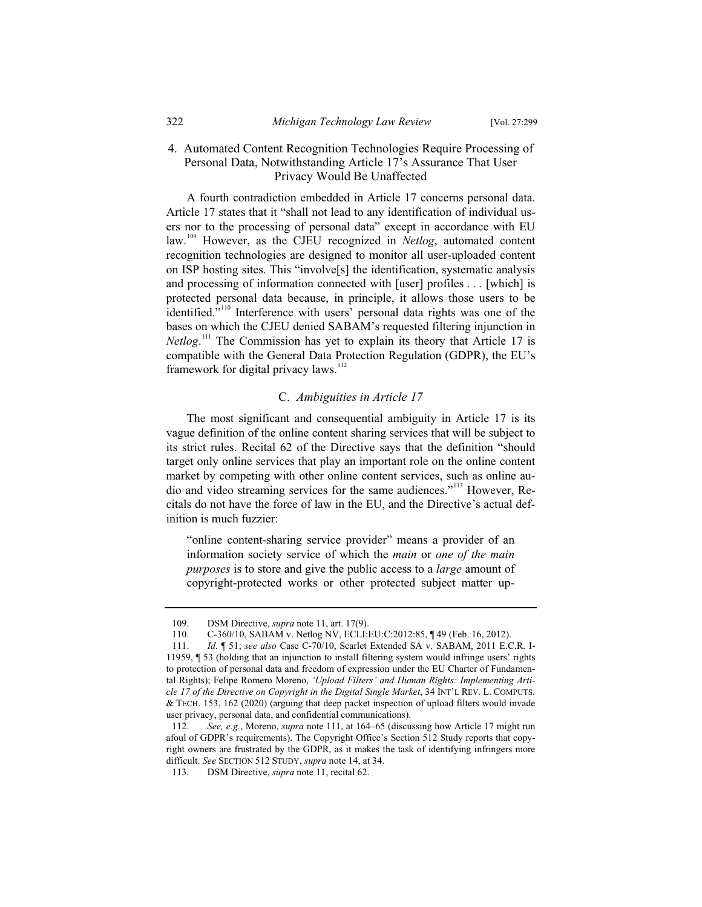### 4. Automated Content Recognition Technologies Require Processing of Personal Data, Notwithstanding Article 17's Assurance That User Privacy Would Be Unaffected

A fourth contradiction embedded in Article 17 concerns personal data. Article 17 states that it "shall not lead to any identification of individual users nor to the processing of personal data" except in accordance with EU law.[109] However, as the CJEU recognized in *Netlog*, automated content recognition technologies are designed to monitor all user-uploaded content on ISP hosting sites. This "involve[s] the identification, systematic analysis and processing of information connected with [user] profiles . . . [which] is protected personal data because, in principle, it allows those users to be identified."[110] Interference with users' personal data rights was one of the bases on which the CJEU denied SABAM's requested filtering injunction in *Netlog*.[111] The Commission has yet to explain its theory that Article 17 is compatible with the General Data Protection Regulation (GDPR), the EU's framework for digital privacy laws.[112]

## C. *Ambiguities in Article 17*

The most significant and consequential ambiguity in Article 17 is its vague definition of the online content sharing services that will be subject to its strict rules. Recital 62 of the Directive says that the definition "should target only online services that play an important role on the online content market by competing with other online content services, such as online audio and video streaming services for the same audiences."[113] However, Recitals do not have the force of law in the EU, and the Directive's actual definition is much fuzzier:

> "online content-sharing service provider" means a provider of an information society service of which the *main* or *one of the main purposes* is to store and give the public access to a *large* amount of copyright-protected works or other protected subject matter up-

---

109. DSM Directive, *supra* note 11, art. 17(9).

110. C-360/10, SABAM v. Netlog NV, ECLI:EU:C:2012:85, ¶ 49 (Feb. 16, 2012).

111. *Id.* ¶ 51; *see also* Case C-70/10, Scarlet Extended SA v. SABAM, 2011 E.C.R. I-11959, ¶ 53 (holding that an injunction to install filtering system would infringe users' rights to protection of personal data and freedom of expression under the EU Charter of Fundamental Rights); Felipe Romero Moreno, *'Upload Filters' and Human Rights: Implementing Article 17 of the Directive on Copyright in the Digital Single Market*, 34 INT'L REV. L. COMPUTS. & TECH. 153, 162 (2020) (arguing that deep packet inspection of upload filters would invade user privacy, personal data, and confidential communications).

112. *See, e.g.*, Moreno, *supra* note 111, at 164–65 (discussing how Article 17 might run afoul of GDPR's requirements). The Copyright Office's Section 512 Study reports that copyright owners are frustrated by the GDPR, as it makes the task of identifying infringers more difficult. *See* SECTION 512 STUDY, *supra* note 14, at 34.

113. DSM Directive, *supra* note 11, recital 62.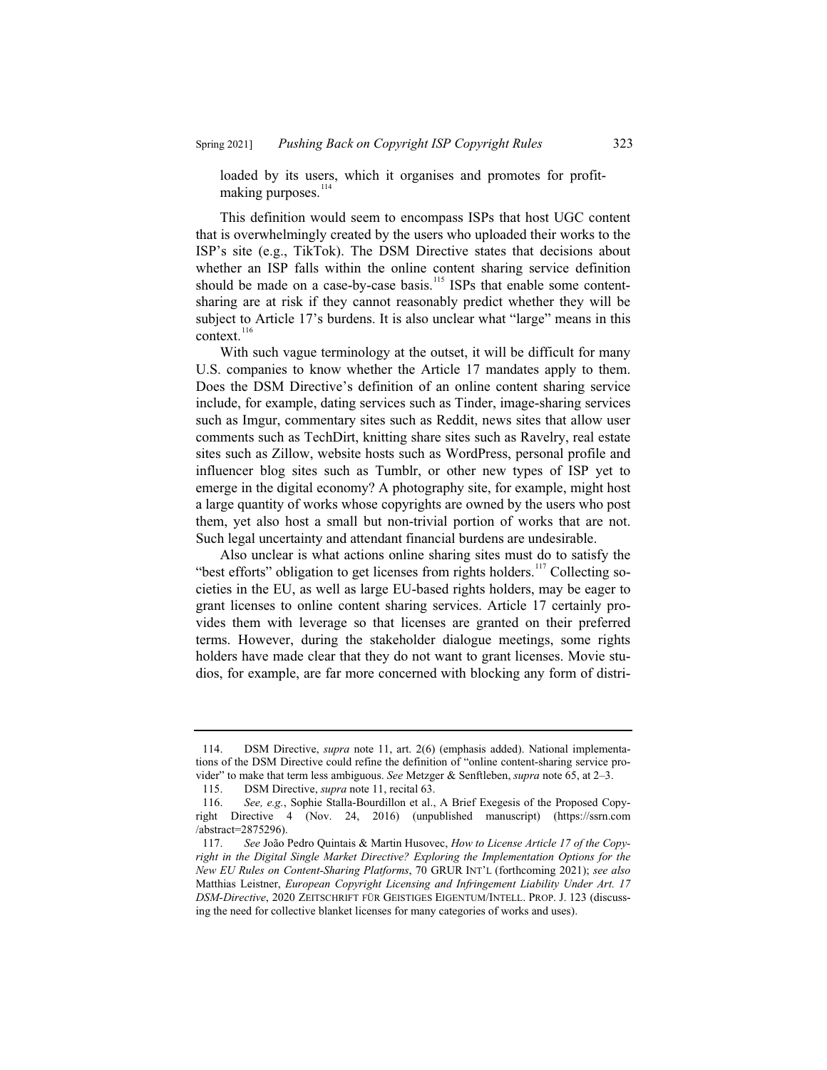loaded by its users, which it organises and promotes for profit-making purposes.[114]

This definition would seem to encompass ISPs that host UGC content that is overwhelmingly created by the users who uploaded their works to the ISP's site (e.g., TikTok). The DSM Directive states that decisions about whether an ISP falls within the online content sharing service definition should be made on a case-by-case basis.[115] ISPs that enable some content-sharing are at risk if they cannot reasonably predict whether they will be subject to Article 17's burdens. It is also unclear what "large" means in this context.[116]

With such vague terminology at the outset, it will be difficult for many U.S. companies to know whether the Article 17 mandates apply to them. Does the DSM Directive's definition of an online content sharing service include, for example, dating services such as Tinder, image-sharing services such as Imgur, commentary sites such as Reddit, news sites that allow user comments such as TechDirt, knitting share sites such as Ravelry, real estate sites such as Zillow, website hosts such as WordPress, personal profile and influencer blog sites such as Tumblr, or other new types of ISP yet to emerge in the digital economy? A photography site, for example, might host a large quantity of works whose copyrights are owned by the users who post them, yet also host a small but non-trivial portion of works that are not. Such legal uncertainty and attendant financial burdens are undesirable.

Also unclear is what actions online sharing sites must do to satisfy the "best efforts" obligation to get licenses from rights holders.[117] Collecting societies in the EU, as well as large EU-based rights holders, may be eager to grant licenses to online content sharing services. Article 17 certainly provides them with leverage so that licenses are granted on their preferred terms. However, during the stakeholder dialogue meetings, some rights holders have made clear that they do not want to grant licenses. Movie studios, for example, are far more concerned with blocking any form of distri-

---

114. DSM Directive, *supra* note 11, art. 2(6) (emphasis added). National implementations of the DSM Directive could refine the definition of "online content-sharing service provider" to make that term less ambiguous. *See* Metzger & Senftleben, *supra* note 65, at 2–3.

115. DSM Directive, *supra* note 11, recital 63.

116. *See, e.g.*, Sophie Stalla-Bourdillon et al., A Brief Exegesis of the Proposed Copyright Directive 4 (Nov. 24, 2016) (unpublished manuscript) (https://ssrn.com/abstract=2875296).

117. *See* João Pedro Quintais & Martin Husovec, *How to License Article 17 of the Copyright in the Digital Single Market Directive? Exploring the Implementation Options for the New EU Rules on Content-Sharing Platforms*, 70 GRUR INT'L (forthcoming 2021); *see also* Matthias Leistner, *European Copyright Licensing and Infringement Liability Under Art. 17 DSM-Directive*, 2020 ZEITSCHRIFT FÜR GEISTIGES EIGENTUM/INTELL. PROP. J. 123 (discussing the need for collective blanket licenses for many categories of works and uses).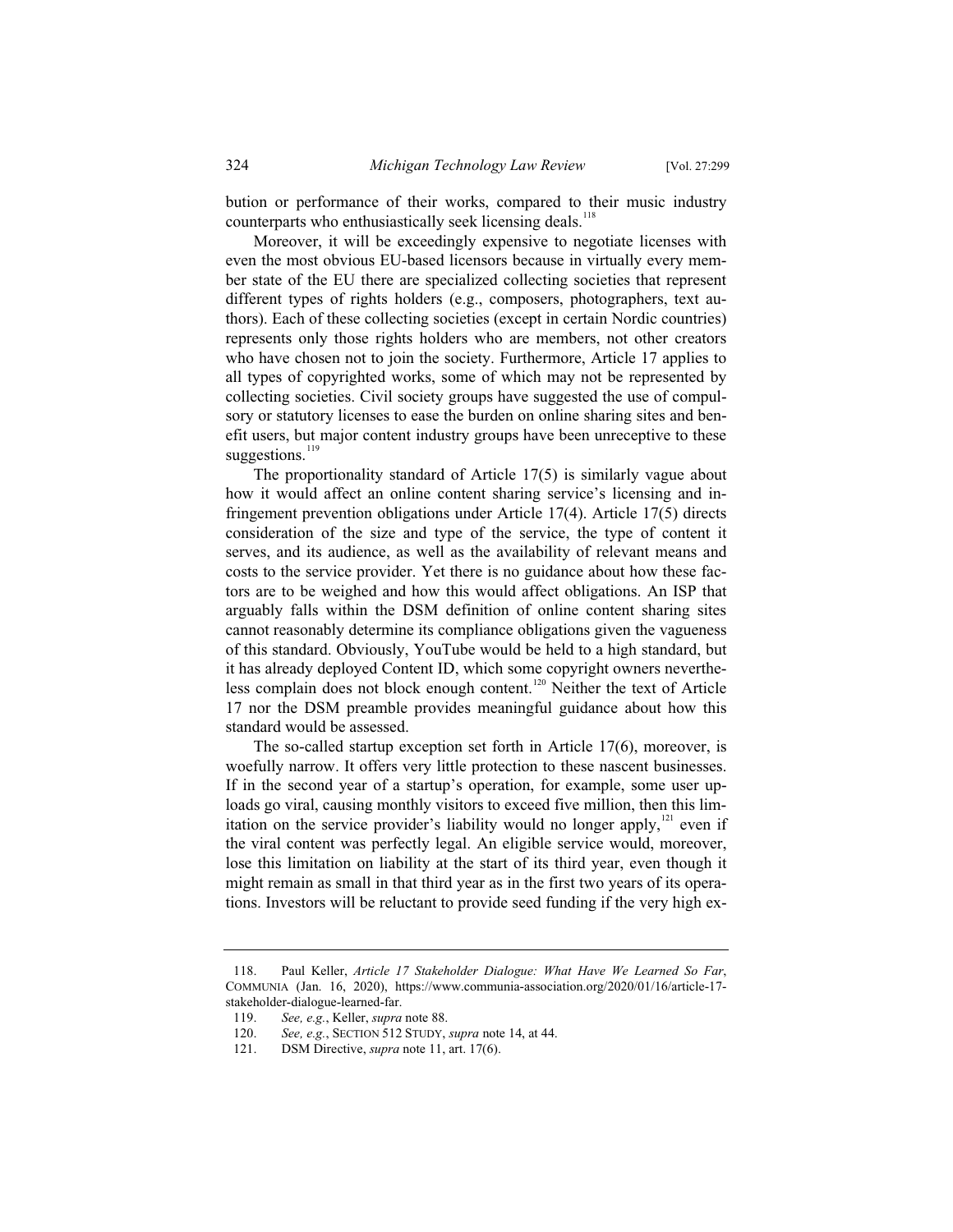bution or performance of their works, compared to their music industry counterparts who enthusiastically seek licensing deals.[118]

Moreover, it will be exceedingly expensive to negotiate licenses with even the most obvious EU-based licensors because in virtually every member state of the EU there are specialized collecting societies that represent different types of rights holders (e.g., composers, photographers, text authors). Each of these collecting societies (except in certain Nordic countries) represents only those rights holders who are members, not other creators who have chosen not to join the society. Furthermore, Article 17 applies to all types of copyrighted works, some of which may not be represented by collecting societies. Civil society groups have suggested the use of compulsory or statutory licenses to ease the burden on online sharing sites and benefit users, but major content industry groups have been unreceptive to these suggestions.[119]

The proportionality standard of Article 17(5) is similarly vague about how it would affect an online content sharing service's licensing and infringement prevention obligations under Article 17(4). Article 17(5) directs consideration of the size and type of the service, the type of content it serves, and its audience, as well as the availability of relevant means and costs to the service provider. Yet there is no guidance about how these factors are to be weighed and how this would affect obligations. An ISP that arguably falls within the DSM definition of online content sharing sites cannot reasonably determine its compliance obligations given the vagueness of this standard. Obviously, YouTube would be held to a high standard, but it has already deployed Content ID, which some copyright owners nevertheless complain does not block enough content.[120] Neither the text of Article 17 nor the DSM preamble provides meaningful guidance about how this standard would be assessed.

The so-called startup exception set forth in Article 17(6), moreover, is woefully narrow. It offers very little protection to these nascent businesses. If in the second year of a startup's operation, for example, some user uploads go viral, causing monthly visitors to exceed five million, then this limitation on the service provider's liability would no longer apply,[121] even if the viral content was perfectly legal. An eligible service would, moreover, lose this limitation on liability at the start of its third year, even though it might remain as small in that third year as in the first two years of its operations. Investors will be reluctant to provide seed funding if the very high ex-

---

118. Paul Keller, *Article 17 Stakeholder Dialogue: What Have We Learned So Far*, COMMUNIA (Jan. 16, 2020), https://www.communia-association.org/2020/01/16/article-17-stakeholder-dialogue-learned-far.

119. *See, e.g.*, Keller, *supra* note 88.

120. *See, e.g.*, SECTION 512 STUDY, *supra* note 14, at 44.

121. DSM Directive, *supra* note 11, art. 17(6).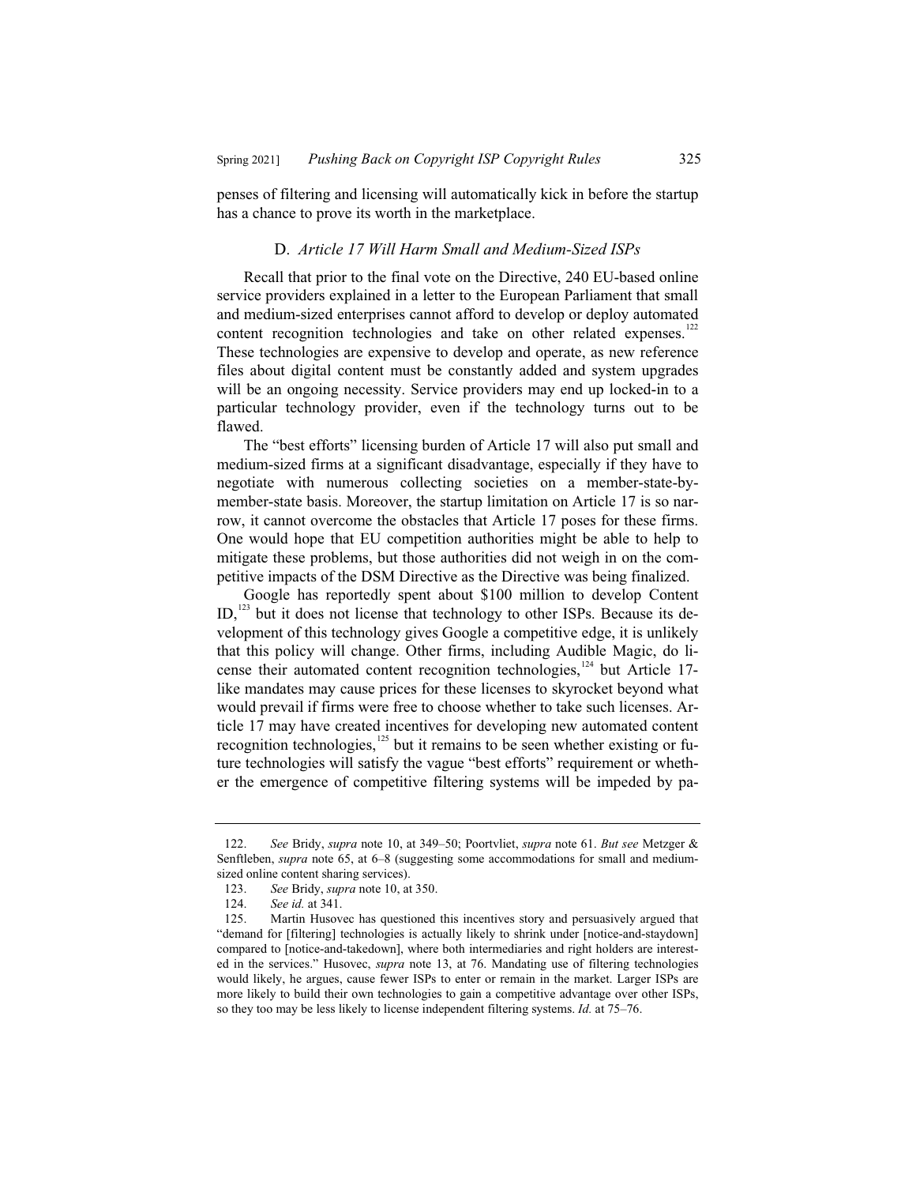penses of filtering and licensing will automatically kick in before the startup has a chance to prove its worth in the marketplace.

### D. *Article 17 Will Harm Small and Medium-Sized ISPs*

Recall that prior to the final vote on the Directive, 240 EU-based online service providers explained in a letter to the European Parliament that small and medium-sized enterprises cannot afford to develop or deploy automated content recognition technologies and take on other related expenses.[122] These technologies are expensive to develop and operate, as new reference files about digital content must be constantly added and system upgrades will be an ongoing necessity. Service providers may end up locked-in to a particular technology provider, even if the technology turns out to be flawed.

The "best efforts" licensing burden of Article 17 will also put small and medium-sized firms at a significant disadvantage, especially if they have to negotiate with numerous collecting societies on a member-state-by-member-state basis. Moreover, the startup limitation on Article 17 is so narrow, it cannot overcome the obstacles that Article 17 poses for these firms. One would hope that EU competition authorities might be able to help to mitigate these problems, but those authorities did not weigh in on the competitive impacts of the DSM Directive as the Directive was being finalized.

Google has reportedly spent about $100 million to develop Content ID,[123] but it does not license that technology to other ISPs. Because its development of this technology gives Google a competitive edge, it is unlikely that this policy will change. Other firms, including Audible Magic, do license their automated content recognition technologies,[124] but Article 17-like mandates may cause prices for these licenses to skyrocket beyond what would prevail if firms were free to choose whether to take such licenses. Article 17 may have created incentives for developing new automated content recognition technologies,[125] but it remains to be seen whether existing or future technologies will satisfy the vague "best efforts" requirement or whether the emergence of competitive filtering systems will be impeded by pa-

---

122. *See* Bridy, *supra* note 10, at 349–50; Poortvliet, *supra* note 61. *But see* Metzger & Senftleben, *supra* note 65, at 6–8 (suggesting some accommodations for small and medium-sized online content sharing services).

123. *See* Bridy, *supra* note 10, at 350.

124. *See id.* at 341.

125. Martin Husovec has questioned this incentives story and persuasively argued that "demand for [filtering] technologies is actually likely to shrink under [notice-and-staydown] compared to [notice-and-takedown], where both intermediaries and right holders are interested in the services." Husovec, *supra* note 13, at 76. Mandating use of filtering technologies would likely, he argues, cause fewer ISPs to enter or remain in the market. Larger ISPs are more likely to build their own technologies to gain a competitive advantage over other ISPs, so they too may be less likely to license independent filtering systems. *Id.* at 75–76.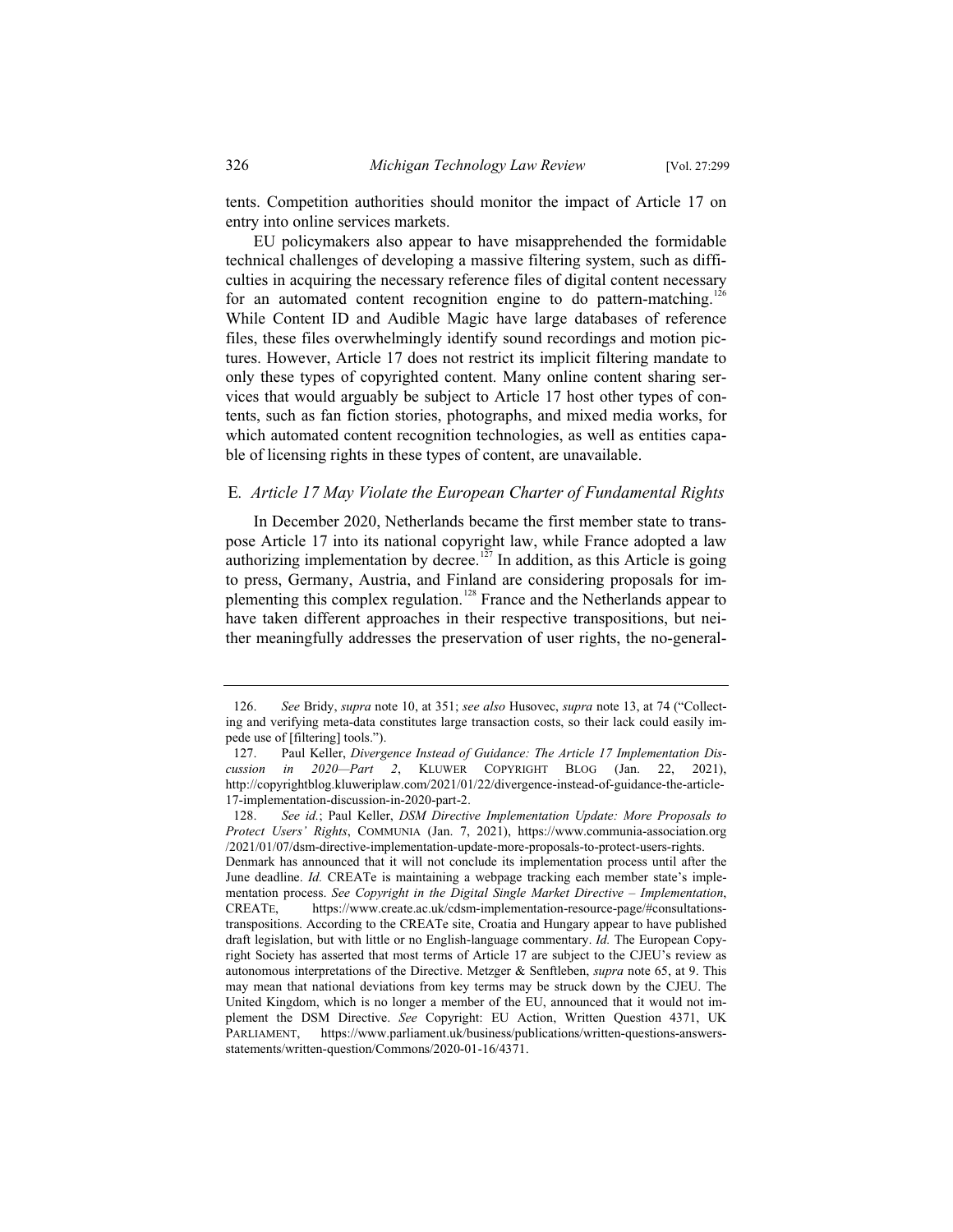tents. Competition authorities should monitor the impact of Article 17 on entry into online services markets.

EU policymakers also appear to have misapprehended the formidable technical challenges of developing a massive filtering system, such as difficulties in acquiring the necessary reference files of digital content necessary for an automated content recognition engine to do pattern-matching.[126] While Content ID and Audible Magic have large databases of reference files, these files overwhelmingly identify sound recordings and motion pictures. However, Article 17 does not restrict its implicit filtering mandate to only these types of copyrighted content. Many online content sharing services that would arguably be subject to Article 17 host other types of contents, such as fan fiction stories, photographs, and mixed media works, for which automated content recognition technologies, as well as entities capable of licensing rights in these types of content, are unavailable.

### E. *Article 17 May Violate the European Charter of Fundamental Rights*

In December 2020, Netherlands became the first member state to transpose Article 17 into its national copyright law, while France adopted a law authorizing implementation by decree.[127] In addition, as this Article is going to press, Germany, Austria, and Finland are considering proposals for implementing this complex regulation.[128] France and the Netherlands appear to have taken different approaches in their respective transpositions, but neither meaningfully addresses the preservation of user rights, the no-general-

---

126. *See* Bridy, *supra* note 10, at 351; *see also* Husovec, *supra* note 13, at 74 ("Collecting and verifying meta-data constitutes large transaction costs, so their lack could easily impede use of [filtering] tools.").

127. Paul Keller, *Divergence Instead of Guidance: The Article 17 Implementation Discussion in 2020—Part 2*, KLUWER COPYRIGHT BLOG (Jan. 22, 2021), http://copyrightblog.kluweriplaw.com/2021/01/22/divergence-instead-of-guidance-the-article-17-implementation-discussion-in-2020-part-2.

128. *See id.*; Paul Keller, *DSM Directive Implementation Update: More Proposals to Protect Users' Rights*, COMMUNIA (Jan. 7, 2021), https://www.communia-association.org/2021/01/07/dsm-directive-implementation-update-more-proposals-to-protect-users-rights. Denmark has announced that it will not conclude its implementation process until after the June deadline. *Id.* CREATe is maintaining a webpage tracking each member state's implementation process. *See Copyright in the Digital Single Market Directive – Implementation*, CREATE, https://www.create.ac.uk/cdsm-implementation-resource-page/#consultations-transpositions. According to the CREATe site, Croatia and Hungary appear to have published draft legislation, but with little or no English-language commentary. *Id.* The European Copyright Society has asserted that most terms of Article 17 are subject to the CJEU's review as autonomous interpretations of the Directive. Metzger & Senftleben, *supra* note 65, at 9. This may mean that national deviations from key terms may be struck down by the CJEU. The United Kingdom, which is no longer a member of the EU, announced that it would not implement the DSM Directive. *See* Copyright: EU Action, Written Question 4371, UK PARLIAMENT, https://www.parliament.uk/business/publications/written-questions-answers-statements/written-question/Commons/2020-01-16/4371.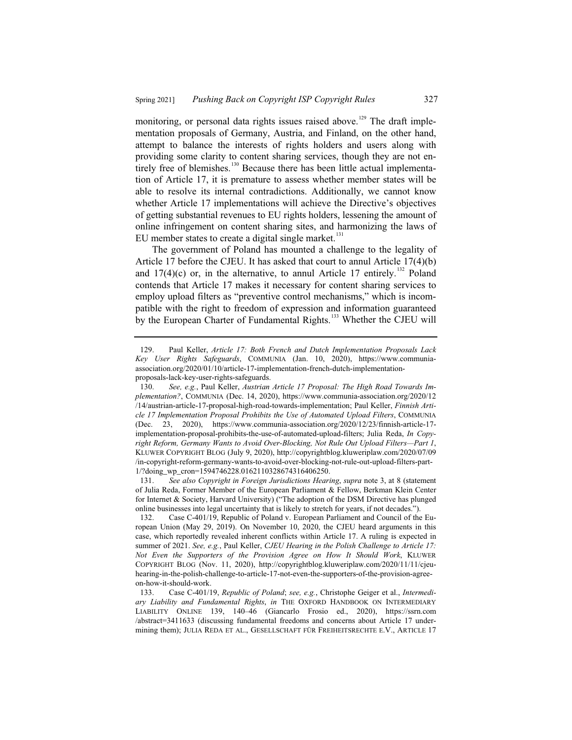monitoring, or personal data rights issues raised above.[129] The draft implementation proposals of Germany, Austria, and Finland, on the other hand, attempt to balance the interests of rights holders and users along with providing some clarity to content sharing services, though they are not entirely free of blemishes.[130] Because there has been little actual implementation of Article 17, it is premature to assess whether member states will be able to resolve its internal contradictions. Additionally, we cannot know whether Article 17 implementations will achieve the Directive's objectives of getting substantial revenues to EU rights holders, lessening the amount of online infringement on content sharing sites, and harmonizing the laws of EU member states to create a digital single market.[131]

The government of Poland has mounted a challenge to the legality of Article 17 before the CJEU. It has asked that court to annul Article 17(4)(b) and 17(4)(c) or, in the alternative, to annul Article 17 entirely.[132] Poland contends that Article 17 makes it necessary for content sharing services to employ upload filters as "preventive control mechanisms," which is incompatible with the right to freedom of expression and information guaranteed by the European Charter of Fundamental Rights.[133] Whether the CJEU will

---

129. Paul Keller, *Article 17: Both French and Dutch Implementation Proposals Lack Key User Rights Safeguards*, COMMUNIA (Jan. 10, 2020), https://www.communia-association.org/2020/01/10/article-17-implementation-french-dutch-implementation-proposals-lack-key-user-rights-safeguards.

130. *See, e.g.*, Paul Keller, *Austrian Article 17 Proposal: The High Road Towards Implementation?*, COMMUNIA (Dec. 14, 2020), https://www.communia-association.org/2020/12/14/austrian-article-17-proposal-high-road-towards-implementation; Paul Keller, *Finnish Article 17 Implementation Proposal Prohibits the Use of Automated Upload Filters*, COMMUNIA (Dec. 23, 2020), https://www.communia-association.org/2020/12/23/finnish-article-17-implementation-proposal-prohibits-the-use-of-automated-upload-filters; Julia Reda, *In Copyright Reform, Germany Wants to Avoid Over-Blocking, Not Rule Out Upload Filters—Part 1*, KLUWER COPYRIGHT BLOG (July 9, 2020), http://copyrightblog.kluweriplaw.com/2020/07/09/in-copyright-reform-germany-wants-to-avoid-over-blocking-not-rule-out-upload-filters-part-1/?doing_wp_cron=1594746228.0162110328674316406250.

131. *See also Copyright in Foreign Jurisdictions Hearing*, *supra* note 3, at 8 (statement of Julia Reda, Former Member of the European Parliament & Fellow, Berkman Klein Center for Internet & Society, Harvard University) ("The adoption of the DSM Directive has plunged online businesses into legal uncertainty that is likely to stretch for years, if not decades.").

132. Case C-401/19, Republic of Poland v. European Parliament and Council of the European Union (May 29, 2019). On November 10, 2020, the CJEU heard arguments in this case, which reportedly revealed inherent conflicts within Article 17. A ruling is expected in summer of 2021. *See, e.g.*, Paul Keller, *CJEU Hearing in the Polish Challenge to Article 17: Not Even the Supporters of the Provision Agree on How It Should Work*, KLUWER COPYRIGHT BLOG (Nov. 11, 2020), http://copyrightblog.kluweriplaw.com/2020/11/11/cjeu-hearing-in-the-polish-challenge-to-article-17-not-even-the-supporters-of-the-provision-agree-on-how-it-should-work.

133. Case C-401/19, *Republic of Poland*; *see, e.g.*, Christophe Geiger et al., *Intermediary Liability and Fundamental Rights*, *in* THE OXFORD HANDBOOK ON INTERMEDIARY LIABILITY ONLINE 139, 140–46 (Giancarlo Frosio ed., 2020), https://ssrn.com/abstract=3411633 (discussing fundamental freedoms and concerns about Article 17 undermining them); JULIA REDA ET AL., GESELLSCHAFT FÜR FREIHEITSRECHTE E.V., ARTICLE 17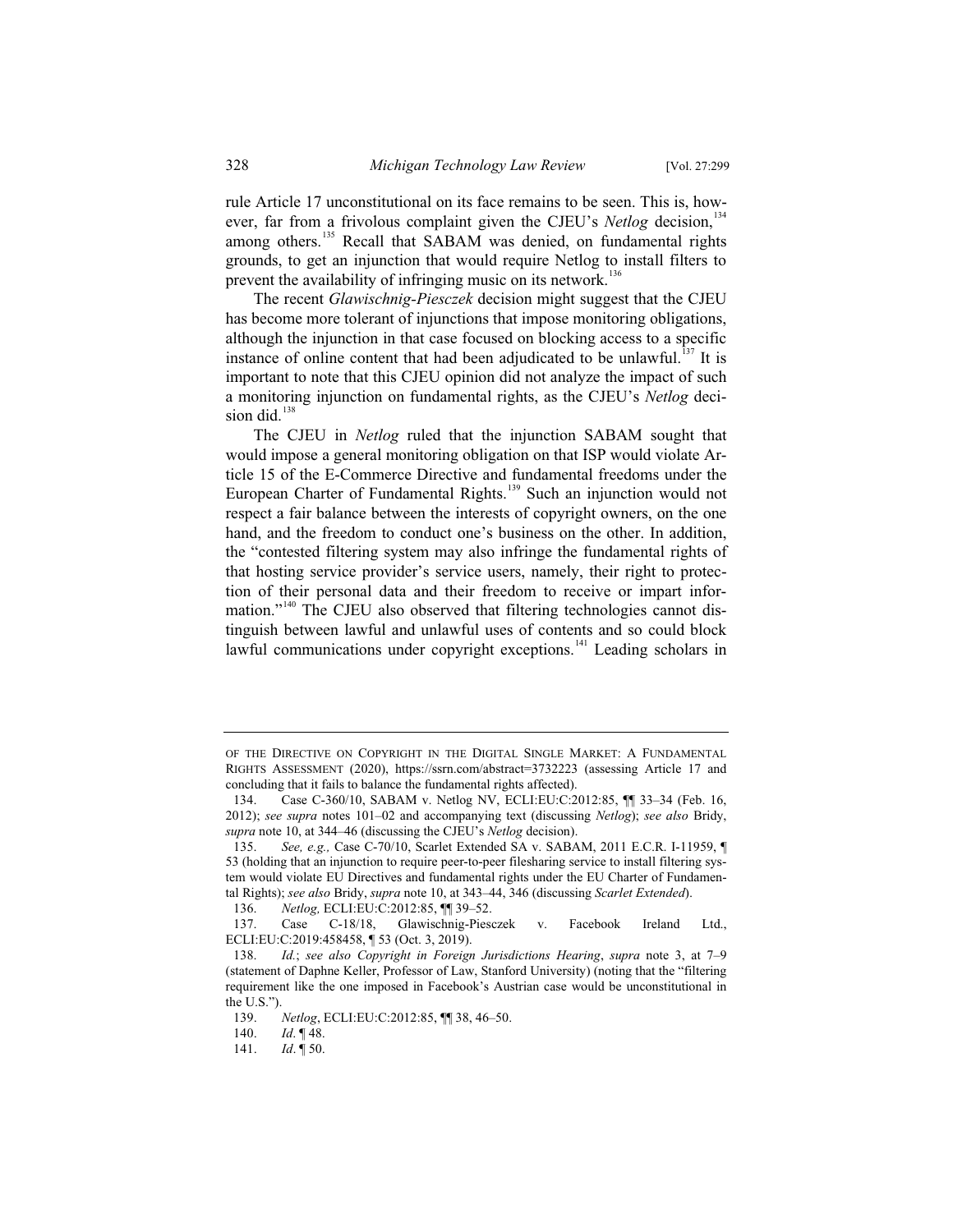rule Article 17 unconstitutional on its face remains to be seen. This is, however, far from a frivolous complaint given the CJEU's *Netlog* decision,[134] among others.[135] Recall that SABAM was denied, on fundamental rights grounds, to get an injunction that would require Netlog to install filters to prevent the availability of infringing music on its network.[136]

The recent *Glawischnig-Piesczek* decision might suggest that the CJEU has become more tolerant of injunctions that impose monitoring obligations, although the injunction in that case focused on blocking access to a specific instance of online content that had been adjudicated to be unlawful.[137] It is important to note that this CJEU opinion did not analyze the impact of such a monitoring injunction on fundamental rights, as the CJEU's *Netlog* decision did.[138]

The CJEU in *Netlog* ruled that the injunction SABAM sought that would impose a general monitoring obligation on that ISP would violate Article 15 of the E-Commerce Directive and fundamental freedoms under the European Charter of Fundamental Rights.[139] Such an injunction would not respect a fair balance between the interests of copyright owners, on the one hand, and the freedom to conduct one's business on the other. In addition, the "contested filtering system may also infringe the fundamental rights of that hosting service provider's service users, namely, their right to protection of their personal data and their freedom to receive or impart information."[140] The CJEU also observed that filtering technologies cannot distinguish between lawful and unlawful uses of contents and so could block lawful communications under copyright exceptions.[141] Leading scholars in

---

OF THE DIRECTIVE ON COPYRIGHT IN THE DIGITAL SINGLE MARKET: A FUNDAMENTAL RIGHTS ASSESSMENT (2020), https://ssrn.com/abstract=3732223 (assessing Article 17 and concluding that it fails to balance the fundamental rights affected).

134. Case C-360/10, SABAM v. Netlog NV, ECLI:EU:C:2012:85, ¶¶ 33–34 (Feb. 16, 2012); *see supra* notes 101–02 and accompanying text (discussing *Netlog*); *see also* Bridy, *supra* note 10, at 344–46 (discussing the CJEU's *Netlog* decision).

135. *See, e.g.,* Case C-70/10, Scarlet Extended SA v. SABAM, 2011 E.C.R. I-11959, ¶ 53 (holding that an injunction to require peer-to-peer filesharing service to install filtering system would violate EU Directives and fundamental rights under the EU Charter of Fundamental Rights); *see also* Bridy, *supra* note 10, at 343–44, 346 (discussing *Scarlet Extended*).

136. *Netlog,* ECLI:EU:C:2012:85, ¶¶ 39–52.

137. Case C-18/18, Glawischnig-Piesczek v. Facebook Ireland Ltd., ECLI:EU:C:2019:458458, ¶ 53 (Oct. 3, 2019).

138. *Id.*; *see also Copyright in Foreign Jurisdictions Hearing*, *supra* note 3, at 7–9 (statement of Daphne Keller, Professor of Law, Stanford University) (noting that the "filtering requirement like the one imposed in Facebook's Austrian case would be unconstitutional in the U.S.").

139. *Netlog*, ECLI:EU:C:2012:85, ¶¶ 38, 46–50.

140. *Id.* ¶ 48.

141. *Id*. ¶ 50.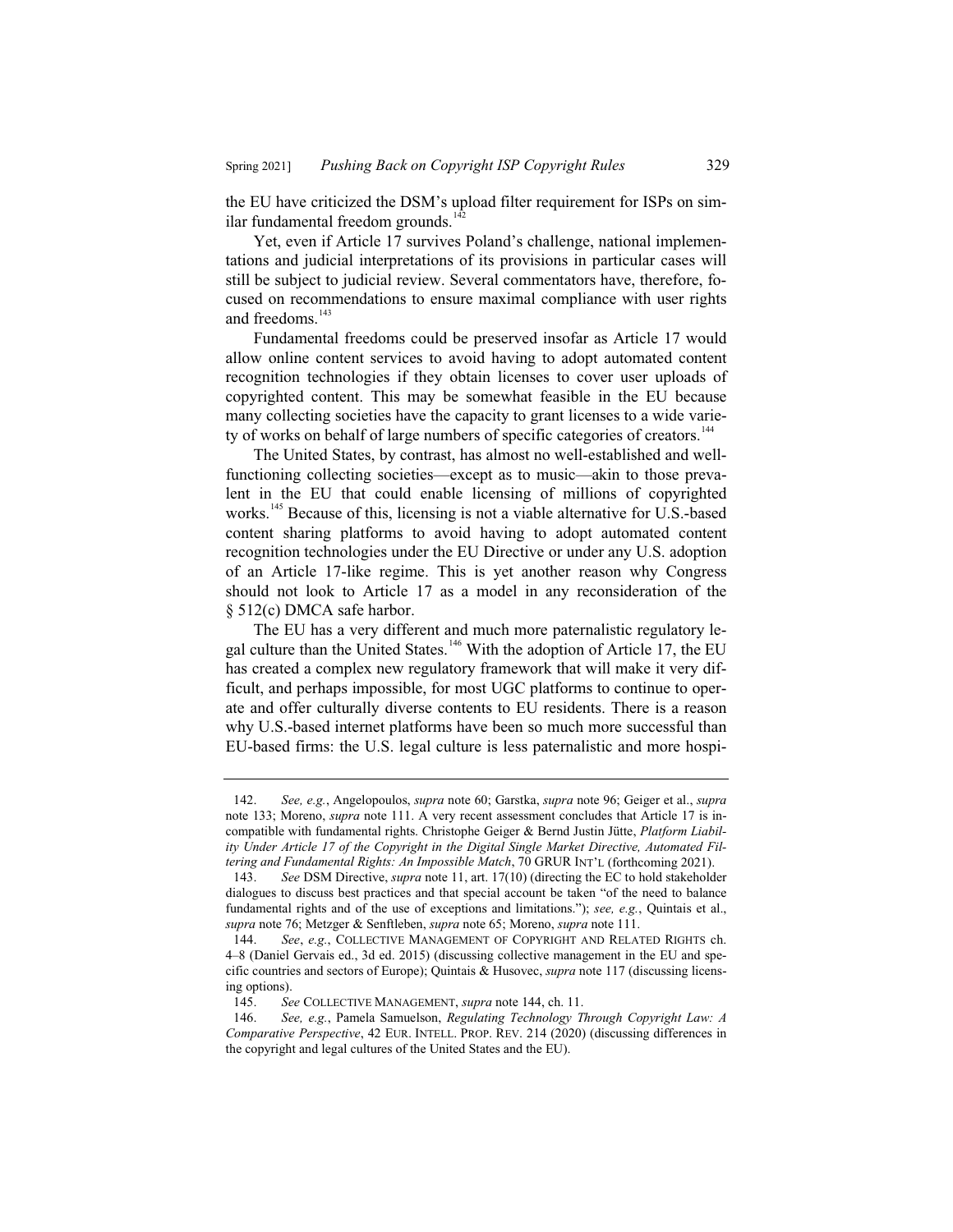the EU have criticized the DSM's upload filter requirement for ISPs on similar fundamental freedom grounds.[142]

Yet, even if Article 17 survives Poland's challenge, national implementations and judicial interpretations of its provisions in particular cases will still be subject to judicial review. Several commentators have, therefore, focused on recommendations to ensure maximal compliance with user rights and freedoms.[143]

Fundamental freedoms could be preserved insofar as Article 17 would allow online content services to avoid having to adopt automated content recognition technologies if they obtain licenses to cover user uploads of copyrighted content. This may be somewhat feasible in the EU because many collecting societies have the capacity to grant licenses to a wide variety of works on behalf of large numbers of specific categories of creators.[144]

The United States, by contrast, has almost no well-established and well-functioning collecting societies—except as to music—akin to those prevalent in the EU that could enable licensing of millions of copyrighted works.[145] Because of this, licensing is not a viable alternative for U.S.-based content sharing platforms to avoid having to adopt automated content recognition technologies under the EU Directive or under any U.S. adoption of an Article 17-like regime. This is yet another reason why Congress should not look to Article 17 as a model in any reconsideration of the § 512(c) DMCA safe harbor.

The EU has a very different and much more paternalistic regulatory legal culture than the United States.[146] With the adoption of Article 17, the EU has created a complex new regulatory framework that will make it very difficult, and perhaps impossible, for most UGC platforms to continue to operate and offer culturally diverse contents to EU residents. There is a reason why U.S.-based internet platforms have been so much more successful than EU-based firms: the U.S. legal culture is less paternalistic and more hospi-

---

142. *See, e.g.*, Angelopoulos, *supra* note 60; Garstka, *supra* note 96; Geiger et al., *supra* note 133; Moreno, *supra* note 111. A very recent assessment concludes that Article 17 is incompatible with fundamental rights. Christophe Geiger & Bernd Justin Jütte, *Platform Liability Under Article 17 of the Copyright in the Digital Single Market Directive, Automated Filtering and Fundamental Rights: An Impossible Match*, 70 GRUR INT'L (forthcoming 2021).

143. *See* DSM Directive, *supra* note 11, art. 17(10) (directing the EC to hold stakeholder dialogues to discuss best practices and that special account be taken "of the need to balance fundamental rights and of the use of exceptions and limitations."); *see, e.g.*, Quintais et al., *supra* note 76; Metzger & Senftleben, *supra* note 65; Moreno, *supra* note 111.

144. *See*, *e.g.*, COLLECTIVE MANAGEMENT OF COPYRIGHT AND RELATED RIGHTS ch. 4–8 (Daniel Gervais ed., 3d ed. 2015) (discussing collective management in the EU and specific countries and sectors of Europe); Quintais & Husovec, *supra* note 117 (discussing licensing options).

145. *See* COLLECTIVE MANAGEMENT, *supra* note 144, ch. 11.

146. *See, e.g.*, Pamela Samuelson, *Regulating Technology Through Copyright Law: A Comparative Perspective*, 42 EUR. INTELL. PROP. REV. 214 (2020) (discussing differences in the copyright and legal cultures of the United States and the EU).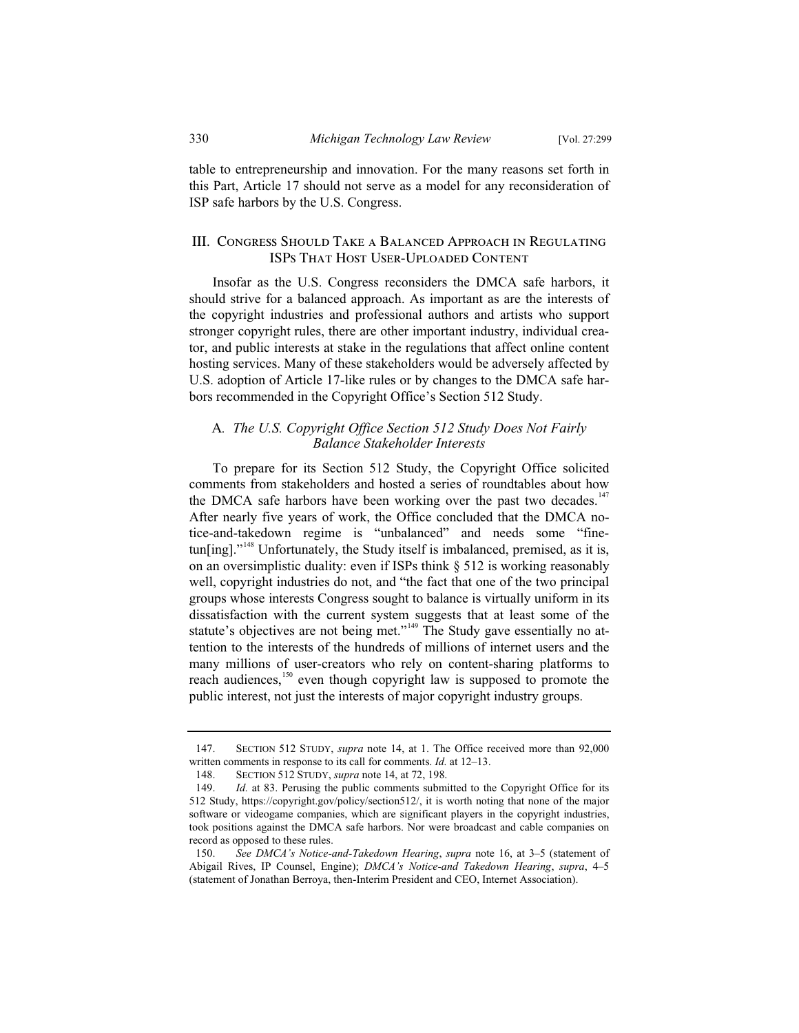table to entrepreneurship and innovation. For the many reasons set forth in this Part, Article 17 should not serve as a model for any reconsideration of ISP safe harbors by the U.S. Congress.

## III. Congress Should Take a Balanced Approach in Regulating ISPs That Host User-Uploaded Content

Insofar as the U.S. Congress reconsiders the DMCA safe harbors, it should strive for a balanced approach. As important as are the interests of the copyright industries and professional authors and artists who support stronger copyright rules, there are other important industry, individual creator, and public interests at stake in the regulations that affect online content hosting services. Many of these stakeholders would be adversely affected by U.S. adoption of Article 17-like rules or by changes to the DMCA safe harbors recommended in the Copyright Office's Section 512 Study.

### A. *The U.S. Copyright Office Section 512 Study Does Not Fairly Balance Stakeholder Interests*

To prepare for its Section 512 Study, the Copyright Office solicited comments from stakeholders and hosted a series of roundtables about how the DMCA safe harbors have been working over the past two decades.[147] After nearly five years of work, the Office concluded that the DMCA notice-and-takedown regime is "unbalanced" and needs some "fine-tun[ing]."[148] Unfortunately, the Study itself is imbalanced, premised, as it is, on an oversimplistic duality: even if ISPs think § 512 is working reasonably well, copyright industries do not, and "the fact that one of the two principal groups whose interests Congress sought to balance is virtually uniform in its dissatisfaction with the current system suggests that at least some of the statute's objectives are not being met."[149] The Study gave essentially no attention to the interests of the hundreds of millions of internet users and the many millions of user-creators who rely on content-sharing platforms to reach audiences,[150] even though copyright law is supposed to promote the public interest, not just the interests of major copyright industry groups.

---

147. Section 512 Study, *supra* note 14, at 1. The Office received more than 92,000 written comments in response to its call for comments. *Id.* at 12–13.

148. Section 512 Study, *supra* note 14, at 72, 198.

149. *Id.* at 83. Perusing the public comments submitted to the Copyright Office for its 512 Study, https://copyright.gov/policy/section512/, it is worth noting that none of the major software or videogame companies, which are significant players in the copyright industries, took positions against the DMCA safe harbors. Nor were broadcast and cable companies on record as opposed to these rules.

150. *See DMCA's Notice-and-Takedown Hearing*, *supra* note 16, at 3–5 (statement of Abigail Rives, IP Counsel, Engine); *DMCA's Notice-and Takedown Hearing*, *supra*, 4–5 (statement of Jonathan Berroya, then-Interim President and CEO, Internet Association).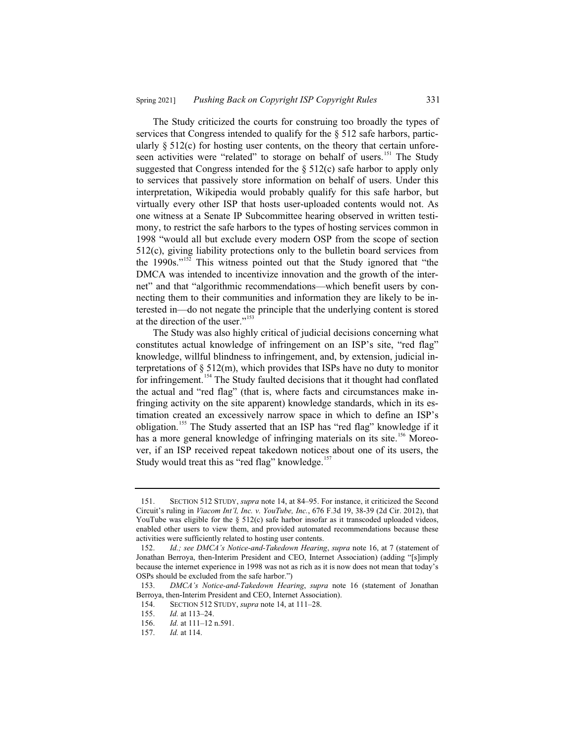The Study criticized the courts for construing too broadly the types of services that Congress intended to qualify for the § 512 safe harbors, particularly § 512(c) for hosting user contents, on the theory that certain unforeseen activities were "related" to storage on behalf of users.[151] The Study suggested that Congress intended for the § 512(c) safe harbor to apply only to services that passively store information on behalf of users. Under this interpretation, Wikipedia would probably qualify for this safe harbor, but virtually every other ISP that hosts user-uploaded contents would not. As one witness at a Senate IP Subcommittee hearing observed in written testimony, to restrict the safe harbors to the types of hosting services common in 1998 "would all but exclude every modern OSP from the scope of section 512(c), giving liability protections only to the bulletin board services from the 1990s."[152] This witness pointed out that the Study ignored that "the DMCA was intended to incentivize innovation and the growth of the internet" and that "algorithmic recommendations—which benefit users by connecting them to their communities and information they are likely to be interested in—do not negate the principle that the underlying content is stored at the direction of the user."[153]

The Study was also highly critical of judicial decisions concerning what constitutes actual knowledge of infringement on an ISP's site, "red flag" knowledge, willful blindness to infringement, and, by extension, judicial interpretations of § 512(m), which provides that ISPs have no duty to monitor for infringement.[154] The Study faulted decisions that it thought had conflated the actual and "red flag" (that is, where facts and circumstances make infringing activity on the site apparent) knowledge standards, which in its estimation created an excessively narrow space in which to define an ISP's obligation.[155] The Study asserted that an ISP has "red flag" knowledge if it has a more general knowledge of infringing materials on its site.[156] Moreover, if an ISP received repeat takedown notices about one of its users, the Study would treat this as "red flag" knowledge.[157]

---

151. SECTION 512 STUDY, *supra* note 14, at 84–95. For instance, it criticized the Second Circuit's ruling in *Viacom Int'l, Inc. v. YouTube, Inc.*, 676 F.3d 19, 38-39 (2d Cir. 2012), that YouTube was eligible for the § 512(c) safe harbor insofar as it transcoded uploaded videos, enabled other users to view them, and provided automated recommendations because these activities were sufficiently related to hosting user contents.

152. *Id.; see DMCA's Notice-and-Takedown Hearing*, *supra* note 16, at 7 (statement of Jonathan Berroya, then-Interim President and CEO, Internet Association) (adding "[s]imply because the internet experience in 1998 was not as rich as it is now does not mean that today's OSPs should be excluded from the safe harbor.")

153. *DMCA's Notice-and-Takedown Hearing*, *supra* note 16 (statement of Jonathan Berroya, then-Interim President and CEO, Internet Association).

154. SECTION 512 STUDY, *supra* note 14, at 111–28.

155. *Id.* at 113–24.

156. *Id.* at 111–12 n.591.

157. *Id.* at 114.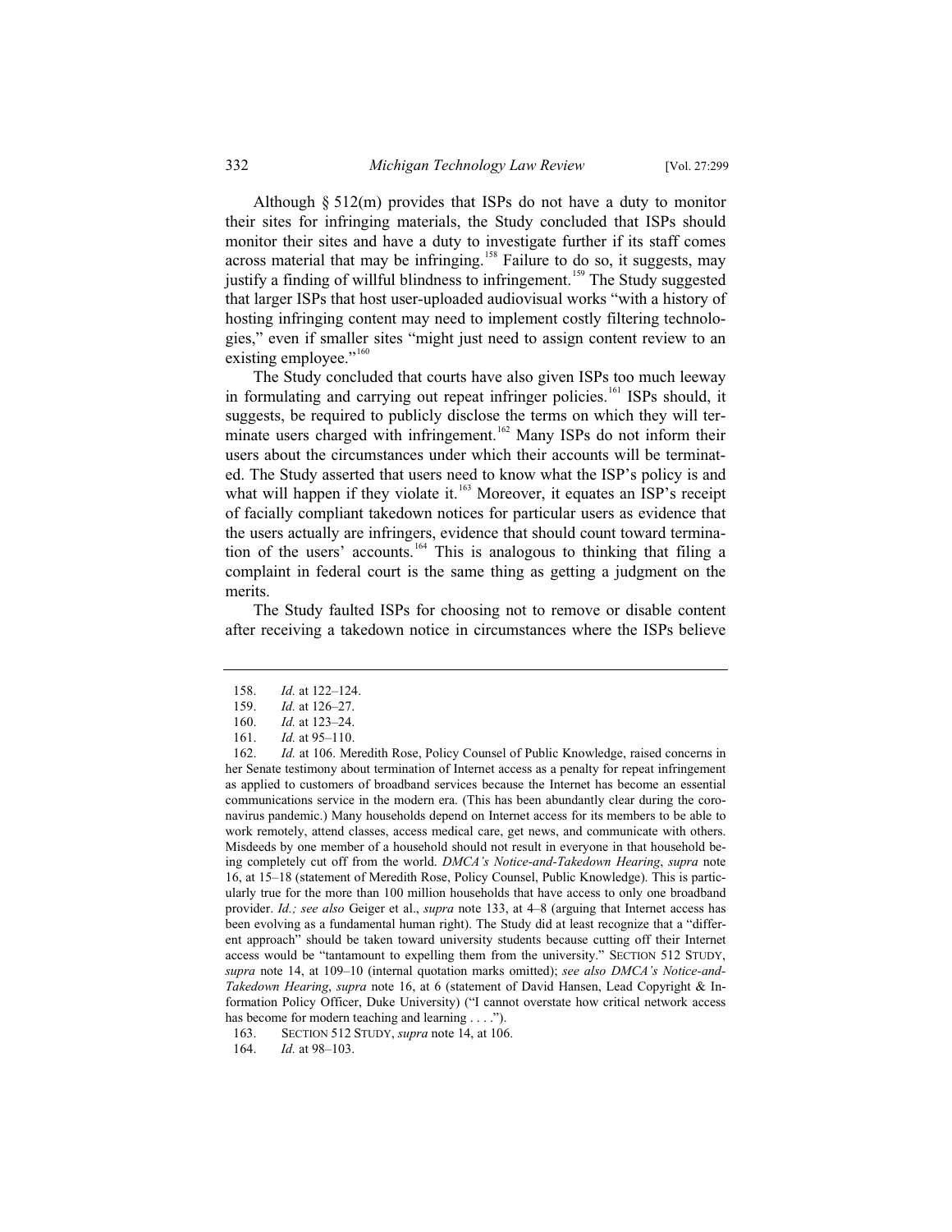Although § 512(m) provides that ISPs do not have a duty to monitor their sites for infringing materials, the Study concluded that ISPs should monitor their sites and have a duty to investigate further if its staff comes across material that may be infringing.[158] Failure to do so, it suggests, may justify a finding of willful blindness to infringement.[159] The Study suggested that larger ISPs that host user-uploaded audiovisual works "with a history of hosting infringing content may need to implement costly filtering technologies," even if smaller sites "might just need to assign content review to an existing employee."[160]

The Study concluded that courts have also given ISPs too much leeway in formulating and carrying out repeat infringer policies.[161] ISPs should, it suggests, be required to publicly disclose the terms on which they will terminate users charged with infringement.[162] Many ISPs do not inform their users about the circumstances under which their accounts will be terminated. The Study asserted that users need to know what the ISP's policy is and what will happen if they violate it.[163] Moreover, it equates an ISP's receipt of facially compliant takedown notices for particular users as evidence that the users actually are infringers, evidence that should count toward termination of the users' accounts.[164] This is analogous to thinking that filing a complaint in federal court is the same thing as getting a judgment on the merits.

The Study faulted ISPs for choosing not to remove or disable content after receiving a takedown notice in circumstances where the ISPs believe

---

158. *Id.* at 122–124.

159. *Id.* at 126–27.

160. *Id.* at 123–24.

161. *Id.* at 95–110.

162. *Id.* at 106. Meredith Rose, Policy Counsel of Public Knowledge, raised concerns in her Senate testimony about termination of Internet access as a penalty for repeat infringement as applied to customers of broadband services because the Internet has become an essential communications service in the modern era. (This has been abundantly clear during the coronavirus pandemic.) Many households depend on Internet access for its members to be able to work remotely, attend classes, access medical care, get news, and communicate with others. Misdeeds by one member of a household should not result in everyone in that household being completely cut off from the world. *DMCA's Notice-and-Takedown Hearing*, *supra* note 16, at 15–18 (statement of Meredith Rose, Policy Counsel, Public Knowledge). This is particularly true for the more than 100 million households that have access to only one broadband provider. *Id.; see also* Geiger et al., *supra* note 133, at 4–8 (arguing that Internet access has been evolving as a fundamental human right). The Study did at least recognize that a "different approach" should be taken toward university students because cutting off their Internet access would be "tantamount to expelling them from the university." SECTION 512 STUDY, *supra* note 14, at 109–10 (internal quotation marks omitted); *see also DMCA's Notice-and-Takedown Hearing*, *supra* note 16, at 6 (statement of David Hansen, Lead Copyright & Information Policy Officer, Duke University) ("I cannot overstate how critical network access has become for modern teaching and learning . . . .").

163. SECTION 512 STUDY, *supra* note 14, at 106.

164. *Id.* at 98–103.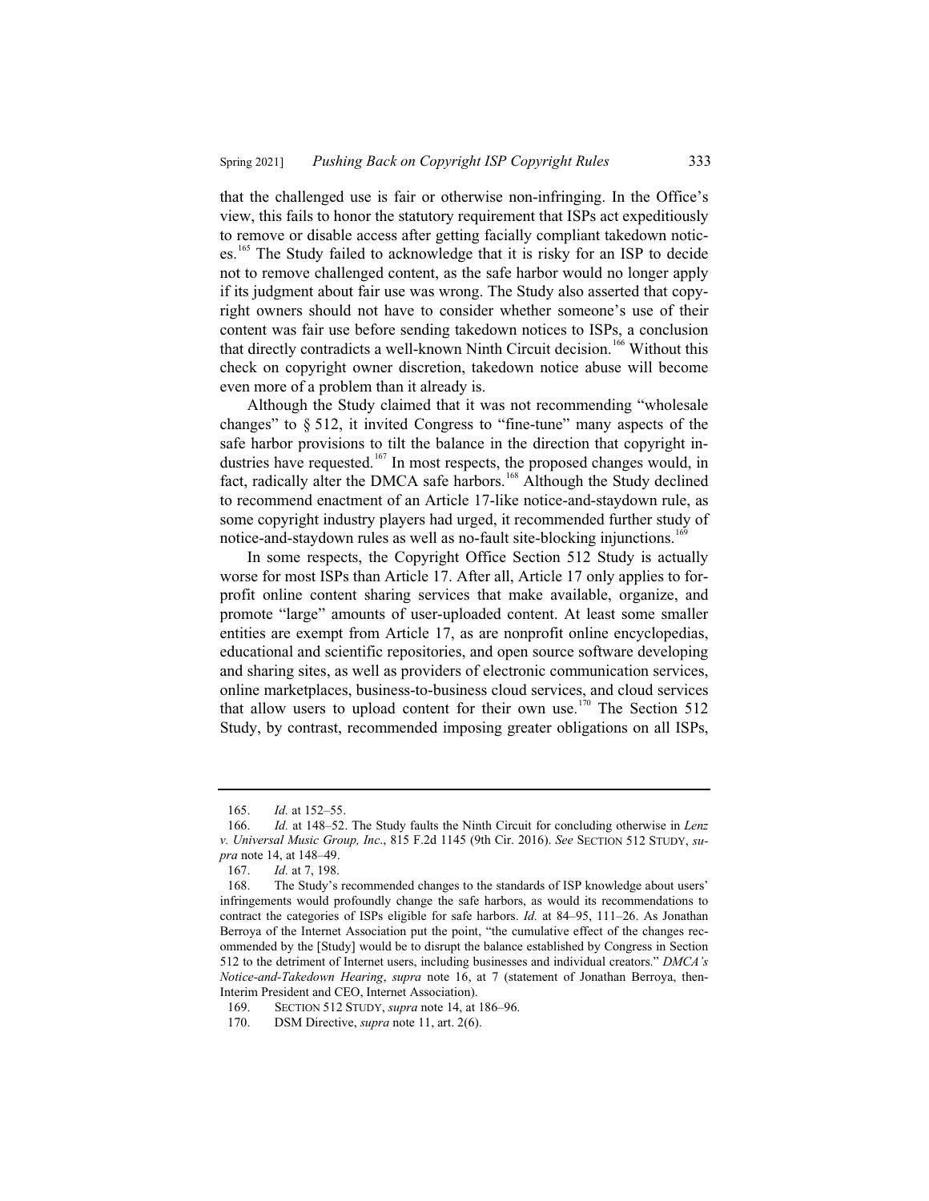that the challenged use is fair or otherwise non-infringing. In the Office's view, this fails to honor the statutory requirement that ISPs act expeditiously to remove or disable access after getting facially compliant takedown notices.[165] The Study failed to acknowledge that it is risky for an ISP to decide not to remove challenged content, as the safe harbor would no longer apply if its judgment about fair use was wrong. The Study also asserted that copyright owners should not have to consider whether someone's use of their content was fair use before sending takedown notices to ISPs, a conclusion that directly contradicts a well-known Ninth Circuit decision.[166] Without this check on copyright owner discretion, takedown notice abuse will become even more of a problem than it already is.

Although the Study claimed that it was not recommending "wholesale changes" to § 512, it invited Congress to "fine-tune" many aspects of the safe harbor provisions to tilt the balance in the direction that copyright industries have requested.[167] In most respects, the proposed changes would, in fact, radically alter the DMCA safe harbors.[168] Although the Study declined to recommend enactment of an Article 17-like notice-and-staydown rule, as some copyright industry players had urged, it recommended further study of notice-and-staydown rules as well as no-fault site-blocking injunctions.[169]

In some respects, the Copyright Office Section 512 Study is actually worse for most ISPs than Article 17. After all, Article 17 only applies to for-profit online content sharing services that make available, organize, and promote "large" amounts of user-uploaded content. At least some smaller entities are exempt from Article 17, as are nonprofit online encyclopedias, educational and scientific repositories, and open source software developing and sharing sites, as well as providers of electronic communication services, online marketplaces, business-to-business cloud services, and cloud services that allow users to upload content for their own use.[170] The Section 512 Study, by contrast, recommended imposing greater obligations on all ISPs,

---

165. *Id.* at 152–55.

166. *Id.* at 148–52. The Study faults the Ninth Circuit for concluding otherwise in *Lenz v. Universal Music Group, Inc*., 815 F.2d 1145 (9th Cir. 2016). *See* SECTION 512 STUDY, *supra* note 14, at 148–49.

167. *Id.* at 7, 198.

168. The Study's recommended changes to the standards of ISP knowledge about users' infringements would profoundly change the safe harbors, as would its recommendations to contract the categories of ISPs eligible for safe harbors. *Id.* at 84–95, 111–26. As Jonathan Berroya of the Internet Association put the point, "the cumulative effect of the changes recommended by the [Study] would be to disrupt the balance established by Congress in Section 512 to the detriment of Internet users, including businesses and individual creators." *DMCA's Notice-and-Takedown Hearing*, *supra* note 16, at 7 (statement of Jonathan Berroya, then-Interim President and CEO, Internet Association).

169. SECTION 512 STUDY, *supra* note 14, at 186–96.

170. DSM Directive, *supra* note 11, art. 2(6).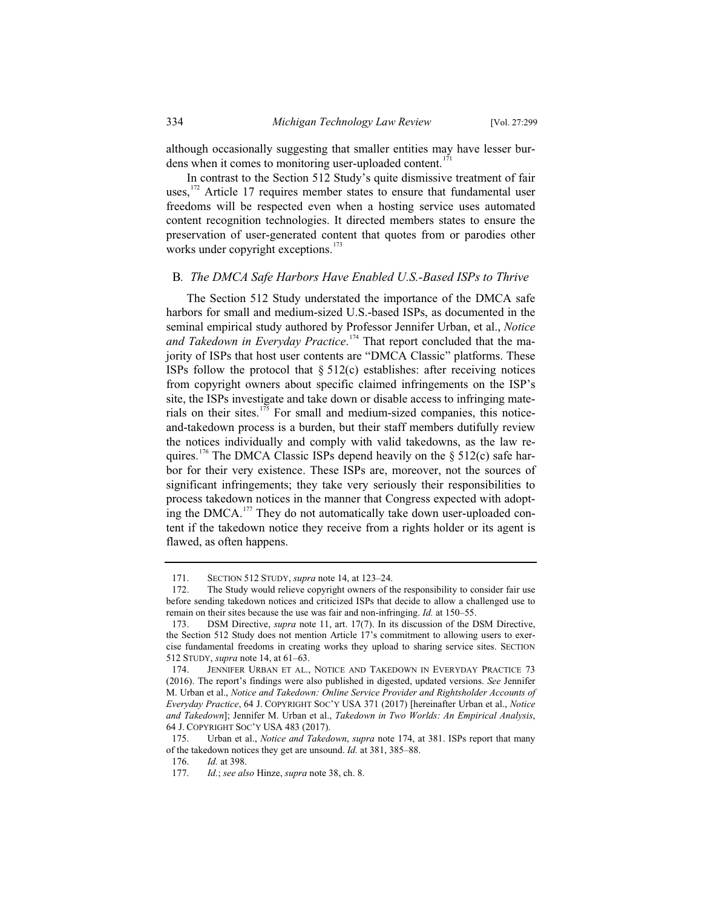although occasionally suggesting that smaller entities may have lesser burdens when it comes to monitoring user-uploaded content.[171]

In contrast to the Section 512 Study's quite dismissive treatment of fair uses,[172] Article 17 requires member states to ensure that fundamental user freedoms will be respected even when a hosting service uses automated content recognition technologies. It directed members states to ensure the preservation of user-generated content that quotes from or parodies other works under copyright exceptions.[173]

### B. *The DMCA Safe Harbors Have Enabled U.S.-Based ISPs to Thrive*

The Section 512 Study understated the importance of the DMCA safe harbors for small and medium-sized U.S.-based ISPs, as documented in the seminal empirical study authored by Professor Jennifer Urban, et al., *Notice and Takedown in Everyday Practice*.[174] That report concluded that the majority of ISPs that host user contents are "DMCA Classic" platforms. These ISPs follow the protocol that § 512(c) establishes: after receiving notices from copyright owners about specific claimed infringements on the ISP's site, the ISPs investigate and take down or disable access to infringing materials on their sites.[175] For small and medium-sized companies, this notice-and-takedown process is a burden, but their staff members dutifully review the notices individually and comply with valid takedowns, as the law requires.[176] The DMCA Classic ISPs depend heavily on the § 512(c) safe harbor for their very existence. These ISPs are, moreover, not the sources of significant infringements; they take very seriously their responsibilities to process takedown notices in the manner that Congress expected with adopting the DMCA.[177] They do not automatically take down user-uploaded content if the takedown notice they receive from a rights holder or its agent is flawed, as often happens.

---

171. SECTION 512 STUDY, *supra* note 14, at 123–24.

172. The Study would relieve copyright owners of the responsibility to consider fair use before sending takedown notices and criticized ISPs that decide to allow a challenged use to remain on their sites because the use was fair and non-infringing. *Id.* at 150–55.

173. DSM Directive, *supra* note 11, art. 17(7). In its discussion of the DSM Directive, the Section 512 Study does not mention Article 17's commitment to allowing users to exercise fundamental freedoms in creating works they upload to sharing service sites. SECTION 512 STUDY, *supra* note 14, at 61–63.

174. JENNIFER URBAN ET AL., NOTICE AND TAKEDOWN IN EVERYDAY PRACTICE 73 (2016). The report's findings were also published in digested, updated versions. *See* Jennifer M. Urban et al., *Notice and Takedown: Online Service Provider and Rightsholder Accounts of Everyday Practice*, 64 J. COPYRIGHT SOC'Y USA 371 (2017) [hereinafter Urban et al., *Notice and Takedown*]; Jennifer M. Urban et al., *Takedown in Two Worlds: An Empirical Analysis*, 64 J. COPYRIGHT SOC'Y USA 483 (2017).

175. Urban et al., *Notice and Takedown*, *supra* note 174, at 381. ISPs report that many of the takedown notices they get are unsound. *Id.* at 381, 385–88.

176. *Id.* at 398.

177. *Id.*; *see also* Hinze, *supra* note 38, ch. 8.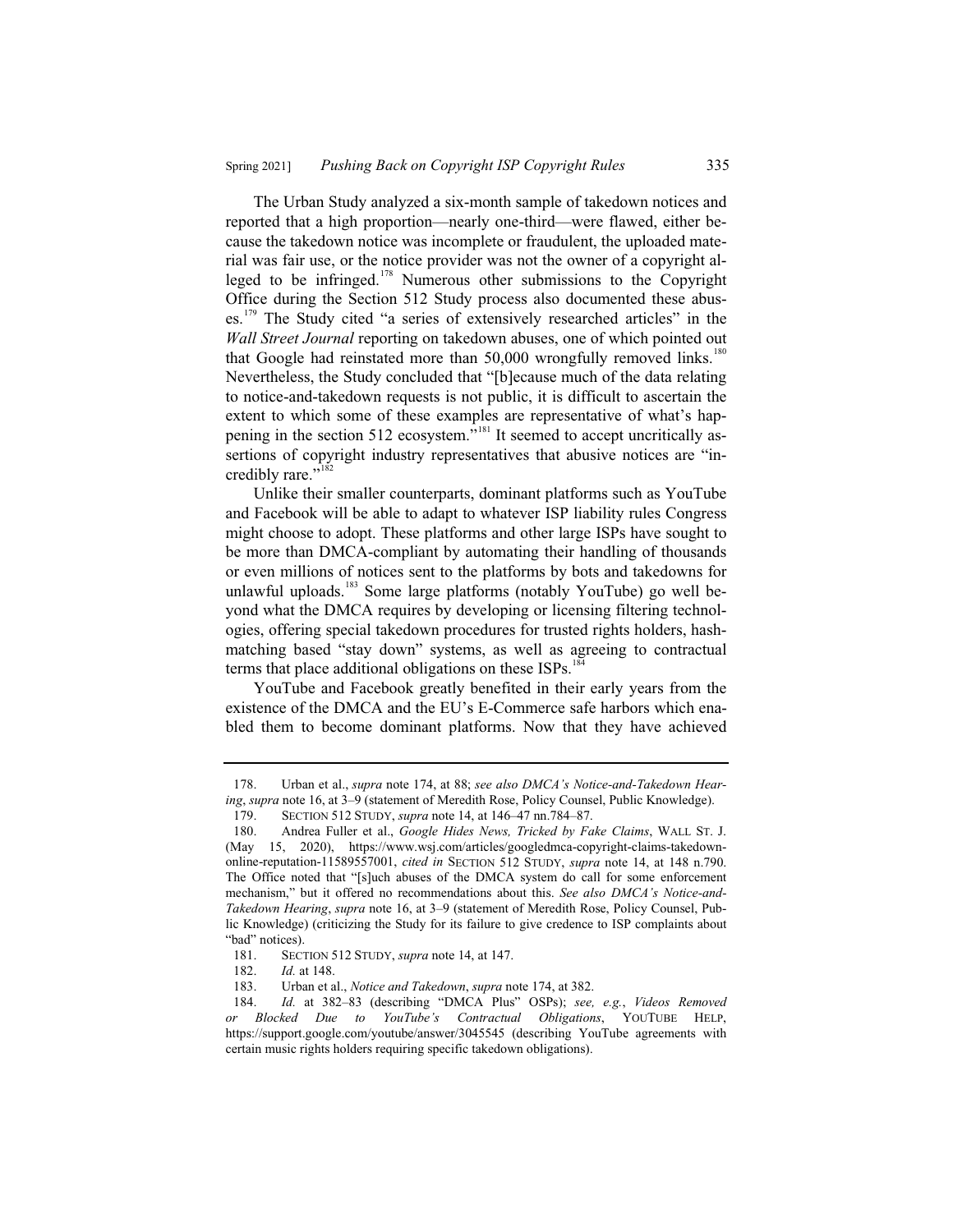The Urban Study analyzed a six-month sample of takedown notices and reported that a high proportion—nearly one-third—were flawed, either because the takedown notice was incomplete or fraudulent, the uploaded material was fair use, or the notice provider was not the owner of a copyright alleged to be infringed.[178] Numerous other submissions to the Copyright Office during the Section 512 Study process also documented these abuses.[179] The Study cited "a series of extensively researched articles" in the *Wall Street Journal* reporting on takedown abuses, one of which pointed out that Google had reinstated more than 50,000 wrongfully removed links.[180] Nevertheless, the Study concluded that "[b]ecause much of the data relating to notice-and-takedown requests is not public, it is difficult to ascertain the extent to which some of these examples are representative of what's happening in the section 512 ecosystem."[181] It seemed to accept uncritically assertions of copyright industry representatives that abusive notices are "incredibly rare."[182]

Unlike their smaller counterparts, dominant platforms such as YouTube and Facebook will be able to adapt to whatever ISP liability rules Congress might choose to adopt. These platforms and other large ISPs have sought to be more than DMCA-compliant by automating their handling of thousands or even millions of notices sent to the platforms by bots and takedowns for unlawful uploads.[183] Some large platforms (notably YouTube) go well beyond what the DMCA requires by developing or licensing filtering technologies, offering special takedown procedures for trusted rights holders, hash-matching based "stay down" systems, as well as agreeing to contractual terms that place additional obligations on these ISPs.[184]

YouTube and Facebook greatly benefited in their early years from the existence of the DMCA and the EU's E-Commerce safe harbors which enabled them to become dominant platforms. Now that they have achieved

---

178. Urban et al., *supra* note 174, at 88; *see also DMCA's Notice-and-Takedown Hearing*, *supra* note 16, at 3–9 (statement of Meredith Rose, Policy Counsel, Public Knowledge).

179. SECTION 512 STUDY, *supra* note 14, at 146–47 nn.784–87.

180. Andrea Fuller et al., *Google Hides News, Tricked by Fake Claims*, WALL ST. J. (May 15, 2020), https://www.wsj.com/articles/googledmca-copyright-claims-takedown-online-reputation-11589557001, *cited in* SECTION 512 STUDY, *supra* note 14, at 148 n.790. The Office noted that "[s]uch abuses of the DMCA system do call for some enforcement mechanism," but it offered no recommendations about this. *See also DMCA's Notice-and-Takedown Hearing*, *supra* note 16, at 3–9 (statement of Meredith Rose, Policy Counsel, Public Knowledge) (criticizing the Study for its failure to give credence to ISP complaints about "bad" notices).

181. SECTION 512 STUDY, *supra* note 14, at 147.

182. *Id.* at 148.

183. Urban et al., *Notice and Takedown*, *supra* note 174, at 382.

184. *Id.* at 382–83 (describing "DMCA Plus" OSPs); *see, e.g.*, *Videos Removed or Blocked Due to YouTube's Contractual Obligations*, YOUTUBE HELP, https://support.google.com/youtube/answer/3045545 (describing YouTube agreements with certain music rights holders requiring specific takedown obligations).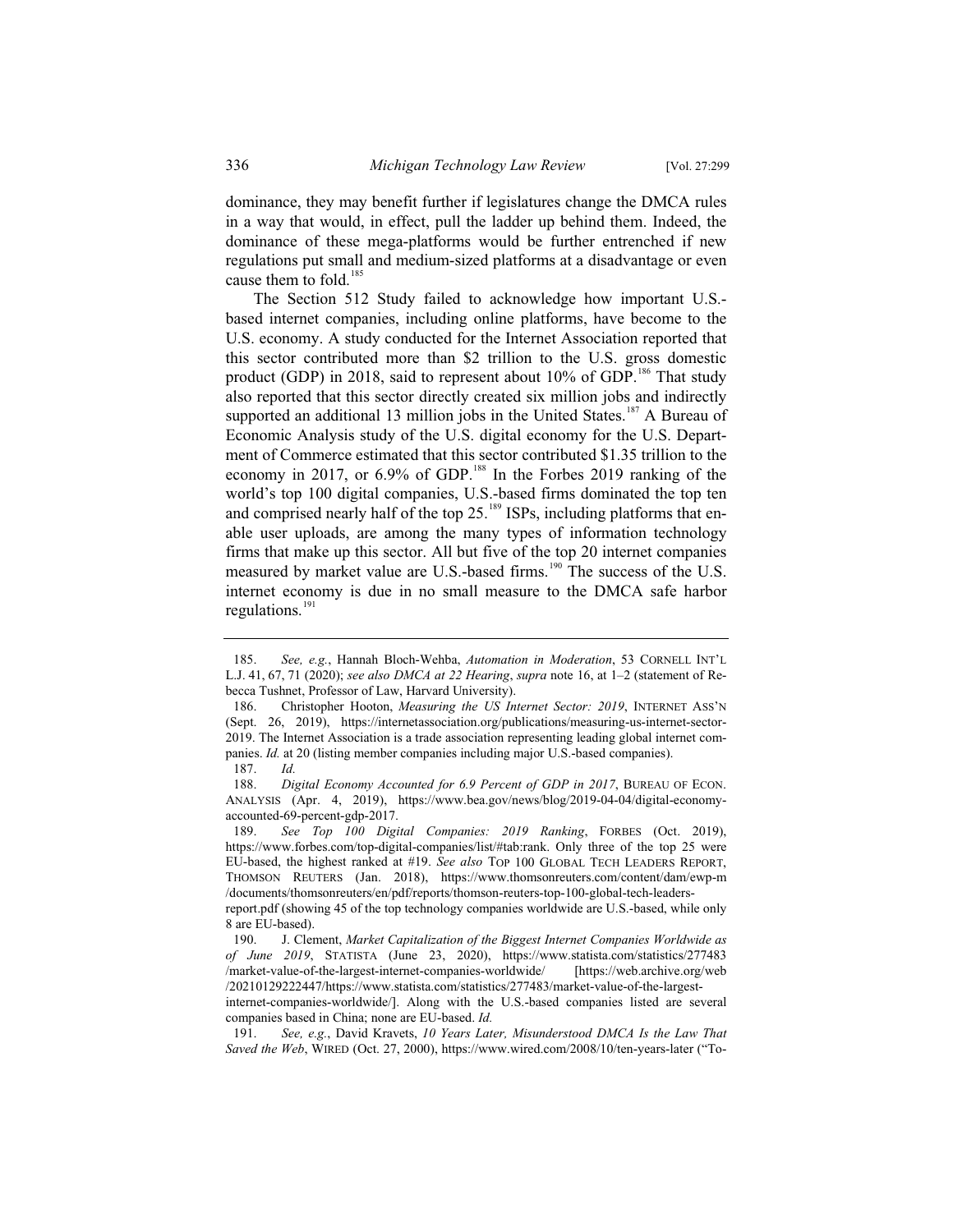dominance, they may benefit further if legislatures change the DMCA rules in a way that would, in effect, pull the ladder up behind them. Indeed, the dominance of these mega-platforms would be further entrenched if new regulations put small and medium-sized platforms at a disadvantage or even cause them to fold.[185]

The Section 512 Study failed to acknowledge how important U.S.-based internet companies, including online platforms, have become to the U.S. economy. A study conducted for the Internet Association reported that this sector contributed more than $2 trillion to the U.S. gross domestic product (GDP) in 2018, said to represent about 10% of GDP.[186] That study also reported that this sector directly created six million jobs and indirectly supported an additional 13 million jobs in the United States.[187] A Bureau of Economic Analysis study of the U.S. digital economy for the U.S. Department of Commerce estimated that this sector contributed $1.35 trillion to the economy in 2017, or 6.9% of GDP.[188] In the Forbes 2019 ranking of the world's top 100 digital companies, U.S.-based firms dominated the top ten and comprised nearly half of the top 25.[189] ISPs, including platforms that enable user uploads, are among the many types of information technology firms that make up this sector. All but five of the top 20 internet companies measured by market value are U.S.-based firms.[190] The success of the U.S. internet economy is due in no small measure to the DMCA safe harbor regulations.[191]

---

185. *See, e.g.*, Hannah Bloch-Wehba, *Automation in Moderation*, 53 CORNELL INT'L L.J. 41, 67, 71 (2020); *see also DMCA at 22 Hearing*, *supra* note 16, at 1–2 (statement of Rebecca Tushnet, Professor of Law, Harvard University).

186. Christopher Hooton, *Measuring the US Internet Sector: 2019*, INTERNET ASS'N (Sept. 26, 2019), https://internetassociation.org/publications/measuring-us-internet-sector-2019. The Internet Association is a trade association representing leading global internet companies. *Id.* at 20 (listing member companies including major U.S.-based companies).

187. *Id.*

188. *Digital Economy Accounted for 6.9 Percent of GDP in 2017*, BUREAU OF ECON. ANALYSIS (Apr. 4, 2019), https://www.bea.gov/news/blog/2019-04-04/digital-economy-accounted-69-percent-gdp-2017.

189. *See Top 100 Digital Companies: 2019 Ranking*, FORBES (Oct. 2019), https://www.forbes.com/top-digital-companies/list/#tab:rank. Only three of the top 25 were EU-based, the highest ranked at #19. *See also* TOP 100 GLOBAL TECH LEADERS REPORT, THOMSON REUTERS (Jan. 2018), https://www.thomsonreuters.com/content/dam/ewp-m/documents/thomsonreuters/en/pdf/reports/thomson-reuters-top-100-global-tech-leaders-report.pdf (showing 45 of the top technology companies worldwide are U.S.-based, while only 8 are EU-based).

190. J. Clement, *Market Capitalization of the Biggest Internet Companies Worldwide as of June 2019*, STATISTA (June 23, 2020), https://www.statista.com/statistics/277483/market-value-of-the-largest-internet-companies-worldwide/ [https://web.archive.org/web/20210129222447/https://www.statista.com/statistics/277483/market-value-of-the-largest-internet-companies-worldwide/]. Along with the U.S.-based companies listed are several companies based in China; none are EU-based. *Id.*

191. *See, e.g.*, David Kravets, *10 Years Later, Misunderstood DMCA Is the Law That Saved the Web*, WIRED (Oct. 27, 2000), https://www.wired.com/2008/10/ten-years-later ("To-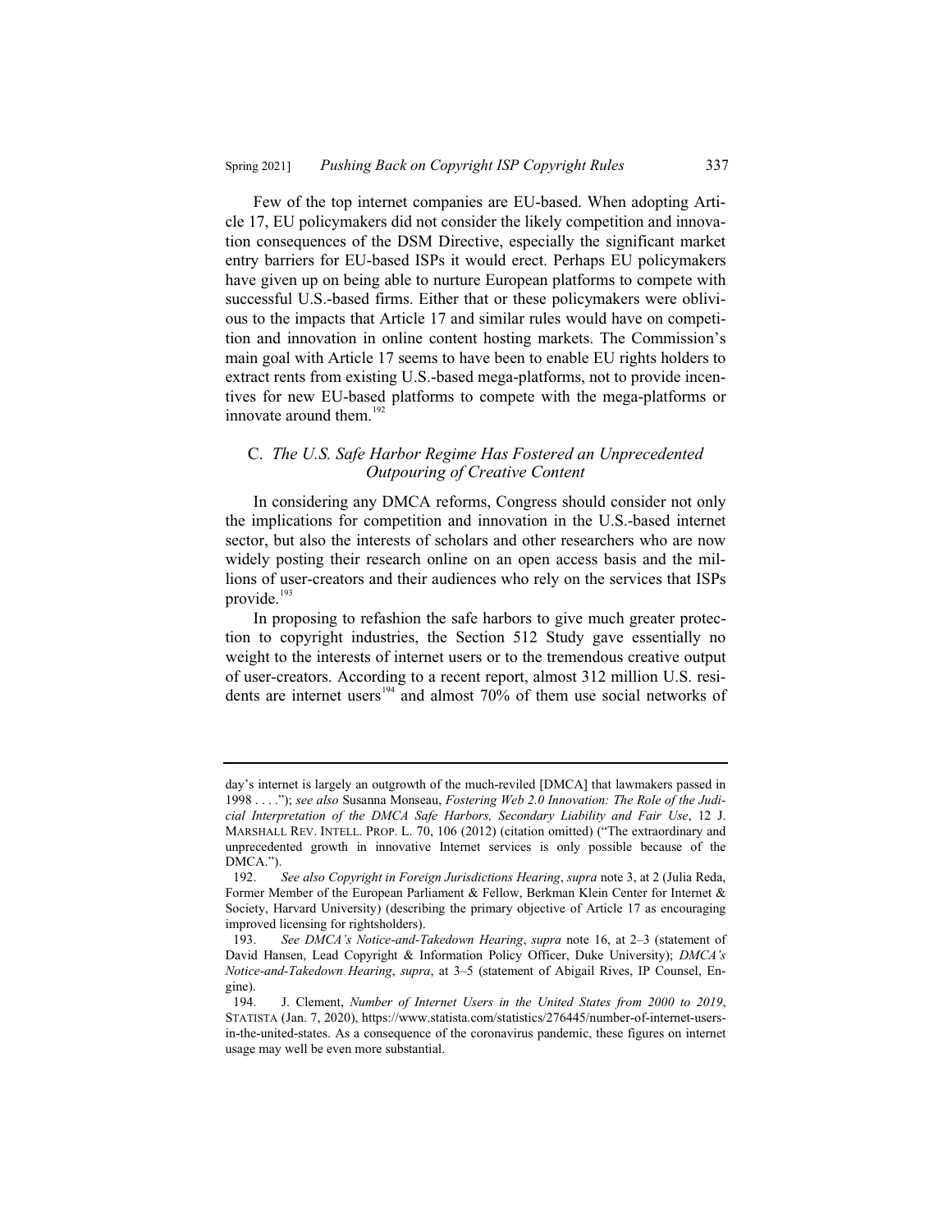Few of the top internet companies are EU-based. When adopting Article 17, EU policymakers did not consider the likely competition and innovation consequences of the DSM Directive, especially the significant market entry barriers for EU-based ISPs it would erect. Perhaps EU policymakers have given up on being able to nurture European platforms to compete with successful U.S.-based firms. Either that or these policymakers were oblivious to the impacts that Article 17 and similar rules would have on competition and innovation in online content hosting markets. The Commission's main goal with Article 17 seems to have been to enable EU rights holders to extract rents from existing U.S.-based mega-platforms, not to provide incentives for new EU-based platforms to compete with the mega-platforms or innovate around them.[192]

### C. *The U.S. Safe Harbor Regime Has Fostered an Unprecedented Outpouring of Creative Content*

In considering any DMCA reforms, Congress should consider not only the implications for competition and innovation in the U.S.-based internet sector, but also the interests of scholars and other researchers who are now widely posting their research online on an open access basis and the millions of user-creators and their audiences who rely on the services that ISPs provide.[193]

In proposing to refashion the safe harbors to give much greater protection to copyright industries, the Section 512 Study gave essentially no weight to the interests of internet users or to the tremendous creative output of user-creators. According to a recent report, almost 312 million U.S. residents are internet users[194] and almost 70% of them use social networks of

---

day's internet is largely an outgrowth of the much-reviled [DMCA] that lawmakers passed in 1998 . . . ."); *see also* Susanna Monseau, *Fostering Web 2.0 Innovation: The Role of the Judicial Interpretation of the DMCA Safe Harbors, Secondary Liability and Fair Use*, 12 J. MARSHALL REV. INTELL. PROP. L. 70, 106 (2012) (citation omitted) ("The extraordinary and unprecedented growth in innovative Internet services is only possible because of the DMCA.").

192. *See also Copyright in Foreign Jurisdictions Hearing*, *supra* note 3, at 2 (Julia Reda, Former Member of the European Parliament & Fellow, Berkman Klein Center for Internet & Society, Harvard University) (describing the primary objective of Article 17 as encouraging improved licensing for rightsholders).

193. *See DMCA's Notice-and-Takedown Hearing*, *supra* note 16, at 2–3 (statement of David Hansen, Lead Copyright & Information Policy Officer, Duke University); *DMCA's Notice-and-Takedown Hearing*, *supra*, at 3–5 (statement of Abigail Rives, IP Counsel, Engine).

194. J. Clement, *Number of Internet Users in the United States from 2000 to 2019*, STATISTA (Jan. 7, 2020), https://www.statista.com/statistics/276445/number-of-internet-users-in-the-united-states. As a consequence of the coronavirus pandemic, these figures on internet usage may well be even more substantial.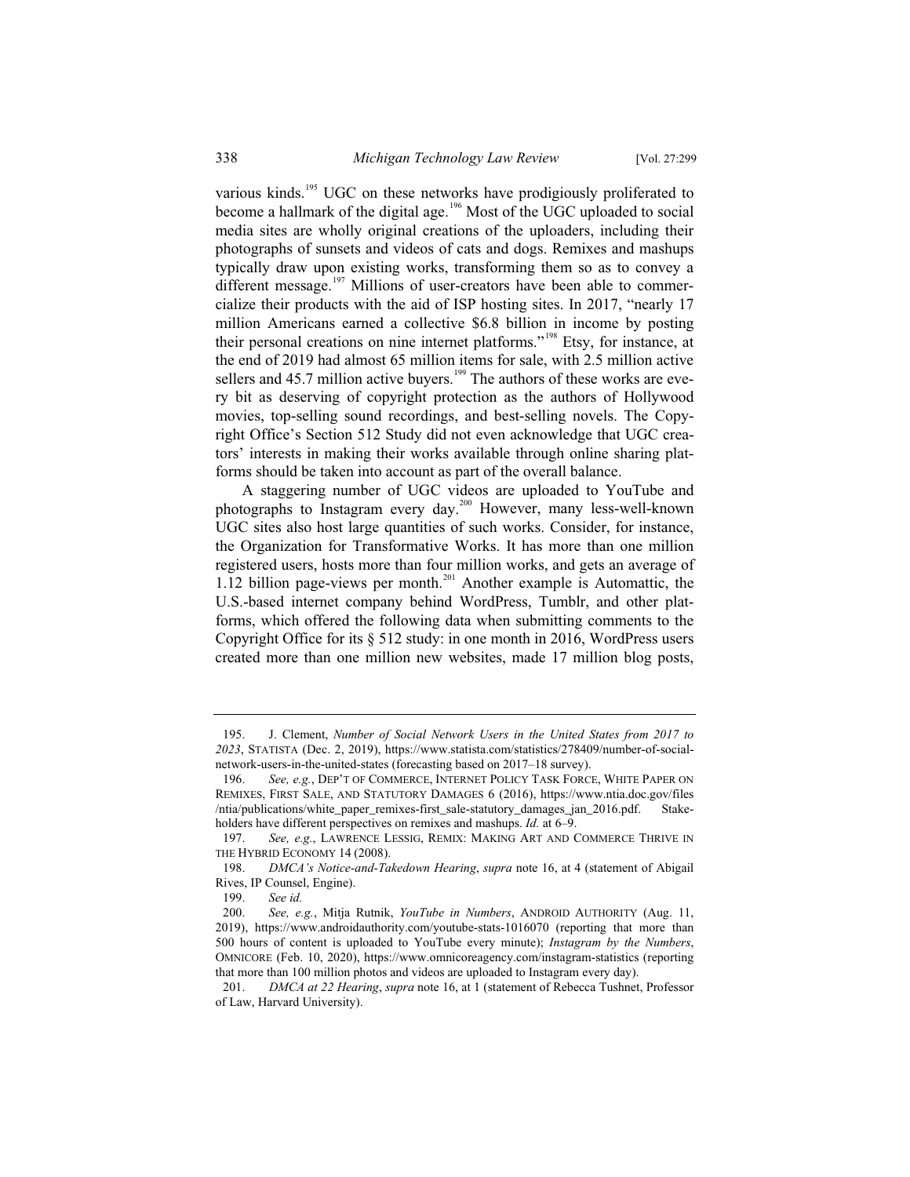various kinds.[195] UGC on these networks have prodigiously proliferated to become a hallmark of the digital age.[196] Most of the UGC uploaded to social media sites are wholly original creations of the uploaders, including their photographs of sunsets and videos of cats and dogs. Remixes and mashups typically draw upon existing works, transforming them so as to convey a different message.[197] Millions of user-creators have been able to commercialize their products with the aid of ISP hosting sites. In 2017, "nearly 17 million Americans earned a collective $6.8 billion in income by posting their personal creations on nine internet platforms."[198] Etsy, for instance, at the end of 2019 had almost 65 million items for sale, with 2.5 million active sellers and 45.7 million active buyers.[199] The authors of these works are every bit as deserving of copyright protection as the authors of Hollywood movies, top-selling sound recordings, and best-selling novels. The Copyright Office's Section 512 Study did not even acknowledge that UGC creators' interests in making their works available through online sharing platforms should be taken into account as part of the overall balance.

A staggering number of UGC videos are uploaded to YouTube and photographs to Instagram every day.[200] However, many less-well-known UGC sites also host large quantities of such works. Consider, for instance, the Organization for Transformative Works. It has more than one million registered users, hosts more than four million works, and gets an average of 1.12 billion page-views per month.[201] Another example is Automattic, the U.S.-based internet company behind WordPress, Tumblr, and other platforms, which offered the following data when submitting comments to the Copyright Office for its § 512 study: in one month in 2016, WordPress users created more than one million new websites, made 17 million blog posts,

---

195. J. Clement, *Number of Social Network Users in the United States from 2017 to 2023*, STATISTA (Dec. 2, 2019), https://www.statista.com/statistics/278409/number-of-social-network-users-in-the-united-states (forecasting based on 2017–18 survey).

196. *See, e.g.*, DEP'T OF COMMERCE, INTERNET POLICY TASK FORCE, WHITE PAPER ON REMIXES, FIRST SALE, AND STATUTORY DAMAGES 6 (2016), https://www.ntia.doc.gov/files/ntia/publications/white_paper_remixes-first_sale-statutory_damages_jan_2016.pdf. Stakeholders have different perspectives on remixes and mashups. *Id.* at 6–9.

197. *See, e.g.*, LAWRENCE LESSIG, REMIX: MAKING ART AND COMMERCE THRIVE IN THE HYBRID ECONOMY 14 (2008).

198. *DMCA's Notice-and-Takedown Hearing*, *supra* note 16, at 4 (statement of Abigail Rives, IP Counsel, Engine).

199. *See id.*

200. *See, e.g.*, Mitja Rutnik, *YouTube in Numbers*, ANDROID AUTHORITY (Aug. 11, 2019), https://www.androidauthority.com/youtube-stats-1016070 (reporting that more than 500 hours of content is uploaded to YouTube every minute); *Instagram by the Numbers*, OMNICORE (Feb. 10, 2020), https://www.omnicoreagency.com/instagram-statistics (reporting that more than 100 million photos and videos are uploaded to Instagram every day).

201. *DMCA at 22 Hearing*, *supra* note 16, at 1 (statement of Rebecca Tushnet, Professor of Law, Harvard University).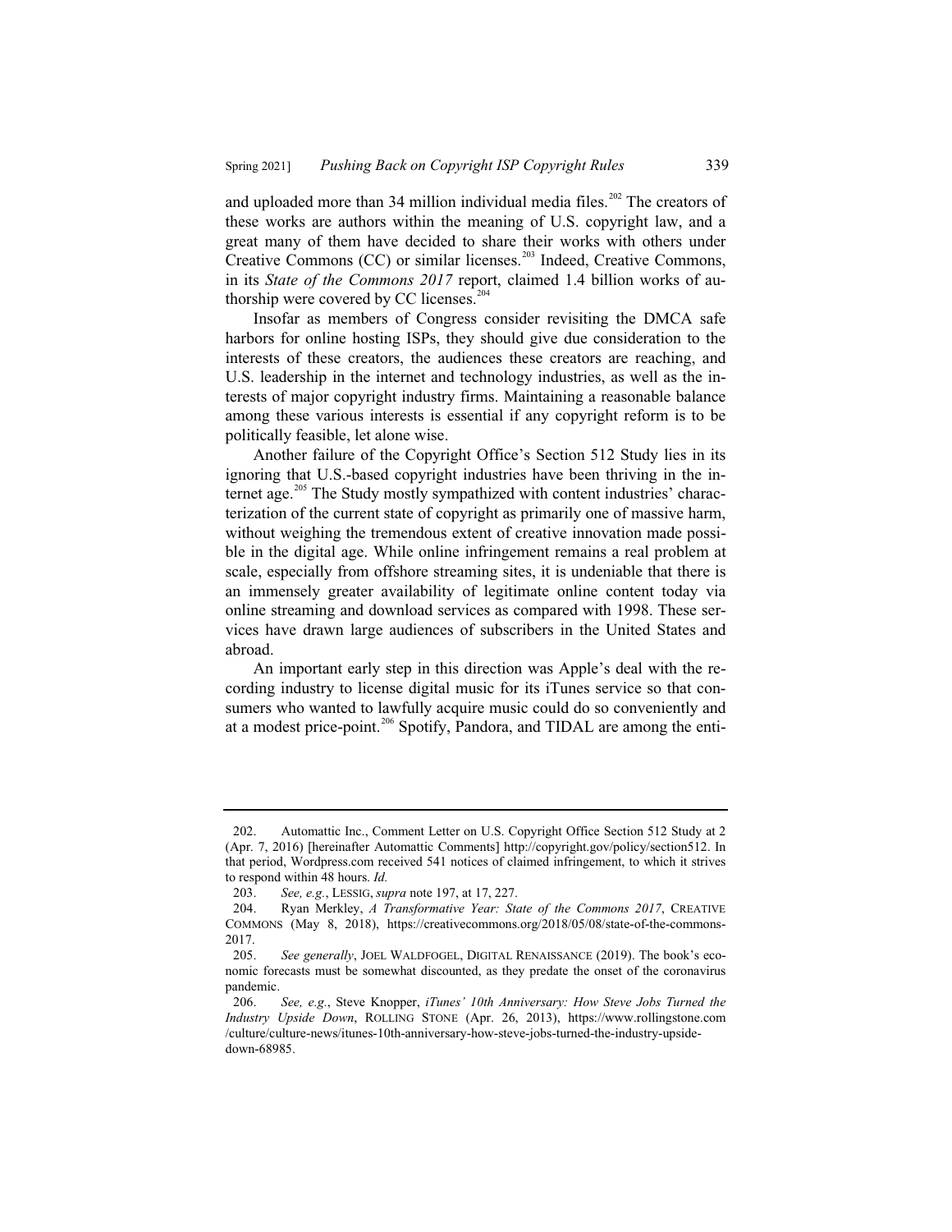and uploaded more than 34 million individual media files.[202] The creators of these works are authors within the meaning of U.S. copyright law, and a great many of them have decided to share their works with others under Creative Commons (CC) or similar licenses.[203] Indeed, Creative Commons, in its *State of the Commons 2017* report, claimed 1.4 billion works of authorship were covered by CC licenses.[204]

Insofar as members of Congress consider revisiting the DMCA safe harbors for online hosting ISPs, they should give due consideration to the interests of these creators, the audiences these creators are reaching, and U.S. leadership in the internet and technology industries, as well as the interests of major copyright industry firms. Maintaining a reasonable balance among these various interests is essential if any copyright reform is to be politically feasible, let alone wise.

Another failure of the Copyright Office's Section 512 Study lies in its ignoring that U.S.-based copyright industries have been thriving in the internet age.[205] The Study mostly sympathized with content industries' characterization of the current state of copyright as primarily one of massive harm, without weighing the tremendous extent of creative innovation made possible in the digital age. While online infringement remains a real problem at scale, especially from offshore streaming sites, it is undeniable that there is an immensely greater availability of legitimate online content today via online streaming and download services as compared with 1998. These services have drawn large audiences of subscribers in the United States and abroad.

An important early step in this direction was Apple's deal with the recording industry to license digital music for its iTunes service so that consumers who wanted to lawfully acquire music could do so conveniently and at a modest price-point.[206] Spotify, Pandora, and TIDAL are among the enti-

---

202. Automattic Inc., Comment Letter on U.S. Copyright Office Section 512 Study at 2 (Apr. 7, 2016) [hereinafter Automattic Comments] http://copyright.gov/policy/section512. In that period, Wordpress.com received 541 notices of claimed infringement, to which it strives to respond within 48 hours. *Id.*

203. *See, e.g.*, LESSIG, *supra* note 197, at 17, 227.

204. Ryan Merkley, *A Transformative Year: State of the Commons 2017*, CREATIVE COMMONS (May 8, 2018), https://creativecommons.org/2018/05/08/state-of-the-commons-2017.

205. *See generally*, JOEL WALDFOGEL, DIGITAL RENAISSANCE (2019). The book's economic forecasts must be somewhat discounted, as they predate the onset of the coronavirus pandemic.

206. *See, e.g.*, Steve Knopper, *iTunes' 10th Anniversary: How Steve Jobs Turned the Industry Upside Down*, ROLLING STONE (Apr. 26, 2013), https://www.rollingstone.com/culture/culture-news/itunes-10th-anniversary-how-steve-jobs-turned-the-industry-upside-down-68985.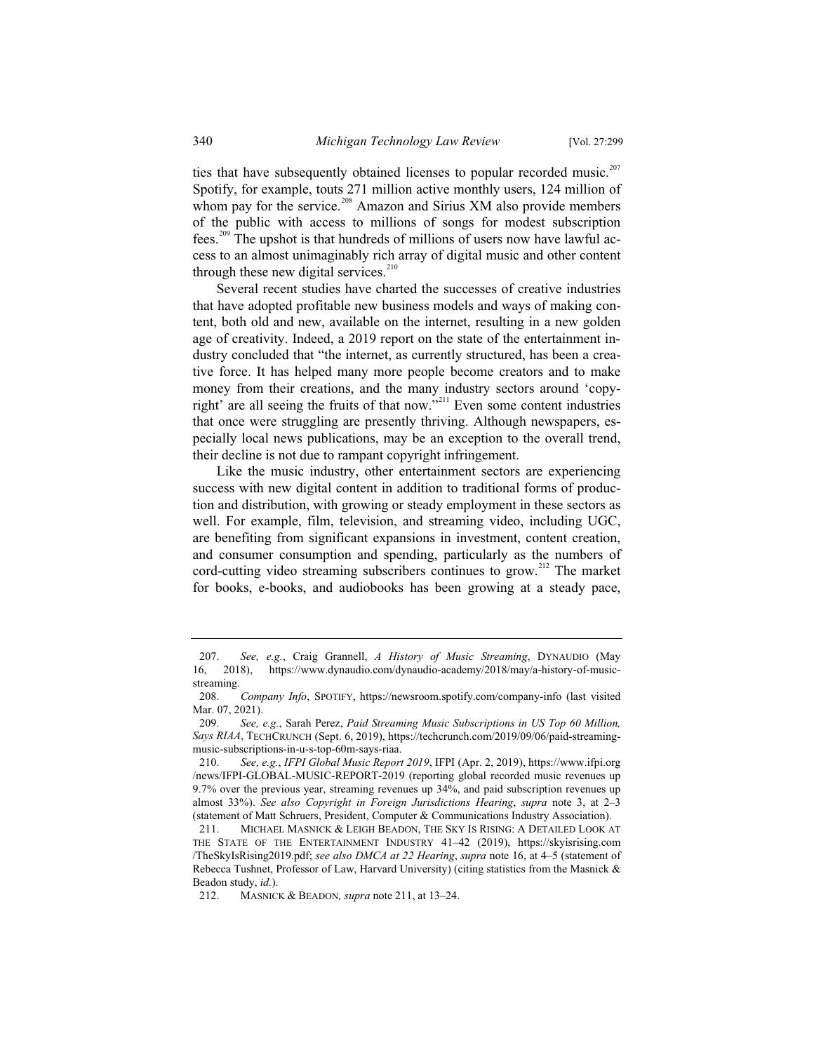ties that have subsequently obtained licenses to popular recorded music.[207] Spotify, for example, touts 271 million active monthly users, 124 million of whom pay for the service.[208] Amazon and Sirius XM also provide members of the public with access to millions of songs for modest subscription fees.[209] The upshot is that hundreds of millions of users now have lawful access to an almost unimaginably rich array of digital music and other content through these new digital services.[210]

Several recent studies have charted the successes of creative industries that have adopted profitable new business models and ways of making content, both old and new, available on the internet, resulting in a new golden age of creativity. Indeed, a 2019 report on the state of the entertainment industry concluded that "the internet, as currently structured, has been a creative force. It has helped many more people become creators and to make money from their creations, and the many industry sectors around 'copyright' are all seeing the fruits of that now."[211] Even some content industries that once were struggling are presently thriving. Although newspapers, especially local news publications, may be an exception to the overall trend, their decline is not due to rampant copyright infringement.

Like the music industry, other entertainment sectors are experiencing success with new digital content in addition to traditional forms of production and distribution, with growing or steady employment in these sectors as well. For example, film, television, and streaming video, including UGC, are benefiting from significant expansions in investment, content creation, and consumer consumption and spending, particularly as the numbers of cord-cutting video streaming subscribers continues to grow.[212] The market for books, e-books, and audiobooks has been growing at a steady pace,

---

207. *See, e.g.*, Craig Grannell, *A History of Music Streaming*, DYNAUDIO (May 16, 2018), https://www.dynaudio.com/dynaudio-academy/2018/may/a-history-of-music-streaming.

208. *Company Info*, SPOTIFY, https://newsroom.spotify.com/company-info (last visited Mar. 07, 2021).

209. *See, e.g.*, Sarah Perez, *Paid Streaming Music Subscriptions in US Top 60 Million, Says RIAA*, TECHCRUNCH (Sept. 6, 2019), https://techcrunch.com/2019/09/06/paid-streaming-music-subscriptions-in-u-s-top-60m-says-riaa.

210. *See, e.g.*, *IFPI Global Music Report 2019*, IFPI (Apr. 2, 2019), https://www.ifpi.org/news/IFPI-GLOBAL-MUSIC-REPORT-2019 (reporting global recorded music revenues up 9.7% over the previous year, streaming revenues up 34%, and paid subscription revenues up almost 33%). *See also Copyright in Foreign Jurisdictions Hearing*, *supra* note 3, at 2–3 (statement of Matt Schruers, President, Computer & Communications Industry Association).

211. MICHAEL MASNICK & LEIGH BEADON, THE SKY IS RISING: A DETAILED LOOK AT THE STATE OF THE ENTERTAINMENT INDUSTRY 41–42 (2019), https://skyisrising.com/TheSkyIsRising2019.pdf; *see also DMCA at 22 Hearing*, *supra* note 16, at 4–5 (statement of Rebecca Tushnet, Professor of Law, Harvard University) (citing statistics from the Masnick & Beadon study, *id.*).

212. MASNICK & BEADON, *supra* note 211, at 13–24.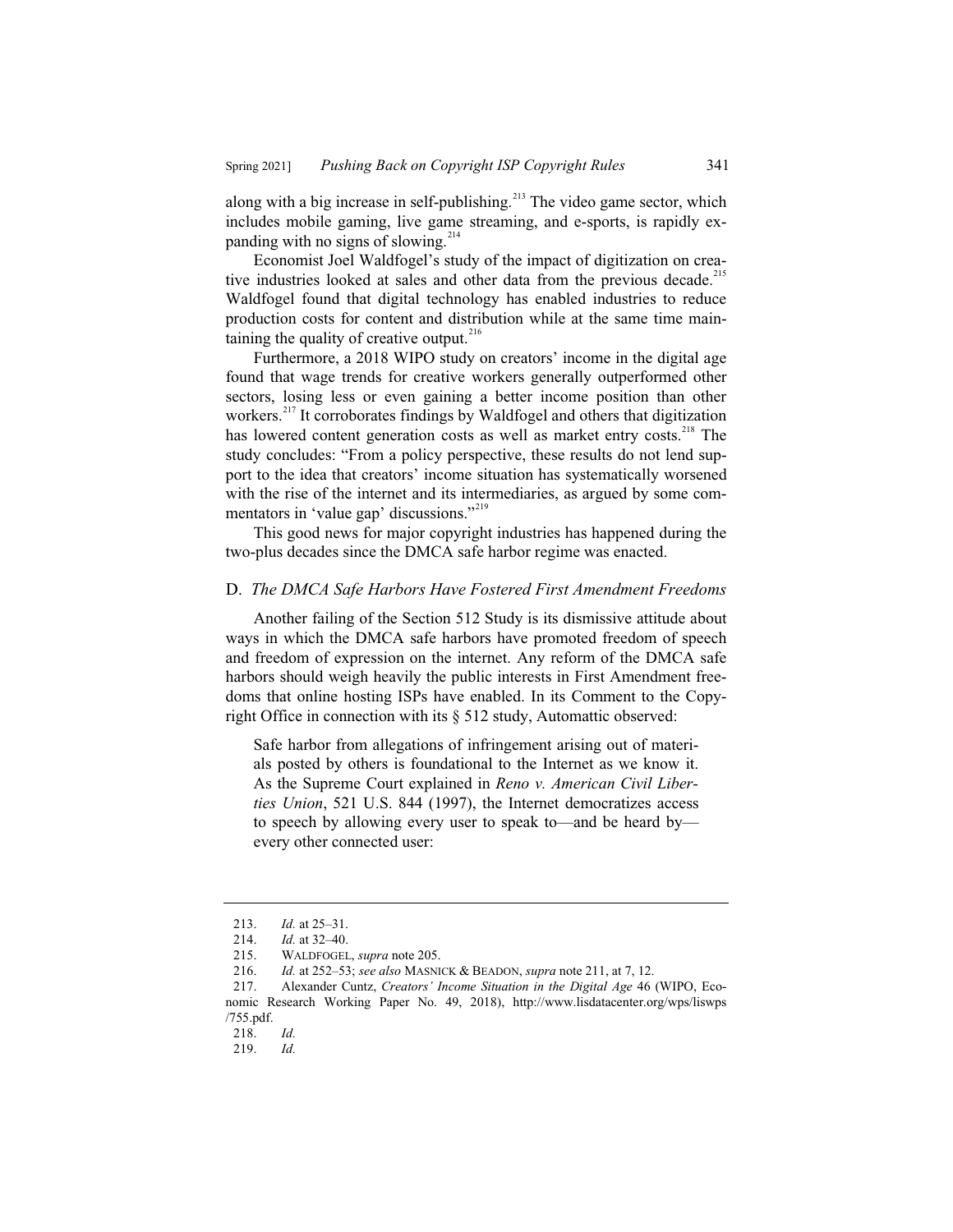along with a big increase in self-publishing.[213] The video game sector, which includes mobile gaming, live game streaming, and e-sports, is rapidly expanding with no signs of slowing.[214]

Economist Joel Waldfogel's study of the impact of digitization on creative industries looked at sales and other data from the previous decade.[215] Waldfogel found that digital technology has enabled industries to reduce production costs for content and distribution while at the same time maintaining the quality of creative output.[216]

Furthermore, a 2018 WIPO study on creators' income in the digital age found that wage trends for creative workers generally outperformed other sectors, losing less or even gaining a better income position than other workers.[217] It corroborates findings by Waldfogel and others that digitization has lowered content generation costs as well as market entry costs.[218] The study concludes: "From a policy perspective, these results do not lend support to the idea that creators' income situation has systematically worsened with the rise of the internet and its intermediaries, as argued by some commentators in 'value gap' discussions."[219]

This good news for major copyright industries has happened during the two-plus decades since the DMCA safe harbor regime was enacted.

## D. *The DMCA Safe Harbors Have Fostered First Amendment Freedoms*

Another failing of the Section 512 Study is its dismissive attitude about ways in which the DMCA safe harbors have promoted freedom of speech and freedom of expression on the internet. Any reform of the DMCA safe harbors should weigh heavily the public interests in First Amendment freedoms that online hosting ISPs have enabled. In its Comment to the Copyright Office in connection with its § 512 study, Automattic observed:

> Safe harbor from allegations of infringement arising out of materials posted by others is foundational to the Internet as we know it. As the Supreme Court explained in *Reno v. American Civil Liberties Union*, 521 U.S. 844 (1997), the Internet democratizes access to speech by allowing every user to speak to—and be heard by—every other connected user:

---

213. *Id.* at 25–31.

214. *Id.* at 32–40.

215. WALDFOGEL, *supra* note 205.

216. *Id.* at 252–53; *see also* MASNICK & BEADON, *supra* note 211, at 7, 12.

217. Alexander Cuntz, *Creators' Income Situation in the Digital Age* 46 (WIPO, Economic Research Working Paper No. 49, 2018), http://www.lisdatacenter.org/wps/liswps/755.pdf.

218. *Id.*

219. *Id.*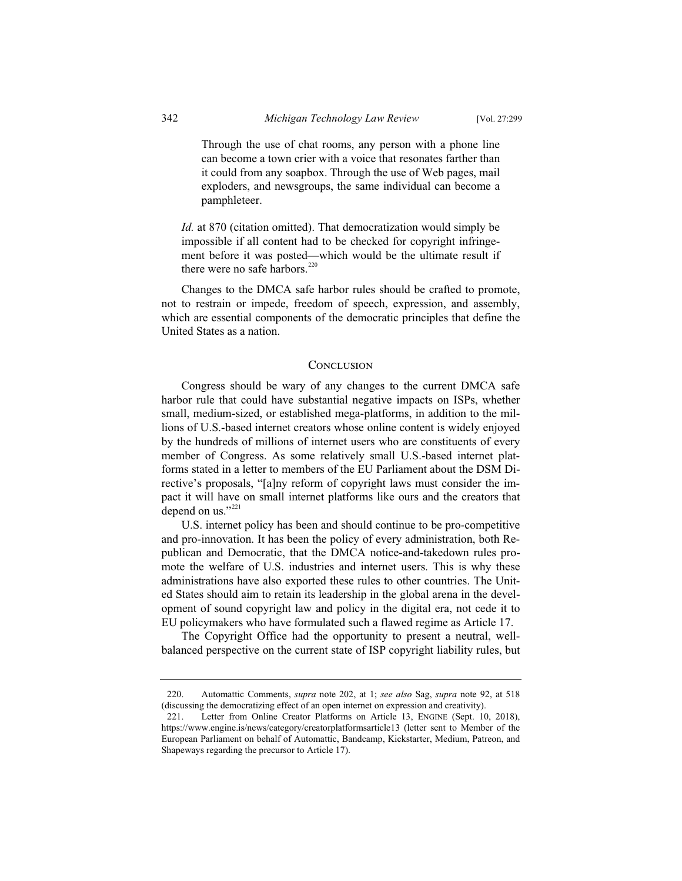> Through the use of chat rooms, any person with a phone line can become a town crier with a voice that resonates farther than it could from any soapbox. Through the use of Web pages, mail exploders, and newsgroups, the same individual can become a pamphleteer.

*Id.* at 870 (citation omitted). That democratization would simply be impossible if all content had to be checked for copyright infringement before it was posted—which would be the ultimate result if there were no safe harbors.[220]

Changes to the DMCA safe harbor rules should be crafted to promote, not to restrain or impede, freedom of speech, expression, and assembly, which are essential components of the democratic principles that define the United States as a nation.

## Conclusion

Congress should be wary of any changes to the current DMCA safe harbor rule that could have substantial negative impacts on ISPs, whether small, medium-sized, or established mega-platforms, in addition to the millions of U.S.-based internet creators whose online content is widely enjoyed by the hundreds of millions of internet users who are constituents of every member of Congress. As some relatively small U.S.-based internet platforms stated in a letter to members of the EU Parliament about the DSM Directive's proposals, "[a]ny reform of copyright laws must consider the impact it will have on small internet platforms like ours and the creators that depend on us."[221]

U.S. internet policy has been and should continue to be pro-competitive and pro-innovation. It has been the policy of every administration, both Republican and Democratic, that the DMCA notice-and-takedown rules promote the welfare of U.S. industries and internet users. This is why these administrations have also exported these rules to other countries. The United States should aim to retain its leadership in the global arena in the development of sound copyright law and policy in the digital era, not cede it to EU policymakers who have formulated such a flawed regime as Article 17.

The Copyright Office had the opportunity to present a neutral, well-balanced perspective on the current state of ISP copyright liability rules, but

---

220. Automattic Comments, *supra* note 202, at 1; *see also* Sag, *supra* note 92, at 518 (discussing the democratizing effect of an open internet on expression and creativity).

221. Letter from Online Creator Platforms on Article 13, ENGINE (Sept. 10, 2018), https://www.engine.is/news/category/creatorplatformsarticle13 (letter sent to Member of the European Parliament on behalf of Automattic, Bandcamp, Kickstarter, Medium, Patreon, and Shapeways regarding the precursor to Article 17).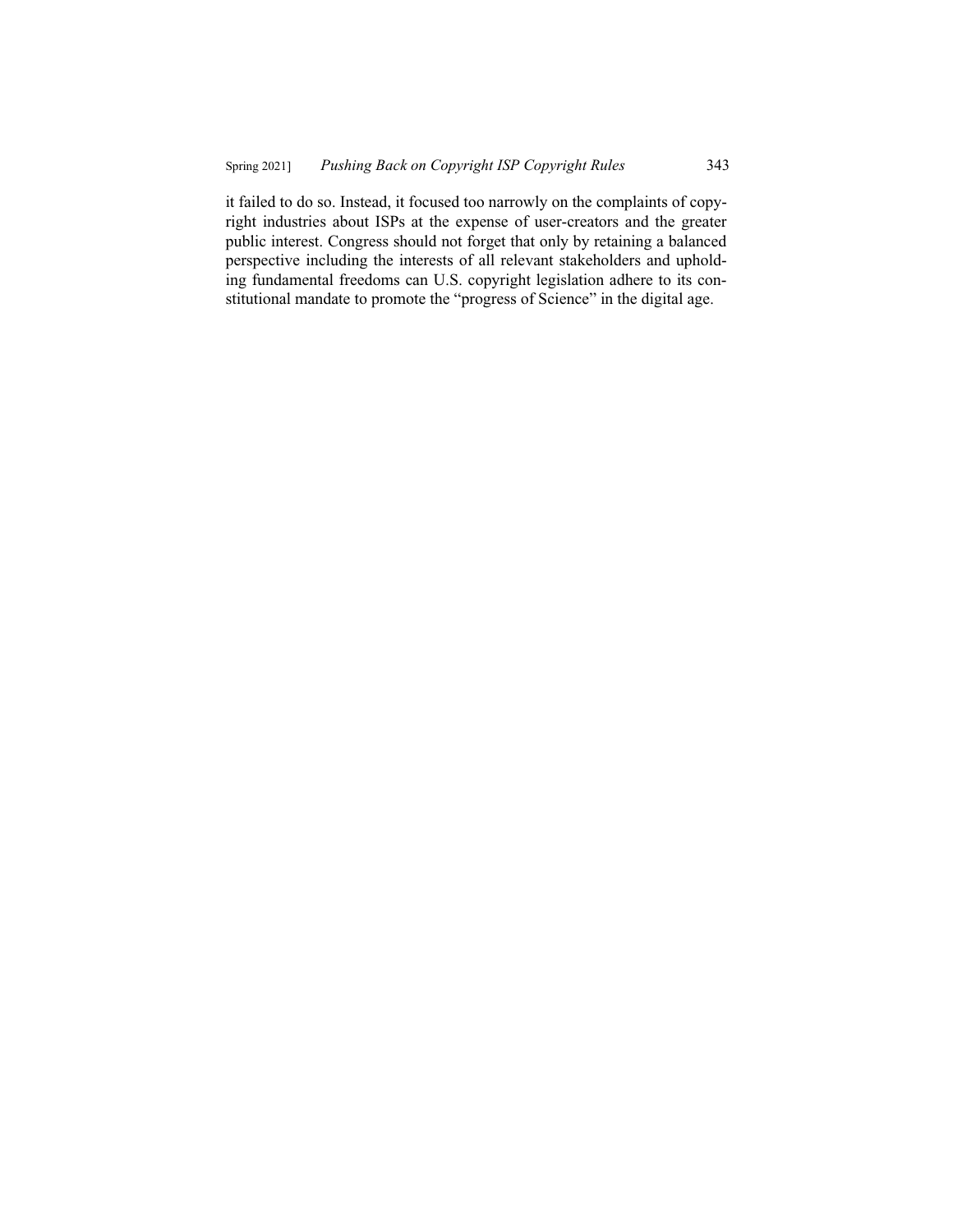it failed to do so. Instead, it focused too narrowly on the complaints of copyright industries about ISPs at the expense of user-creators and the greater public interest. Congress should not forget that only by retaining a balanced perspective including the interests of all relevant stakeholders and upholding fundamental freedoms can U.S. copyright legislation adhere to its constitutional mandate to promote the "progress of Science" in the digital age.